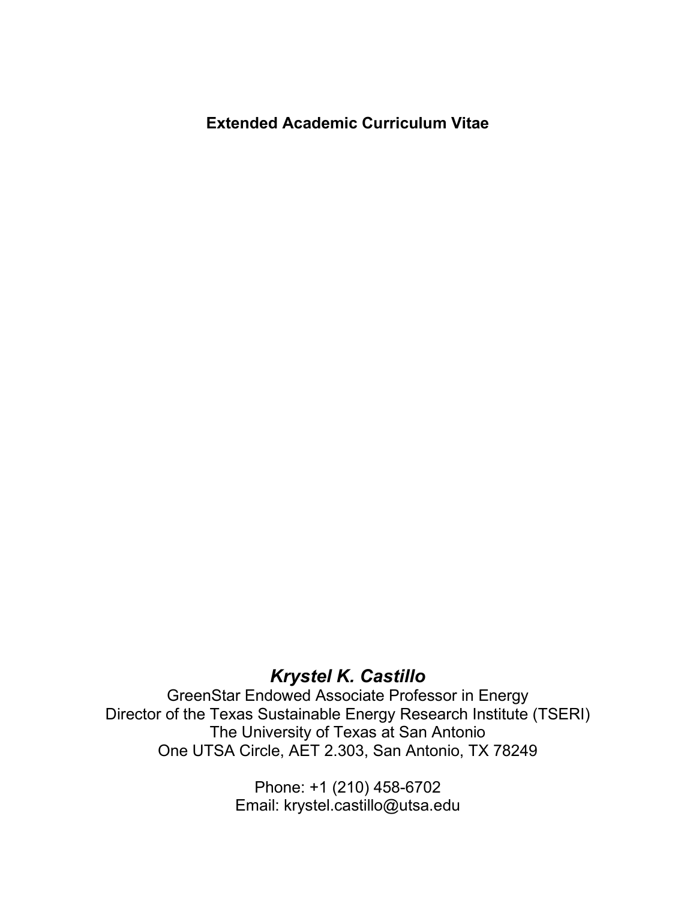**Extended Academic Curriculum Vitae**

# *Krystel K. Castillo*

GreenStar Endowed Associate Professor in Energy
Director of the Texas Sustainable Energy Research Institute (TSERI)
The University of Texas at San Antonio
One UTSA Circle, AET 2.303, San Antonio, TX 78249

Phone: +1 (210) 458-6702
Email: krystel.castillo@utsa.edu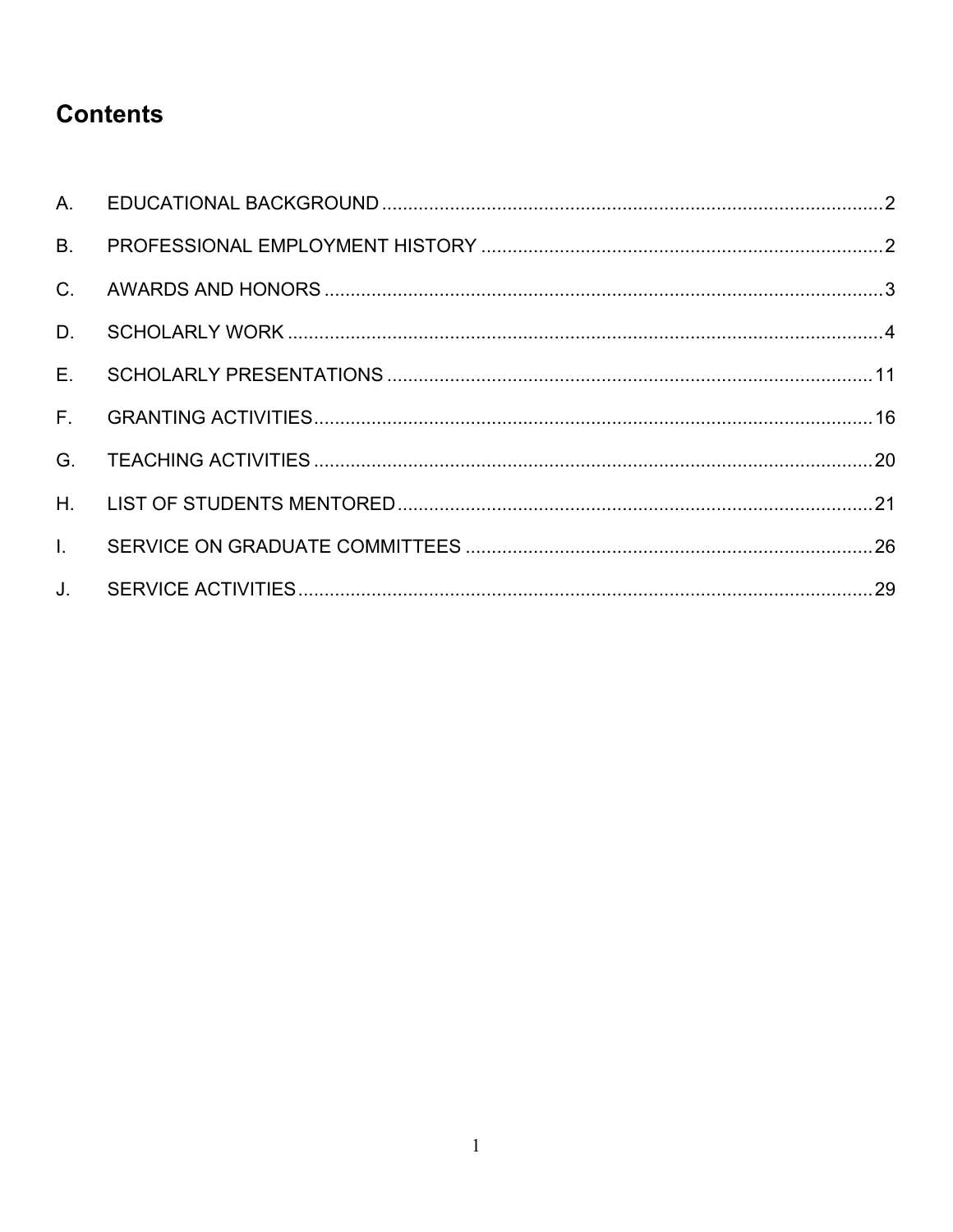# Contents

A. EDUCATIONAL BACKGROUND ........................................................................................ 2

B. PROFESSIONAL EMPLOYMENT HISTORY ........................................................................ 2

C. AWARDS AND HONORS ........................................................................................................ 3

D. SCHOLARLY WORK ............................................................................................................... 4

E. SCHOLARLY PRESENTATIONS ........................................................................................... 11

F. GRANTING ACTIVITIES ......................................................................................................... 16

G. TEACHING ACTIVITIES ......................................................................................................... 20

H. LIST OF STUDENTS MENTORED ......................................................................................... 21

I. SERVICE ON GRADUATE COMMITTEES ............................................................................ 26

J. SERVICE ACTIVITIES ............................................................................................................. 29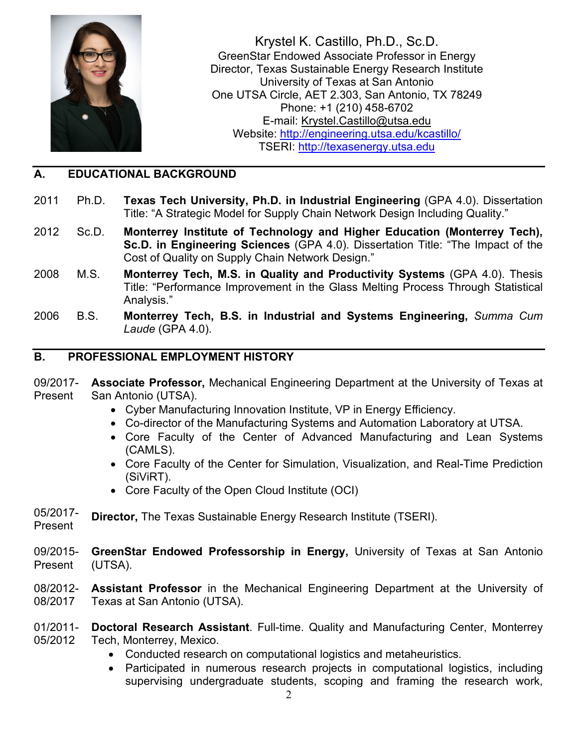Krystel K. Castillo, Ph.D., Sc.D.
GreenStar Endowed Associate Professor in Energy
Director, Texas Sustainable Energy Research Institute
University of Texas at San Antonio
One UTSA Circle, AET 2.303, San Antonio, TX 78249
Phone: +1 (210) 458-6702
E-mail: Krystel.Castillo@utsa.edu
Website: http://engineering.utsa.edu/kcastillo/
TSERI: http://texasenergy.utsa.edu

## A. EDUCATIONAL BACKGROUND

2011 Ph.D. **Texas Tech University, Ph.D. in Industrial Engineering** (GPA 4.0). Dissertation Title: "A Strategic Model for Supply Chain Network Design Including Quality."

2012 Sc.D. **Monterrey Institute of Technology and Higher Education (Monterrey Tech), Sc.D. in Engineering Sciences** (GPA 4.0). Dissertation Title: "The Impact of the Cost of Quality on Supply Chain Network Design."

2008 M.S. **Monterrey Tech, M.S. in Quality and Productivity Systems** (GPA 4.0). Thesis Title: "Performance Improvement in the Glass Melting Process Through Statistical Analysis."

2006 B.S. **Monterrey Tech, B.S. in Industrial and Systems Engineering,** *Summa Cum Laude* (GPA 4.0).

## B. PROFESSIONAL EMPLOYMENT HISTORY

09/2017-Present **Associate Professor,** Mechanical Engineering Department at the University of Texas at San Antonio (UTSA).

- Cyber Manufacturing Innovation Institute, VP in Energy Efficiency.
- Co-director of the Manufacturing Systems and Automation Laboratory at UTSA.
- Core Faculty of the Center of Advanced Manufacturing and Lean Systems (CAMLS).
- Core Faculty of the Center for Simulation, Visualization, and Real-Time Prediction (SiViRT).
- Core Faculty of the Open Cloud Institute (OCI)

05/2017-Present **Director,** The Texas Sustainable Energy Research Institute (TSERI).

09/2015-Present **GreenStar Endowed Professorship in Energy,** University of Texas at San Antonio (UTSA).

08/2012-08/2017 **Assistant Professor** in the Mechanical Engineering Department at the University of Texas at San Antonio (UTSA).

01/2011-05/2012 **Doctoral Research Assistant**. Full-time. Quality and Manufacturing Center, Monterrey Tech, Monterrey, Mexico.

- Conducted research on computational logistics and metaheuristics.
- Participated in numerous research projects in computational logistics, including supervising undergraduate students, scoping and framing the research work,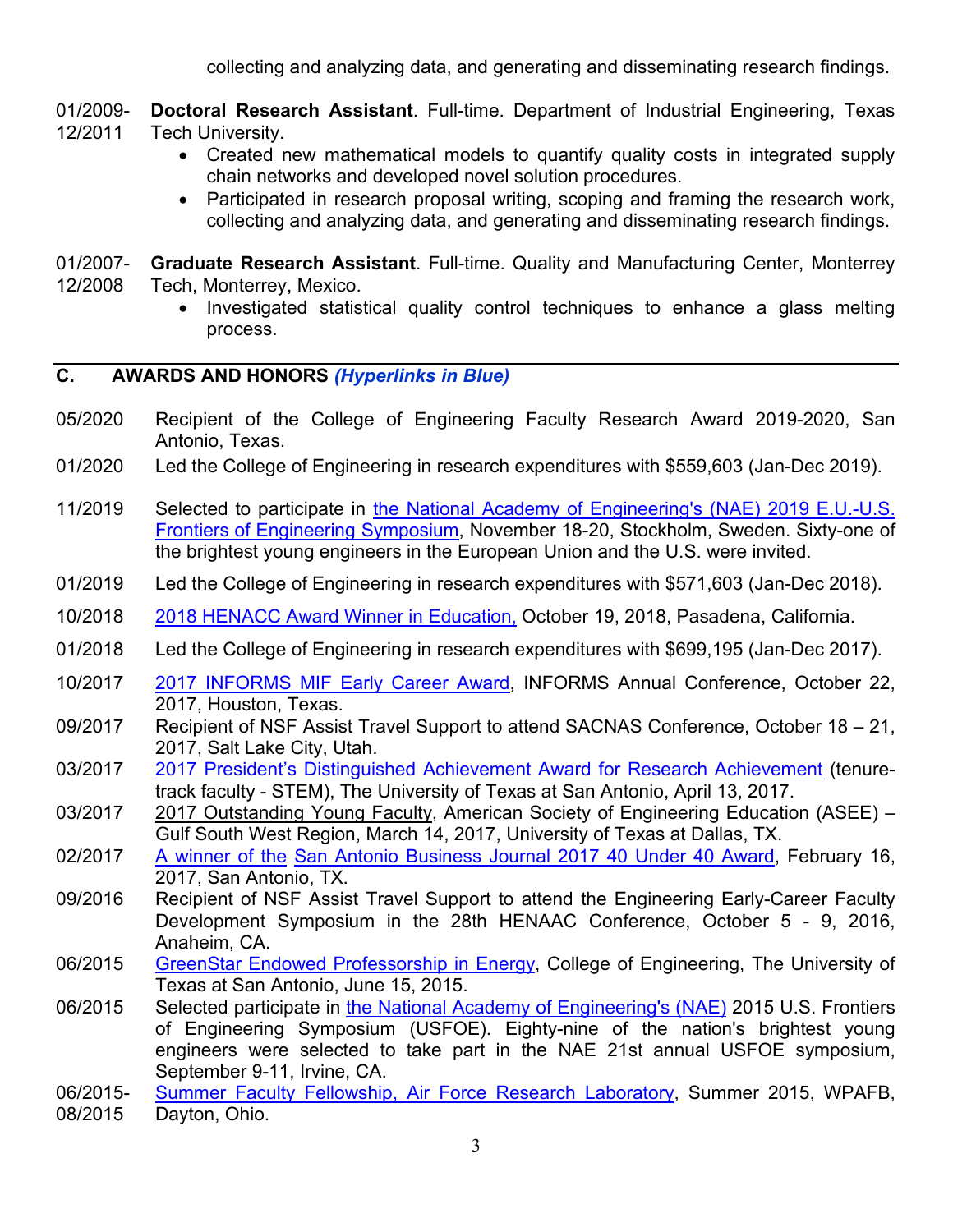collecting and analyzing data, and generating and disseminating research findings.

01/2009-12/2011 **Doctoral Research Assistant**. Full-time. Department of Industrial Engineering, Texas Tech University.

- Created new mathematical models to quantify quality costs in integrated supply chain networks and developed novel solution procedures.
- Participated in research proposal writing, scoping and framing the research work, collecting and analyzing data, and generating and disseminating research findings.

01/2007-12/2008 **Graduate Research Assistant**. Full-time. Quality and Manufacturing Center, Monterrey Tech, Monterrey, Mexico.

- Investigated statistical quality control techniques to enhance a glass melting process.

## C. AWARDS AND HONORS *(Hyperlinks in Blue)*

05/2020 Recipient of the College of Engineering Faculty Research Award 2019-2020, San Antonio, Texas.

01/2020 Led the College of Engineering in research expenditures with $559,603 (Jan-Dec 2019).

11/2019 Selected to participate in the National Academy of Engineering's (NAE) 2019 E.U.-U.S. Frontiers of Engineering Symposium, November 18-20, Stockholm, Sweden. Sixty-one of the brightest young engineers in the European Union and the U.S. were invited.

01/2019 Led the College of Engineering in research expenditures with $571,603 (Jan-Dec 2018).

10/2018 2018 HENACC Award Winner in Education, October 19, 2018, Pasadena, California.

01/2018 Led the College of Engineering in research expenditures with $699,195 (Jan-Dec 2017).

10/2017 2017 INFORMS MIF Early Career Award, INFORMS Annual Conference, October 22, 2017, Houston, Texas.

09/2017 Recipient of NSF Assist Travel Support to attend SACNAS Conference, October 18 – 21, 2017, Salt Lake City, Utah.

03/2017 2017 President's Distinguished Achievement Award for Research Achievement (tenure-track faculty - STEM), The University of Texas at San Antonio, April 13, 2017.

03/2017 2017 Outstanding Young Faculty, American Society of Engineering Education (ASEE) – Gulf South West Region, March 14, 2017, University of Texas at Dallas, TX.

02/2017 A winner of the San Antonio Business Journal 2017 40 Under 40 Award, February 16, 2017, San Antonio, TX.

09/2016 Recipient of NSF Assist Travel Support to attend the Engineering Early-Career Faculty Development Symposium in the 28th HENAAC Conference, October 5 - 9, 2016, Anaheim, CA.

06/2015 GreenStar Endowed Professorship in Energy, College of Engineering, The University of Texas at San Antonio, June 15, 2015.

06/2015 Selected participate in the National Academy of Engineering's (NAE) 2015 U.S. Frontiers of Engineering Symposium (USFOE). Eighty-nine of the nation's brightest young engineers were selected to take part in the NAE 21st annual USFOE symposium, September 9-11, Irvine, CA.

06/2015-08/2015 Summer Faculty Fellowship, Air Force Research Laboratory, Summer 2015, WPAFB, Dayton, Ohio.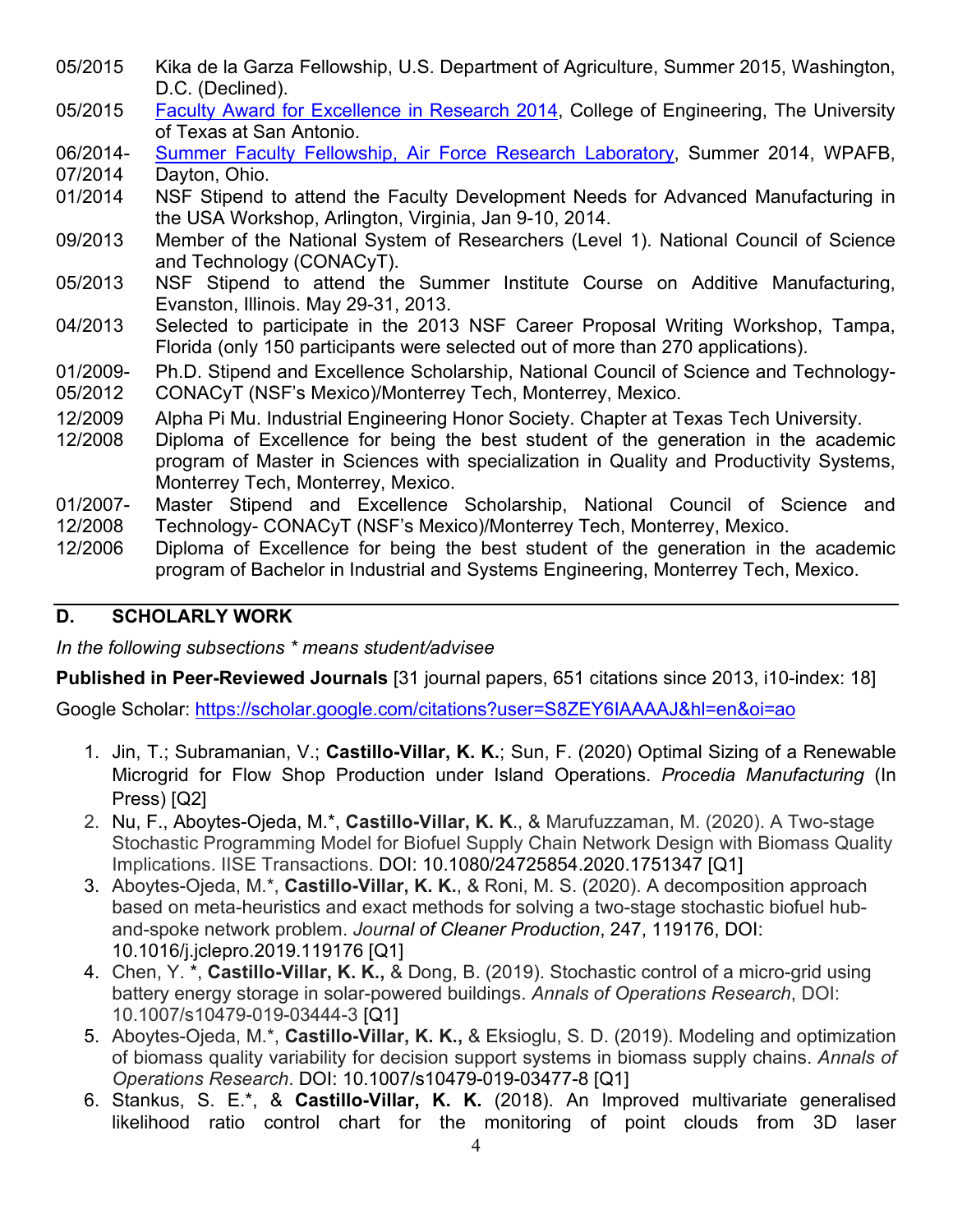05/2015 Kika de la Garza Fellowship, U.S. Department of Agriculture, Summer 2015, Washington, D.C. (Declined).

05/2015 Faculty Award for Excellence in Research 2014, College of Engineering, The University of Texas at San Antonio.

06/2014-07/2014 Summer Faculty Fellowship, Air Force Research Laboratory, Summer 2014, WPAFB, Dayton, Ohio.

01/2014 NSF Stipend to attend the Faculty Development Needs for Advanced Manufacturing in the USA Workshop, Arlington, Virginia, Jan 9-10, 2014.

09/2013 Member of the National System of Researchers (Level 1). National Council of Science and Technology (CONACyT).

05/2013 NSF Stipend to attend the Summer Institute Course on Additive Manufacturing, Evanston, Illinois. May 29-31, 2013.

04/2013 Selected to participate in the 2013 NSF Career Proposal Writing Workshop, Tampa, Florida (only 150 participants were selected out of more than 270 applications).

01/2009-05/2012 Ph.D. Stipend and Excellence Scholarship, National Council of Science and Technology-CONACyT (NSF's Mexico)/Monterrey Tech, Monterrey, Mexico.

12/2009 Alpha Pi Mu. Industrial Engineering Honor Society. Chapter at Texas Tech University.

12/2008 Diploma of Excellence for being the best student of the generation in the academic program of Master in Sciences with specialization in Quality and Productivity Systems, Monterrey Tech, Monterrey, Mexico.

01/2007-12/2008 Master Stipend and Excellence Scholarship, National Council of Science and Technology- CONACyT (NSF's Mexico)/Monterrey Tech, Monterrey, Mexico.

12/2006 Diploma of Excellence for being the best student of the generation in the academic program of Bachelor in Industrial and Systems Engineering, Monterrey Tech, Mexico.

## D. SCHOLARLY WORK

*In the following subsections * means student/advisee*

**Published in Peer-Reviewed Journals** [31 journal papers, 651 citations since 2013, i10-index: 18]

Google Scholar: https://scholar.google.com/citations?user=S8ZEY6IAAAAJ&hl=en&oi=ao

1. Jin, T.; Subramanian, V.; **Castillo-Villar, K. K.**; Sun, F. (2020) Optimal Sizing of a Renewable Microgrid for Flow Shop Production under Island Operations. *Procedia Manufacturing* (In Press) [Q2]
2. Nu, F., Aboytes-Ojeda, M.*, **Castillo-Villar, K. K**., & Marufuzzaman, M. (2020). A Two-stage Stochastic Programming Model for Biofuel Supply Chain Network Design with Biomass Quality Implications. IISE Transactions. DOI: 10.1080/24725854.2020.1751347 [Q1]
3. Aboytes-Ojeda, M.*, **Castillo-Villar, K. K.**, & Roni, M. S. (2020). A decomposition approach based on meta-heuristics and exact methods for solving a two-stage stochastic biofuel hub-and-spoke network problem. *Journal of Cleaner Production*, 247, 119176, DOI: 10.1016/j.jclepro.2019.119176 [Q1]
4. Chen, Y. *, **Castillo-Villar, K. K.,** & Dong, B. (2019). Stochastic control of a micro-grid using battery energy storage in solar-powered buildings. *Annals of Operations Research*, DOI: 10.1007/s10479-019-03444-3 [Q1]
5. Aboytes-Ojeda, M.*, **Castillo-Villar, K. K.,** & Eksioglu, S. D. (2019). Modeling and optimization of biomass quality variability for decision support systems in biomass supply chains. *Annals of Operations Research*. DOI: 10.1007/s10479-019-03477-8 [Q1]
6. Stankus, S. E.*, & **Castillo-Villar, K. K.** (2018). An Improved multivariate generalised likelihood ratio control chart for the monitoring of point clouds from 3D laser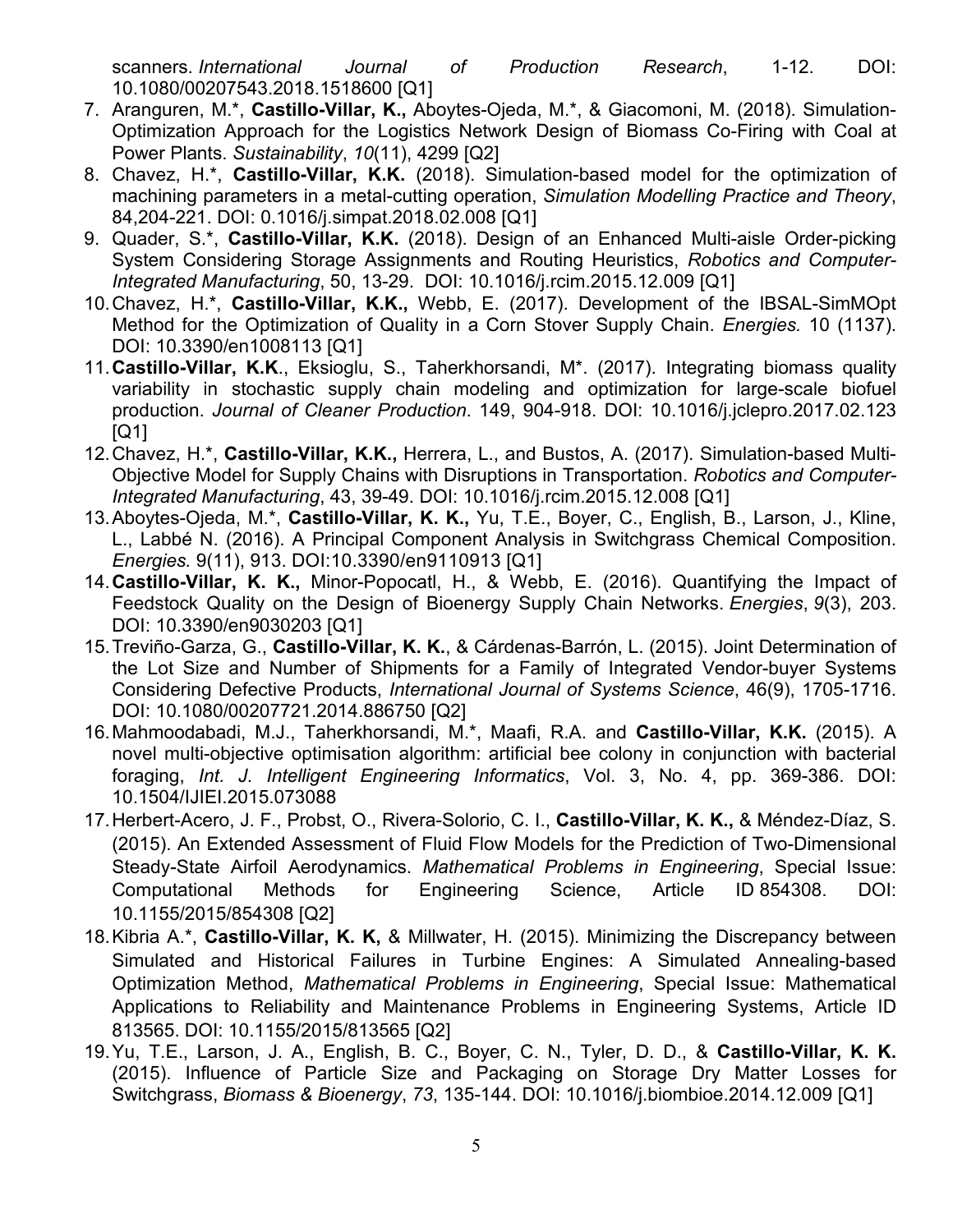scanners. *International Journal of Production Research*, 1-12. DOI: 10.1080/00207543.2018.1518600 [Q1]

7. Aranguren, M.*, **Castillo-Villar, K.,** Aboytes-Ojeda, M.*, & Giacomoni, M. (2018). Simulation-Optimization Approach for the Logistics Network Design of Biomass Co-Firing with Coal at Power Plants. *Sustainability*, *10*(11), 4299 [Q2]
8. Chavez, H.*, **Castillo-Villar, K.K.** (2018). Simulation-based model for the optimization of machining parameters in a metal-cutting operation, *Simulation Modelling Practice and Theory*, 84,204-221. DOI: 0.1016/j.simpat.2018.02.008 [Q1]
9. Quader, S.*, **Castillo-Villar, K.K.** (2018). Design of an Enhanced Multi-aisle Order-picking System Considering Storage Assignments and Routing Heuristics, *Robotics and Computer-Integrated Manufacturing*, 50, 13-29. DOI: 10.1016/j.rcim.2015.12.009 [Q1]
10. Chavez, H.*, **Castillo-Villar, K.K.,** Webb, E. (2017). Development of the IBSAL-SimMOpt Method for the Optimization of Quality in a Corn Stover Supply Chain. *Energies.* 10 (1137). DOI: 10.3390/en1008113 [Q1]
11. **Castillo-Villar, K.K**., Eksioglu, S., Taherkhorsandi, M*. (2017). Integrating biomass quality variability in stochastic supply chain modeling and optimization for large-scale biofuel production. *Journal of Cleaner Production*. 149, 904-918. DOI: 10.1016/j.jclepro.2017.02.123 [Q1]
12. Chavez, H.*, **Castillo-Villar, K.K.,** Herrera, L., and Bustos, A. (2017). Simulation-based Multi-Objective Model for Supply Chains with Disruptions in Transportation. *Robotics and Computer-Integrated Manufacturing*, 43, 39-49. DOI: 10.1016/j.rcim.2015.12.008 [Q1]
13. Aboytes-Ojeda, M.*, **Castillo-Villar, K. K.,** Yu, T.E., Boyer, C., English, B., Larson, J., Kline, L., Labbé N. (2016). A Principal Component Analysis in Switchgrass Chemical Composition. *Energies.* 9(11), 913. DOI:10.3390/en9110913 [Q1]
14. **Castillo-Villar, K. K.,** Minor-Popocatl, H., & Webb, E. (2016). Quantifying the Impact of Feedstock Quality on the Design of Bioenergy Supply Chain Networks. *Energies*, *9*(3), 203. DOI: 10.3390/en9030203 [Q1]
15. Treviño-Garza, G., **Castillo-Villar, K. K.**, & Cárdenas-Barrón, L. (2015). Joint Determination of the Lot Size and Number of Shipments for a Family of Integrated Vendor-buyer Systems Considering Defective Products, *International Journal of Systems Science*, 46(9), 1705-1716. DOI: 10.1080/00207721.2014.886750 [Q2]
16. Mahmoodabadi, M.J., Taherkhorsandi, M.*, Maafi, R.A. and **Castillo-Villar, K.K.** (2015). A novel multi-objective optimisation algorithm: artificial bee colony in conjunction with bacterial foraging, *Int. J. Intelligent Engineering Informatics*, Vol. 3, No. 4, pp. 369-386. DOI: 10.1504/IJIEI.2015.073088
17. Herbert-Acero, J. F., Probst, O., Rivera-Solorio, C. I., **Castillo-Villar, K. K.,** & Méndez-Díaz, S. (2015). An Extended Assessment of Fluid Flow Models for the Prediction of Two-Dimensional Steady-State Airfoil Aerodynamics. *Mathematical Problems in Engineering*, Special Issue: Computational Methods for Engineering Science, Article ID 854308. DOI: 10.1155/2015/854308 [Q2]
18. Kibria A.*, **Castillo-Villar, K. K,** & Millwater, H. (2015). Minimizing the Discrepancy between Simulated and Historical Failures in Turbine Engines: A Simulated Annealing-based Optimization Method, *Mathematical Problems in Engineering*, Special Issue: Mathematical Applications to Reliability and Maintenance Problems in Engineering Systems, Article ID 813565. DOI: 10.1155/2015/813565 [Q2]
19. Yu, T.E., Larson, J. A., English, B. C., Boyer, C. N., Tyler, D. D., & **Castillo-Villar, K. K.** (2015). Influence of Particle Size and Packaging on Storage Dry Matter Losses for Switchgrass, *Biomass & Bioenergy*, *73*, 135-144. DOI: 10.1016/j.biombioe.2014.12.009 [Q1]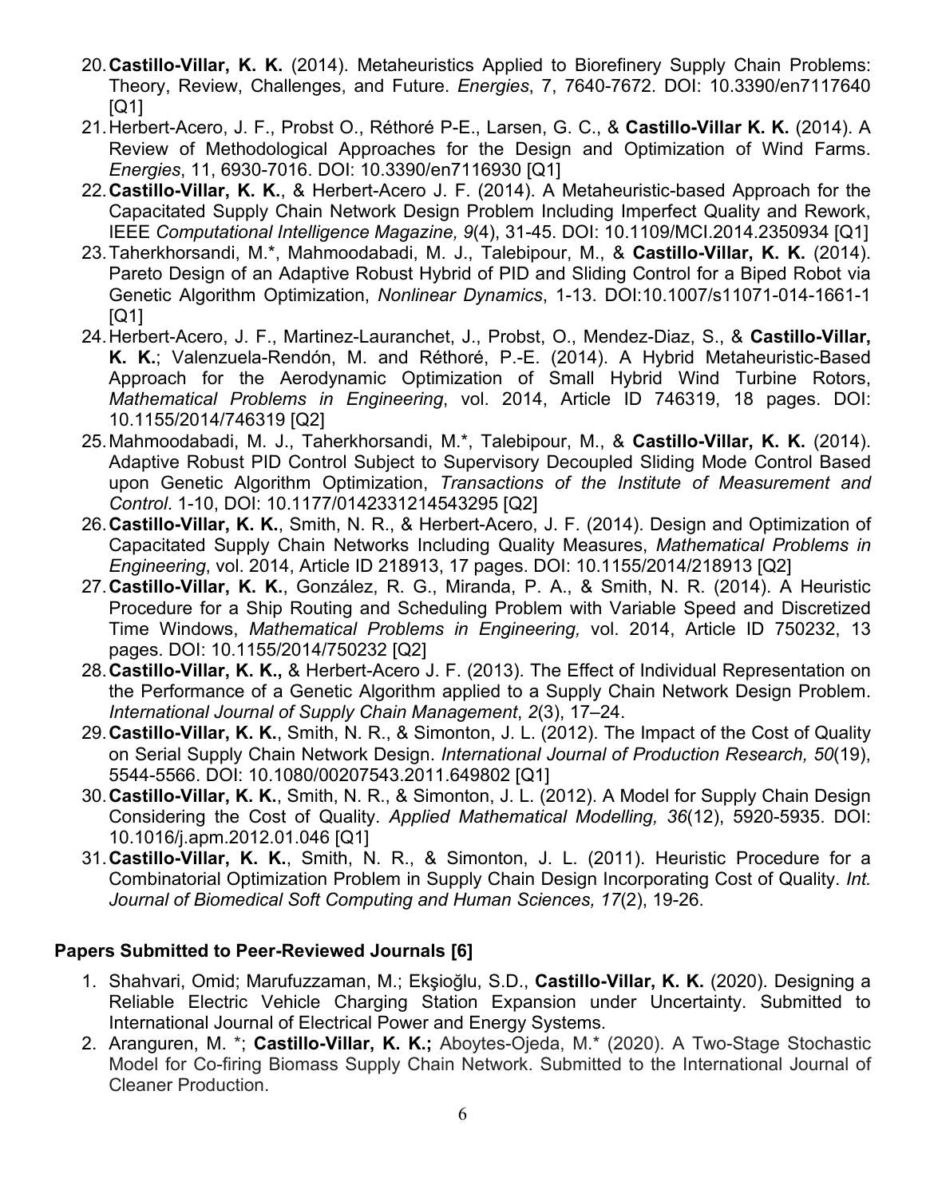20. **Castillo-Villar, K. K.** (2014). Metaheuristics Applied to Biorefinery Supply Chain Problems: Theory, Review, Challenges, and Future. *Energies*, 7, 7640-7672. DOI: 10.3390/en7117640 [Q1]
21. Herbert-Acero, J. F., Probst O., Réthoré P-E., Larsen, G. C., & **Castillo-Villar K. K.** (2014). A Review of Methodological Approaches for the Design and Optimization of Wind Farms. *Energies*, 11, 6930-7016. DOI: 10.3390/en7116930 [Q1]
22. **Castillo-Villar, K. K.**, & Herbert-Acero J. F. (2014). A Metaheuristic-based Approach for the Capacitated Supply Chain Network Design Problem Including Imperfect Quality and Rework, IEEE *Computational Intelligence Magazine, 9*(4), 31-45. DOI: 10.1109/MCI.2014.2350934 [Q1]
23. Taherkhorsandi, M.*, Mahmoodabadi, M. J., Talebipour, M., & **Castillo-Villar, K. K.** (2014). Pareto Design of an Adaptive Robust Hybrid of PID and Sliding Control for a Biped Robot via Genetic Algorithm Optimization, *Nonlinear Dynamics*, 1-13. DOI:10.1007/s11071-014-1661-1 [Q1]
24. Herbert-Acero, J. F., Martinez-Lauranchet, J., Probst, O., Mendez-Diaz, S., & **Castillo-Villar, K. K.**; Valenzuela-Rendón, M. and Réthoré, P.-E. (2014). A Hybrid Metaheuristic-Based Approach for the Aerodynamic Optimization of Small Hybrid Wind Turbine Rotors, *Mathematical Problems in Engineering*, vol. 2014, Article ID 746319, 18 pages. DOI: 10.1155/2014/746319 [Q2]
25. Mahmoodabadi, M. J., Taherkhorsandi, M.*, Talebipour, M., & **Castillo-Villar, K. K.** (2014). Adaptive Robust PID Control Subject to Supervisory Decoupled Sliding Mode Control Based upon Genetic Algorithm Optimization, *Transactions of the Institute of Measurement and Control*. 1-10, DOI: 10.1177/0142331214543295 [Q2]
26. **Castillo-Villar, K. K.**, Smith, N. R., & Herbert-Acero, J. F. (2014). Design and Optimization of Capacitated Supply Chain Networks Including Quality Measures, *Mathematical Problems in Engineering*, vol. 2014, Article ID 218913, 17 pages. DOI: 10.1155/2014/218913 [Q2]
27. **Castillo-Villar, K. K.**, González, R. G., Miranda, P. A., & Smith, N. R. (2014). A Heuristic Procedure for a Ship Routing and Scheduling Problem with Variable Speed and Discretized Time Windows, *Mathematical Problems in Engineering,* vol. 2014, Article ID 750232, 13 pages. DOI: 10.1155/2014/750232 [Q2]
28. **Castillo-Villar, K. K.,** & Herbert-Acero J. F. (2013). The Effect of Individual Representation on the Performance of a Genetic Algorithm applied to a Supply Chain Network Design Problem. *International Journal of Supply Chain Management*, *2*(3), 17–24.
29. **Castillo-Villar, K. K.**, Smith, N. R., & Simonton, J. L. (2012). The Impact of the Cost of Quality on Serial Supply Chain Network Design. *International Journal of Production Research, 50*(19), 5544-5566. DOI: 10.1080/00207543.2011.649802 [Q1]
30. **Castillo-Villar, K. K.**, Smith, N. R., & Simonton, J. L. (2012). A Model for Supply Chain Design Considering the Cost of Quality. *Applied Mathematical Modelling, 36*(12), 5920-5935. DOI: 10.1016/j.apm.2012.01.046 [Q1]
31. **Castillo-Villar, K. K.**, Smith, N. R., & Simonton, J. L. (2011). Heuristic Procedure for a Combinatorial Optimization Problem in Supply Chain Design Incorporating Cost of Quality. *Int. Journal of Biomedical Soft Computing and Human Sciences, 17*(2), 19-26.

## Papers Submitted to Peer-Reviewed Journals [6]

1. Shahvari, Omid; Marufuzzaman, M.; Ekşioğlu, S.D., **Castillo-Villar, K. K.** (2020). Designing a Reliable Electric Vehicle Charging Station Expansion under Uncertainty. Submitted to International Journal of Electrical Power and Energy Systems.
2. Aranguren, M. *; **Castillo-Villar, K. K.;** Aboytes-Ojeda, M.* (2020). A Two-Stage Stochastic Model for Co-firing Biomass Supply Chain Network. Submitted to the International Journal of Cleaner Production.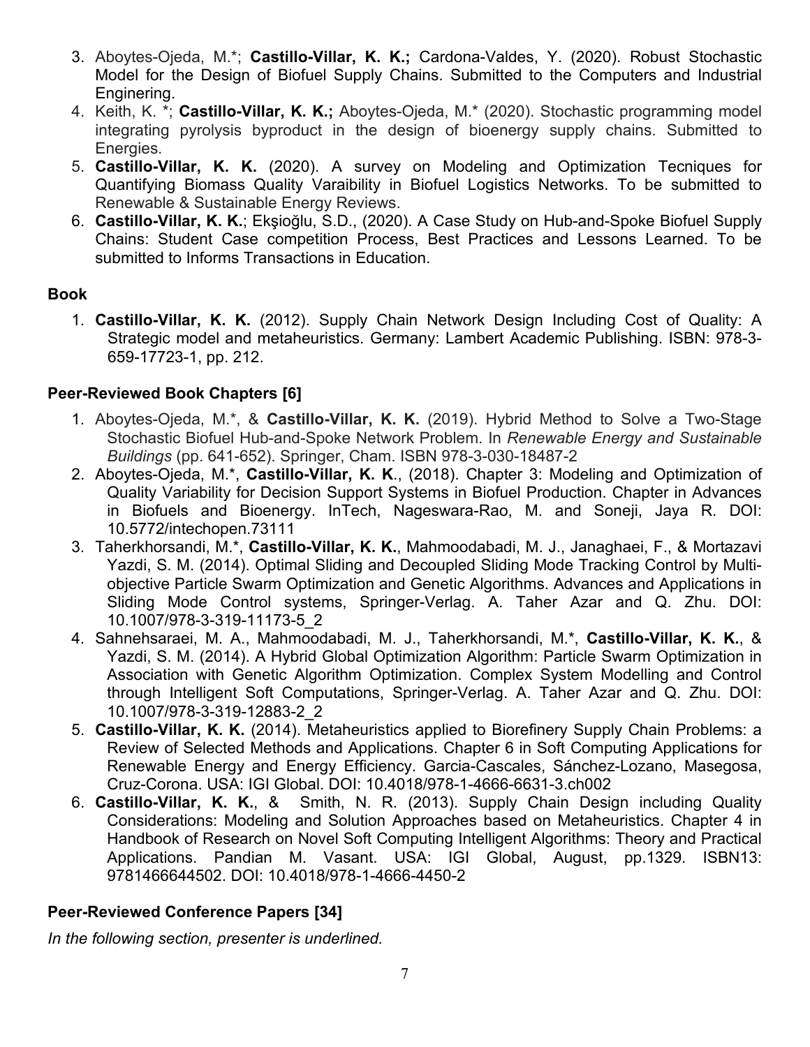3. Aboytes-Ojeda, M.*; **Castillo-Villar, K. K.;** Cardona-Valdes, Y. (2020). Robust Stochastic Model for the Design of Biofuel Supply Chains. Submitted to the Computers and Industrial Enginering.
4. Keith, K. *; **Castillo-Villar, K. K.;** Aboytes-Ojeda, M.* (2020). Stochastic programming model integrating pyrolysis byproduct in the design of bioenergy supply chains. Submitted to Energies.
5. **Castillo-Villar, K. K.** (2020). A survey on Modeling and Optimization Tecniques for Quantifying Biomass Quality Varaibility in Biofuel Logistics Networks. To be submitted to Renewable & Sustainable Energy Reviews.
6. **Castillo-Villar, K. K.**; Ekşioğlu, S.D., (2020). A Case Study on Hub-and-Spoke Biofuel Supply Chains: Student Case competition Process, Best Practices and Lessons Learned. To be submitted to Informs Transactions in Education.

**Book**

1. **Castillo-Villar, K. K.** (2012). Supply Chain Network Design Including Cost of Quality: A Strategic model and metaheuristics. Germany: Lambert Academic Publishing. ISBN: 978-3-659-17723-1, pp. 212.

**Peer-Reviewed Book Chapters [6]**

1. Aboytes-Ojeda, M.*, & **Castillo-Villar, K. K.** (2019). Hybrid Method to Solve a Two-Stage Stochastic Biofuel Hub-and-Spoke Network Problem. In *Renewable Energy and Sustainable Buildings* (pp. 641-652). Springer, Cham. ISBN 978-3-030-18487-2
2. Aboytes-Ojeda, M.*, **Castillo-Villar, K. K**., (2018). Chapter 3: Modeling and Optimization of Quality Variability for Decision Support Systems in Biofuel Production. Chapter in Advances in Biofuels and Bioenergy. InTech, Nageswara-Rao, M. and Soneji, Jaya R. DOI: 10.5772/intechopen.73111
3. Taherkhorsandi, M.*, **Castillo-Villar, K. K.**, Mahmoodabadi, M. J., Janaghaei, F., & Mortazavi Yazdi, S. M. (2014). Optimal Sliding and Decoupled Sliding Mode Tracking Control by Multi-objective Particle Swarm Optimization and Genetic Algorithms. Advances and Applications in Sliding Mode Control systems, Springer-Verlag. A. Taher Azar and Q. Zhu. DOI: 10.1007/978-3-319-11173-5_2
4. Sahnehsaraei, M. A., Mahmoodabadi, M. J., Taherkhorsandi, M.*, **Castillo-Villar, K. K.**, & Yazdi, S. M. (2014). A Hybrid Global Optimization Algorithm: Particle Swarm Optimization in Association with Genetic Algorithm Optimization. Complex System Modelling and Control through Intelligent Soft Computations, Springer-Verlag. A. Taher Azar and Q. Zhu. DOI: 10.1007/978-3-319-12883-2_2
5. **Castillo-Villar, K. K.** (2014). Metaheuristics applied to Biorefinery Supply Chain Problems: a Review of Selected Methods and Applications. Chapter 6 in Soft Computing Applications for Renewable Energy and Energy Efficiency. Garcia-Cascales, Sánchez-Lozano, Masegosa, Cruz-Corona. USA: IGI Global. DOI: 10.4018/978-1-4666-6631-3.ch002
6. **Castillo-Villar, K. K.**, & Smith, N. R. (2013). Supply Chain Design including Quality Considerations: Modeling and Solution Approaches based on Metaheuristics. Chapter 4 in Handbook of Research on Novel Soft Computing Intelligent Algorithms: Theory and Practical Applications. Pandian M. Vasant. USA: IGI Global, August, pp.1329. ISBN13: 9781466644502. DOI: 10.4018/978-1-4666-4450-2

**Peer-Reviewed Conference Papers [34]**

*In the following section, presenter is underlined.*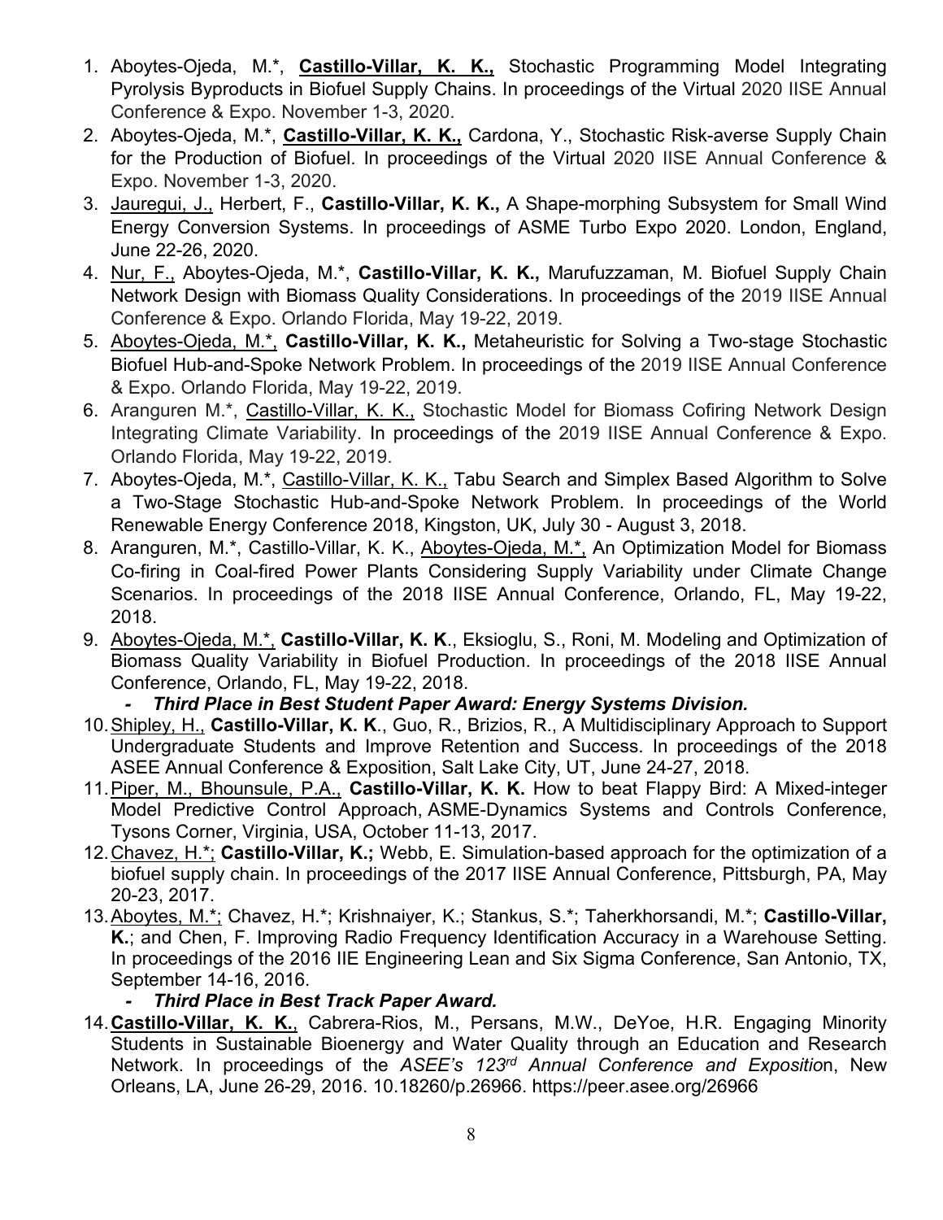1. Aboytes-Ojeda, M.*, **Castillo-Villar, K. K.,** Stochastic Programming Model Integrating Pyrolysis Byproducts in Biofuel Supply Chains. In proceedings of the Virtual 2020 IISE Annual Conference & Expo. November 1-3, 2020.
2. Aboytes-Ojeda, M.*, **Castillo-Villar, K. K.,** Cardona, Y., Stochastic Risk-averse Supply Chain for the Production of Biofuel. In proceedings of the Virtual 2020 IISE Annual Conference & Expo. November 1-3, 2020.
3. Jauregui, J., Herbert, F., **Castillo-Villar, K. K.,** A Shape-morphing Subsystem for Small Wind Energy Conversion Systems. In proceedings of ASME Turbo Expo 2020. London, England, June 22-26, 2020.
4. Nur, F., Aboytes-Ojeda, M.*, **Castillo-Villar, K. K.,** Marufuzzaman, M. Biofuel Supply Chain Network Design with Biomass Quality Considerations. In proceedings of the 2019 IISE Annual Conference & Expo. Orlando Florida, May 19-22, 2019.
5. Aboytes-Ojeda, M.*, **Castillo-Villar, K. K.,** Metaheuristic for Solving a Two-stage Stochastic Biofuel Hub-and-Spoke Network Problem. In proceedings of the 2019 IISE Annual Conference & Expo. Orlando Florida, May 19-22, 2019.
6. Aranguren M.*, Castillo-Villar, K. K., Stochastic Model for Biomass Cofiring Network Design Integrating Climate Variability. In proceedings of the 2019 IISE Annual Conference & Expo. Orlando Florida, May 19-22, 2019.
7. Aboytes-Ojeda, M.*, Castillo-Villar, K. K., Tabu Search and Simplex Based Algorithm to Solve a Two-Stage Stochastic Hub-and-Spoke Network Problem. In proceedings of the World Renewable Energy Conference 2018, Kingston, UK, July 30 - August 3, 2018.
8. Aranguren, M.*, Castillo-Villar, K. K., Aboytes-Ojeda, M.*, An Optimization Model for Biomass Co-firing in Coal-fired Power Plants Considering Supply Variability under Climate Change Scenarios. In proceedings of the 2018 IISE Annual Conference, Orlando, FL, May 19-22, 2018.
9. Aboytes-Ojeda, M.*, **Castillo-Villar, K. K**., Eksioglu, S., Roni, M. Modeling and Optimization of Biomass Quality Variability in Biofuel Production. In proceedings of the 2018 IISE Annual Conference, Orlando, FL, May 19-22, 2018.
   - ***Third Place in Best Student Paper Award: Energy Systems Division.***
10. Shipley, H., **Castillo-Villar, K. K**., Guo, R., Brizios, R., A Multidisciplinary Approach to Support Undergraduate Students and Improve Retention and Success. In proceedings of the 2018 ASEE Annual Conference & Exposition, Salt Lake City, UT, June 24-27, 2018.
11. Piper, M., Bhounsule, P.A., **Castillo-Villar, K. K.** How to beat Flappy Bird: A Mixed-integer Model Predictive Control Approach, ASME-Dynamics Systems and Controls Conference, Tysons Corner, Virginia, USA, October 11-13, 2017.
12. Chavez, H.*; **Castillo-Villar, K.;** Webb, E. Simulation-based approach for the optimization of a biofuel supply chain. In proceedings of the 2017 IISE Annual Conference, Pittsburgh, PA, May 20-23, 2017.
13. Aboytes, M.*; Chavez, H.*; Krishnaiyer, K.; Stankus, S.*; Taherkhorsandi, M.*; **Castillo-Villar, K.**; and Chen, F. Improving Radio Frequency Identification Accuracy in a Warehouse Setting. In proceedings of the 2016 IIE Engineering Lean and Six Sigma Conference, San Antonio, TX, September 14-16, 2016.
   - ***Third Place in Best Track Paper Award.***
14. **Castillo-Villar, K. K.**, Cabrera-Rios, M., Persans, M.W., DeYoe, H.R. Engaging Minority Students in Sustainable Bioenergy and Water Quality through an Education and Research Network. In proceedings of the *ASEE's 123rd Annual Conference and Expositio*n, New Orleans, LA, June 26-29, 2016. 10.18260/p.26966. https://peer.asee.org/26966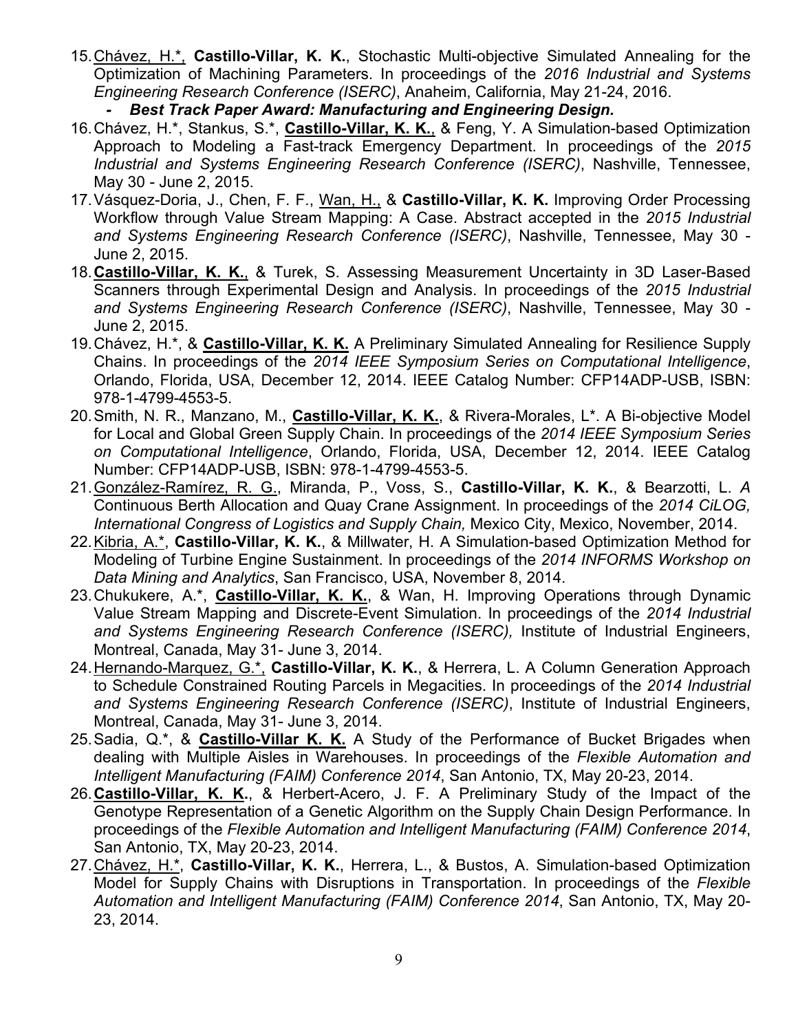15. <u>Chávez, H.*,</u> **Castillo-Villar, K. K.**, Stochastic Multi-objective Simulated Annealing for the Optimization of Machining Parameters. In proceedings of the *2016 Industrial and Systems Engineering Research Conference (ISERC)*, Anaheim, California, May 21-24, 2016.
    - ***Best Track Paper Award: Manufacturing and Engineering Design.***
16. Chávez, H.*, Stankus, S.*, **<u>Castillo-Villar, K. K.</u>**, & Feng, Y. A Simulation-based Optimization Approach to Modeling a Fast-track Emergency Department. In proceedings of the *2015 Industrial and Systems Engineering Research Conference (ISERC)*, Nashville, Tennessee, May 30 - June 2, 2015.
17. Vásquez-Doria, J., Chen, F. F., <u>Wan, H.,</u> & **Castillo-Villar, K. K.** Improving Order Processing Workflow through Value Stream Mapping: A Case. Abstract accepted in the *2015 Industrial and Systems Engineering Research Conference (ISERC)*, Nashville, Tennessee, May 30 - June 2, 2015.
18. **<u>Castillo-Villar, K. K.</u>**, & Turek, S. Assessing Measurement Uncertainty in 3D Laser-Based Scanners through Experimental Design and Analysis. In proceedings of the *2015 Industrial and Systems Engineering Research Conference (ISERC)*, Nashville, Tennessee, May 30 - June 2, 2015.
19. Chávez, H.*, & **<u>Castillo-Villar, K. K.</u>** A Preliminary Simulated Annealing for Resilience Supply Chains. In proceedings of the *2014 IEEE Symposium Series on Computational Intelligence*, Orlando, Florida, USA, December 12, 2014. IEEE Catalog Number: CFP14ADP-USB, ISBN: 978-1-4799-4553-5.
20. Smith, N. R., Manzano, M., **<u>Castillo-Villar, K. K.</u>**, & Rivera-Morales, L*. A Bi-objective Model for Local and Global Green Supply Chain. In proceedings of the *2014 IEEE Symposium Series on Computational Intelligence*, Orlando, Florida, USA, December 12, 2014. IEEE Catalog Number: CFP14ADP-USB, ISBN: 978-1-4799-4553-5.
21. <u>González-Ramírez, R. G.</u>, Miranda, P., Voss, S., **Castillo-Villar, K. K.**, & Bearzotti, L. *A* Continuous Berth Allocation and Quay Crane Assignment. In proceedings of the *2014 CiLOG, International Congress of Logistics and Supply Chain,* Mexico City, Mexico, November, 2014.
22. <u>Kibria, A.*</u>, **Castillo-Villar, K. K.**, & Millwater, H. A Simulation-based Optimization Method for Modeling of Turbine Engine Sustainment. In proceedings of the *2014 INFORMS Workshop on Data Mining and Analytics*, San Francisco, USA, November 8, 2014.
23. Chukukere, A.*, **<u>Castillo-Villar, K. K.</u>**, & Wan, H. Improving Operations through Dynamic Value Stream Mapping and Discrete-Event Simulation. In proceedings of the *2014 Industrial and Systems Engineering Research Conference (ISERC),* Institute of Industrial Engineers, Montreal, Canada, May 31- June 3, 2014.
24. <u>Hernando-Marquez, G.*,</u> **Castillo-Villar, K. K.**, & Herrera, L. A Column Generation Approach to Schedule Constrained Routing Parcels in Megacities. In proceedings of the *2014 Industrial and Systems Engineering Research Conference (ISERC)*, Institute of Industrial Engineers, Montreal, Canada, May 31- June 3, 2014.
25. Sadia, Q.*, & **<u>Castillo-Villar K. K.</u>** A Study of the Performance of Bucket Brigades when dealing with Multiple Aisles in Warehouses. In proceedings of the *Flexible Automation and Intelligent Manufacturing (FAIM) Conference 2014*, San Antonio, TX, May 20-23, 2014.
26. **<u>Castillo-Villar, K. K.</u>**, & Herbert-Acero, J. F. A Preliminary Study of the Impact of the Genotype Representation of a Genetic Algorithm on the Supply Chain Design Performance. In proceedings of the *Flexible Automation and Intelligent Manufacturing (FAIM) Conference 2014*, San Antonio, TX, May 20-23, 2014.
27. <u>Chávez, H.*</u>, **Castillo-Villar, K. K.**, Herrera, L., & Bustos, A. Simulation-based Optimization Model for Supply Chains with Disruptions in Transportation. In proceedings of the *Flexible Automation and Intelligent Manufacturing (FAIM) Conference 2014*, San Antonio, TX, May 20-23, 2014.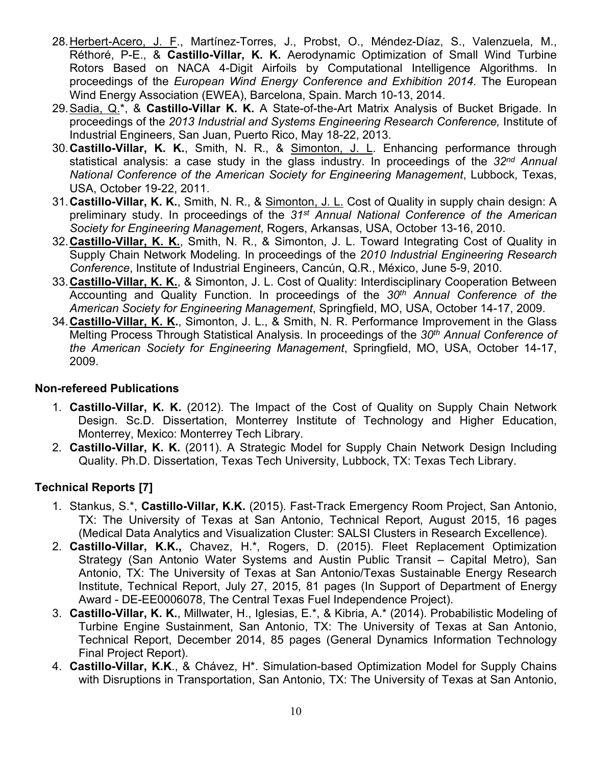28. Herbert-Acero, J. F., Martínez-Torres, J., Probst, O., Méndez-Díaz, S., Valenzuela, M., Réthoré, P-E., & **Castillo-Villar, K. K.** Aerodynamic Optimization of Small Wind Turbine Rotors Based on NACA 4-Digit Airfoils by Computational Intelligence Algorithms. In proceedings of the *European Wind Energy Conference and Exhibition 2014*. The European Wind Energy Association (EWEA), Barcelona, Spain. March 10-13, 2014.
29. Sadia, Q.*, & **Castillo-Villar K. K.** A State-of-the-Art Matrix Analysis of Bucket Brigade. In proceedings of the *2013 Industrial and Systems Engineering Research Conference,* Institute of Industrial Engineers, San Juan, Puerto Rico, May 18-22, 2013.
30. **Castillo-Villar, K. K.**, Smith, N. R., & Simonton, J. L. Enhancing performance through statistical analysis: a case study in the glass industry. In proceedings of the *32nd Annual National Conference of the American Society for Engineering Management*, Lubbock, Texas, USA, October 19-22, 2011.
31. **Castillo-Villar, K. K.**, Smith, N. R., & Simonton, J. L. Cost of Quality in supply chain design: A preliminary study. In proceedings of the *31st Annual National Conference of the American Society for Engineering Management*, Rogers, Arkansas, USA, October 13-16, 2010.
32. **Castillo-Villar, K. K.**, Smith, N. R., & Simonton, J. L. Toward Integrating Cost of Quality in Supply Chain Network Modeling. In proceedings of the *2010 Industrial Engineering Research Conference*, Institute of Industrial Engineers, Cancún, Q.R., México, June 5-9, 2010.
33. **Castillo-Villar, K. K.**, & Simonton, J. L. Cost of Quality: Interdisciplinary Cooperation Between Accounting and Quality Function. In proceedings of the *30th Annual Conference of the American Society for Engineering Management*, Springfield, MO, USA, October 14-17, 2009.
34. **Castillo-Villar, K. K.**, Simonton, J. L., & Smith, N. R. Performance Improvement in the Glass Melting Process Through Statistical Analysis. In proceedings of the *30th Annual Conference of the American Society for Engineering Management*, Springfield, MO, USA, October 14-17, 2009.

### Non-refereed Publications

1. **Castillo-Villar, K. K.** (2012). The Impact of the Cost of Quality on Supply Chain Network Design. Sc.D. Dissertation, Monterrey Institute of Technology and Higher Education, Monterrey, Mexico: Monterrey Tech Library.
2. **Castillo-Villar, K. K.** (2011). A Strategic Model for Supply Chain Network Design Including Quality. Ph.D. Dissertation, Texas Tech University, Lubbock, TX: Texas Tech Library.

### Technical Reports [7]

1. Stankus, S.*, **Castillo-Villar, K.K.** (2015). Fast-Track Emergency Room Project, San Antonio, TX: The University of Texas at San Antonio, Technical Report, August 2015, 16 pages (Medical Data Analytics and Visualization Cluster: SALSI Clusters in Research Excellence).
2. **Castillo-Villar, K.K.,** Chavez, H.*, Rogers, D. (2015). Fleet Replacement Optimization Strategy (San Antonio Water Systems and Austin Public Transit – Capital Metro), San Antonio, TX: The University of Texas at San Antonio/Texas Sustainable Energy Research Institute, Technical Report, July 27, 2015, 81 pages (In Support of Department of Energy Award - DE-EE0006078, The Central Texas Fuel Independence Project).
3. **Castillo-Villar, K. K.**, Millwater, H., Iglesias, E.*, & Kibria, A.* (2014). Probabilistic Modeling of Turbine Engine Sustainment, San Antonio, TX: The University of Texas at San Antonio, Technical Report, December 2014, 85 pages (General Dynamics Information Technology Final Project Report).
4. **Castillo-Villar, K.K**., & Chávez, H*. Simulation-based Optimization Model for Supply Chains with Disruptions in Transportation, San Antonio, TX: The University of Texas at San Antonio,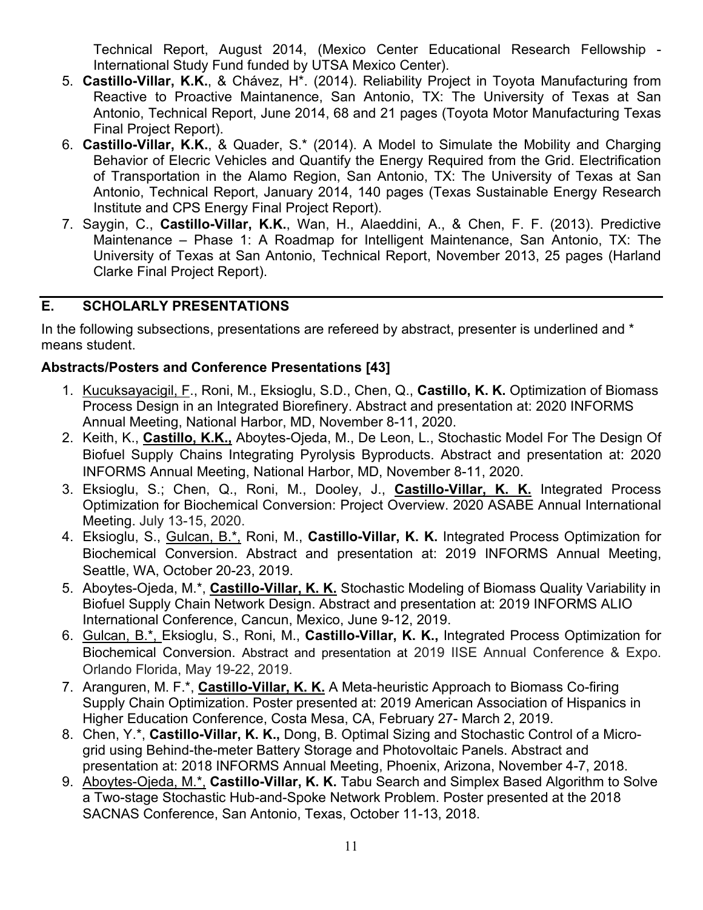Technical Report, August 2014, (Mexico Center Educational Research Fellowship - International Study Fund funded by UTSA Mexico Center).

5. **Castillo-Villar, K.K.**, & Chávez, H*. (2014). Reliability Project in Toyota Manufacturing from Reactive to Proactive Maintanence, San Antonio, TX: The University of Texas at San Antonio, Technical Report, June 2014, 68 and 21 pages (Toyota Motor Manufacturing Texas Final Project Report).
6. **Castillo-Villar, K.K.**, & Quader, S.* (2014). A Model to Simulate the Mobility and Charging Behavior of Elecric Vehicles and Quantify the Energy Required from the Grid. Electrification of Transportation in the Alamo Region, San Antonio, TX: The University of Texas at San Antonio, Technical Report, January 2014, 140 pages (Texas Sustainable Energy Research Institute and CPS Energy Final Project Report).
7. Saygin, C., **Castillo-Villar, K.K.**, Wan, H., Alaeddini, A., & Chen, F. F. (2013). Predictive Maintenance – Phase 1: A Roadmap for Intelligent Maintenance, San Antonio, TX: The University of Texas at San Antonio, Technical Report, November 2013, 25 pages (Harland Clarke Final Project Report).

## E. SCHOLARLY PRESENTATIONS

In the following subsections, presentations are refereed by abstract, presenter is underlined and * means student.

### Abstracts/Posters and Conference Presentations [43]

1. Kucuksayacigil, F., Roni, M., Eksioglu, S.D., Chen, Q., **Castillo, K. K.** Optimization of Biomass Process Design in an Integrated Biorefinery. Abstract and presentation at: 2020 INFORMS Annual Meeting, National Harbor, MD, November 8-11, 2020.
2. Keith, K., **Castillo, K.K.,** Aboytes-Ojeda, M., De Leon, L., Stochastic Model For The Design Of Biofuel Supply Chains Integrating Pyrolysis Byproducts. Abstract and presentation at: 2020 INFORMS Annual Meeting, National Harbor, MD, November 8-11, 2020.
3. Eksioglu, S.; Chen, Q., Roni, M., Dooley, J., **Castillo-Villar, K. K.** Integrated Process Optimization for Biochemical Conversion: Project Overview. 2020 ASABE Annual International Meeting. July 13-15, 2020.
4. Eksioglu, S., Gulcan, B.*, Roni, M., **Castillo-Villar, K. K.** Integrated Process Optimization for Biochemical Conversion. Abstract and presentation at: 2019 INFORMS Annual Meeting, Seattle, WA, October 20-23, 2019.
5. Aboytes-Ojeda, M.*, **Castillo-Villar, K. K.** Stochastic Modeling of Biomass Quality Variability in Biofuel Supply Chain Network Design. Abstract and presentation at: 2019 INFORMS ALIO International Conference, Cancun, Mexico, June 9-12, 2019.
6. Gulcan, B.*, Eksioglu, S., Roni, M., **Castillo-Villar, K. K.,** Integrated Process Optimization for Biochemical Conversion. Abstract and presentation at 2019 IISE Annual Conference & Expo. Orlando Florida, May 19-22, 2019.
7. Aranguren, M. F.*, **Castillo-Villar, K. K.** A Meta-heuristic Approach to Biomass Co-firing Supply Chain Optimization. Poster presented at: 2019 American Association of Hispanics in Higher Education Conference, Costa Mesa, CA, February 27- March 2, 2019.
8. Chen, Y.*, **Castillo-Villar, K. K.,** Dong, B. Optimal Sizing and Stochastic Control of a Micro-grid using Behind-the-meter Battery Storage and Photovoltaic Panels. Abstract and presentation at: 2018 INFORMS Annual Meeting, Phoenix, Arizona, November 4-7, 2018.
9. Aboytes-Ojeda, M.*, **Castillo-Villar, K. K.** Tabu Search and Simplex Based Algorithm to Solve a Two-stage Stochastic Hub-and-Spoke Network Problem. Poster presented at the 2018 SACNAS Conference, San Antonio, Texas, October 11-13, 2018.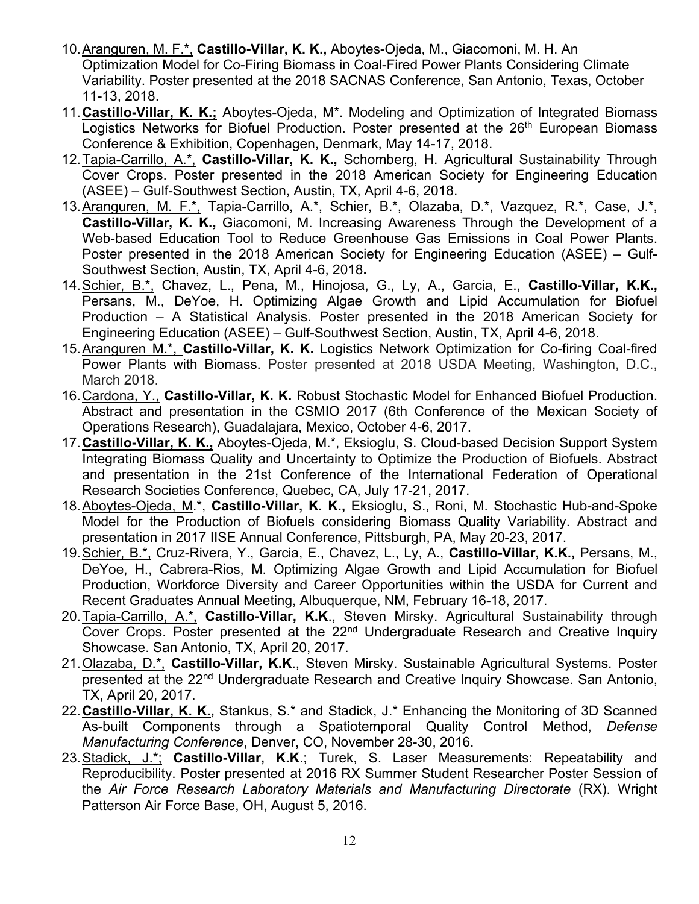10. Aranguren, M. F.*, **Castillo-Villar, K. K.,** Aboytes-Ojeda, M., Giacomoni, M. H. An Optimization Model for Co-Firing Biomass in Coal-Fired Power Plants Considering Climate Variability. Poster presented at the 2018 SACNAS Conference, San Antonio, Texas, October 11-13, 2018.
11. **Castillo-Villar, K. K.;** Aboytes-Ojeda, M*. Modeling and Optimization of Integrated Biomass Logistics Networks for Biofuel Production. Poster presented at the 26th European Biomass Conference & Exhibition, Copenhagen, Denmark, May 14-17, 2018.
12. Tapia-Carrillo, A.*, **Castillo-Villar, K. K.,** Schomberg, H. Agricultural Sustainability Through Cover Crops. Poster presented in the 2018 American Society for Engineering Education (ASEE) – Gulf-Southwest Section, Austin, TX, April 4-6, 2018.
13. Aranguren, M. F.*, Tapia-Carrillo, A.*, Schier, B.*, Olazaba, D.*, Vazquez, R.*, Case, J.*, **Castillo-Villar, K. K.,** Giacomoni, M. Increasing Awareness Through the Development of a Web-based Education Tool to Reduce Greenhouse Gas Emissions in Coal Power Plants. Poster presented in the 2018 American Society for Engineering Education (ASEE) – Gulf-Southwest Section, Austin, TX, April 4-6, 2018**.**
14. Schier, B.*, Chavez, L., Pena, M., Hinojosa, G., Ly, A., Garcia, E., **Castillo-Villar, K.K.,** Persans, M., DeYoe, H. Optimizing Algae Growth and Lipid Accumulation for Biofuel Production – A Statistical Analysis. Poster presented in the 2018 American Society for Engineering Education (ASEE) – Gulf-Southwest Section, Austin, TX, April 4-6, 2018.
15. Aranguren M.*, **Castillo-Villar, K. K.** Logistics Network Optimization for Co-firing Coal-fired Power Plants with Biomass. Poster presented at 2018 USDA Meeting, Washington, D.C., March 2018.
16. Cardona, Y., **Castillo-Villar, K. K.** Robust Stochastic Model for Enhanced Biofuel Production. Abstract and presentation in the CSMIO 2017 (6th Conference of the Mexican Society of Operations Research), Guadalajara, Mexico, October 4-6, 2017.
17. **Castillo-Villar, K. K.,** Aboytes-Ojeda, M.*, Eksioglu, S. Cloud-based Decision Support System Integrating Biomass Quality and Uncertainty to Optimize the Production of Biofuels. Abstract and presentation in the 21st Conference of the International Federation of Operational Research Societies Conference, Quebec, CA, July 17-21, 2017.
18. Aboytes-Ojeda, M.*, **Castillo-Villar, K. K.,** Eksioglu, S., Roni, M. Stochastic Hub-and-Spoke Model for the Production of Biofuels considering Biomass Quality Variability. Abstract and presentation in 2017 IISE Annual Conference, Pittsburgh, PA, May 20-23, 2017.
19. Schier, B.*, Cruz-Rivera, Y., Garcia, E., Chavez, L., Ly, A., **Castillo-Villar, K.K.,** Persans, M., DeYoe, H., Cabrera-Rios, M. Optimizing Algae Growth and Lipid Accumulation for Biofuel Production, Workforce Diversity and Career Opportunities within the USDA for Current and Recent Graduates Annual Meeting, Albuquerque, NM, February 16-18, 2017.
20. Tapia-Carrillo, A.*, **Castillo-Villar, K.K**., Steven Mirsky. Agricultural Sustainability through Cover Crops. Poster presented at the 22nd Undergraduate Research and Creative Inquiry Showcase. San Antonio, TX, April 20, 2017.
21. Olazaba, D.*, **Castillo-Villar, K.K**., Steven Mirsky. Sustainable Agricultural Systems. Poster presented at the 22nd Undergraduate Research and Creative Inquiry Showcase. San Antonio, TX, April 20, 2017.
22. **Castillo-Villar, K. K.,** Stankus, S.* and Stadick, J.* Enhancing the Monitoring of 3D Scanned As-built Components through a Spatiotemporal Quality Control Method, *Defense Manufacturing Conference*, Denver, CO, November 28-30, 2016.
23. Stadick, J.*; **Castillo-Villar, K.K**.; Turek, S. Laser Measurements: Repeatability and Reproducibility. Poster presented at 2016 RX Summer Student Researcher Poster Session of the *Air Force Research Laboratory Materials and Manufacturing Directorate* (RX). Wright Patterson Air Force Base, OH, August 5, 2016.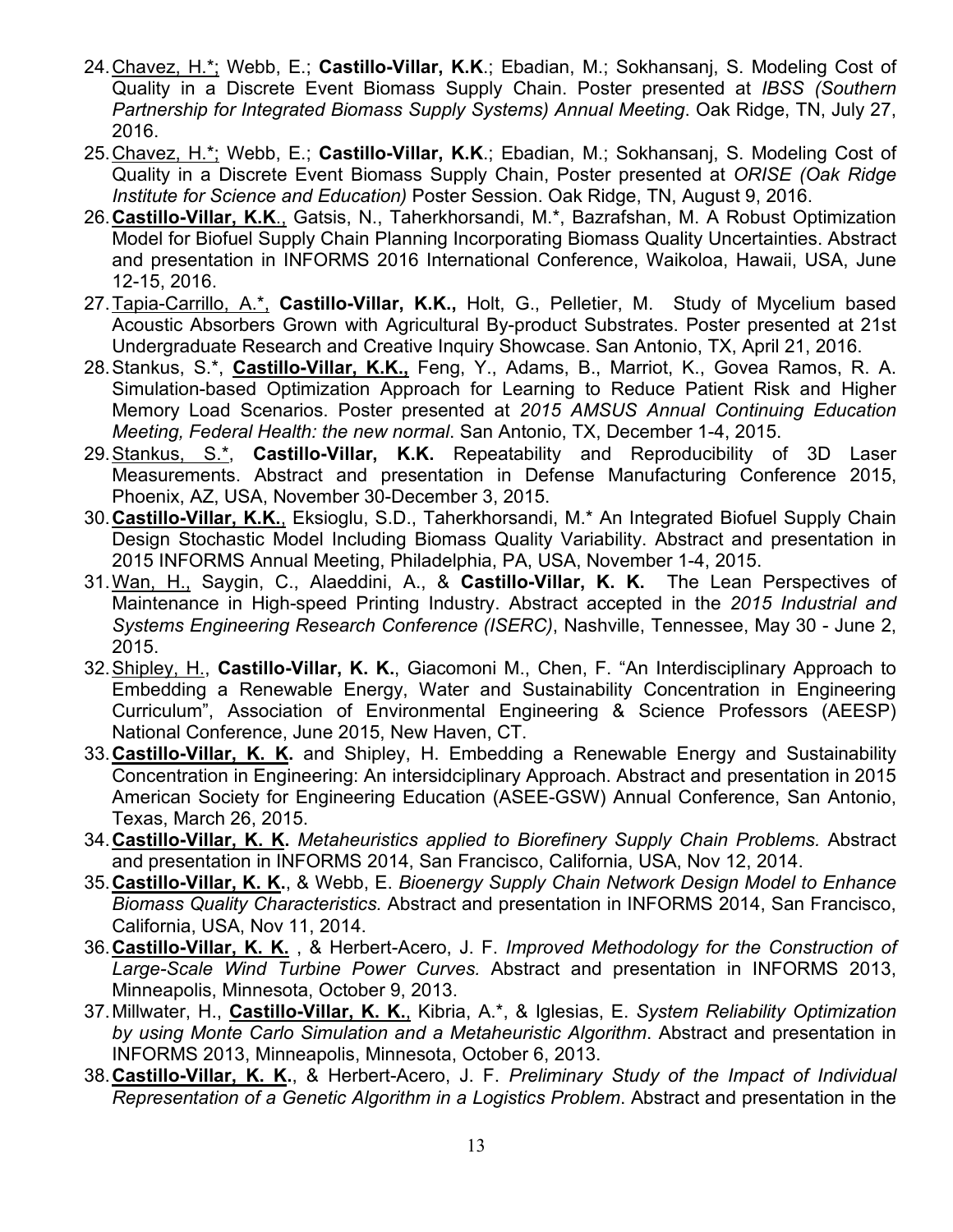24. Chavez, H.*; Webb, E.; **Castillo-Villar, K.K**.; Ebadian, M.; Sokhansanj, S. Modeling Cost of Quality in a Discrete Event Biomass Supply Chain. Poster presented at *IBSS (Southern Partnership for Integrated Biomass Supply Systems) Annual Meeting*. Oak Ridge, TN, July 27, 2016.
25. Chavez, H.*; Webb, E.; **Castillo-Villar, K.K**.; Ebadian, M.; Sokhansanj, S. Modeling Cost of Quality in a Discrete Event Biomass Supply Chain, Poster presented at *ORISE (Oak Ridge Institute for Science and Education)* Poster Session. Oak Ridge, TN, August 9, 2016.
26. **Castillo-Villar, K.K**., Gatsis, N., Taherkhorsandi, M.*, Bazrafshan, M. A Robust Optimization Model for Biofuel Supply Chain Planning Incorporating Biomass Quality Uncertainties. Abstract and presentation in INFORMS 2016 International Conference, Waikoloa, Hawaii, USA, June 12-15, 2016.
27. Tapia-Carrillo, A.*, **Castillo-Villar, K.K.,** Holt, G., Pelletier, M. Study of Mycelium based Acoustic Absorbers Grown with Agricultural By-product Substrates. Poster presented at 21st Undergraduate Research and Creative Inquiry Showcase. San Antonio, TX, April 21, 2016.
28. Stankus, S.*, **Castillo-Villar, K.K.,** Feng, Y., Adams, B., Marriot, K., Govea Ramos, R. A. Simulation-based Optimization Approach for Learning to Reduce Patient Risk and Higher Memory Load Scenarios. Poster presented at *2015 AMSUS Annual Continuing Education Meeting, Federal Health: the new normal*. San Antonio, TX, December 1-4, 2015.
29. Stankus, S.*, **Castillo-Villar, K.K.** Repeatability and Reproducibility of 3D Laser Measurements. Abstract and presentation in Defense Manufacturing Conference 2015, Phoenix, AZ, USA, November 30-December 3, 2015.
30. **Castillo-Villar, K.K.**, Eksioglu, S.D., Taherkhorsandi, M.* An Integrated Biofuel Supply Chain Design Stochastic Model Including Biomass Quality Variability. Abstract and presentation in 2015 INFORMS Annual Meeting, Philadelphia, PA, USA, November 1-4, 2015.
31. Wan, H., Saygin, C., Alaeddini, A., & **Castillo-Villar, K. K.** The Lean Perspectives of Maintenance in High-speed Printing Industry. Abstract accepted in the *2015 Industrial and Systems Engineering Research Conference (ISERC)*, Nashville, Tennessee, May 30 - June 2, 2015.
32. Shipley, H., **Castillo-Villar, K. K.**, Giacomoni M., Chen, F. "An Interdisciplinary Approach to Embedding a Renewable Energy, Water and Sustainability Concentration in Engineering Curriculum", Association of Environmental Engineering & Science Professors (AEESP) National Conference, June 2015, New Haven, CT.
33. **Castillo-Villar, K. K.** and Shipley, H. Embedding a Renewable Energy and Sustainability Concentration in Engineering: An intersidciplinary Approach. Abstract and presentation in 2015 American Society for Engineering Education (ASEE-GSW) Annual Conference, San Antonio, Texas, March 26, 2015.
34. **Castillo-Villar, K. K.** *Metaheuristics applied to Biorefinery Supply Chain Problems.* Abstract and presentation in INFORMS 2014, San Francisco, California, USA, Nov 12, 2014.
35. **Castillo-Villar, K. K.**, & Webb, E. *Bioenergy Supply Chain Network Design Model to Enhance Biomass Quality Characteristics.* Abstract and presentation in INFORMS 2014, San Francisco, California, USA, Nov 11, 2014.
36. **Castillo-Villar, K. K.** , & Herbert-Acero, J. F. *Improved Methodology for the Construction of Large-Scale Wind Turbine Power Curves.* Abstract and presentation in INFORMS 2013, Minneapolis, Minnesota, October 9, 2013.
37. Millwater, H., **Castillo-Villar, K. K.**, Kibria, A.*, & Iglesias, E. *System Reliability Optimization by using Monte Carlo Simulation and a Metaheuristic Algorithm*. Abstract and presentation in INFORMS 2013, Minneapolis, Minnesota, October 6, 2013.
38. **Castillo-Villar, K. K.**, & Herbert-Acero, J. F. *Preliminary Study of the Impact of Individual Representation of a Genetic Algorithm in a Logistics Problem*. Abstract and presentation in the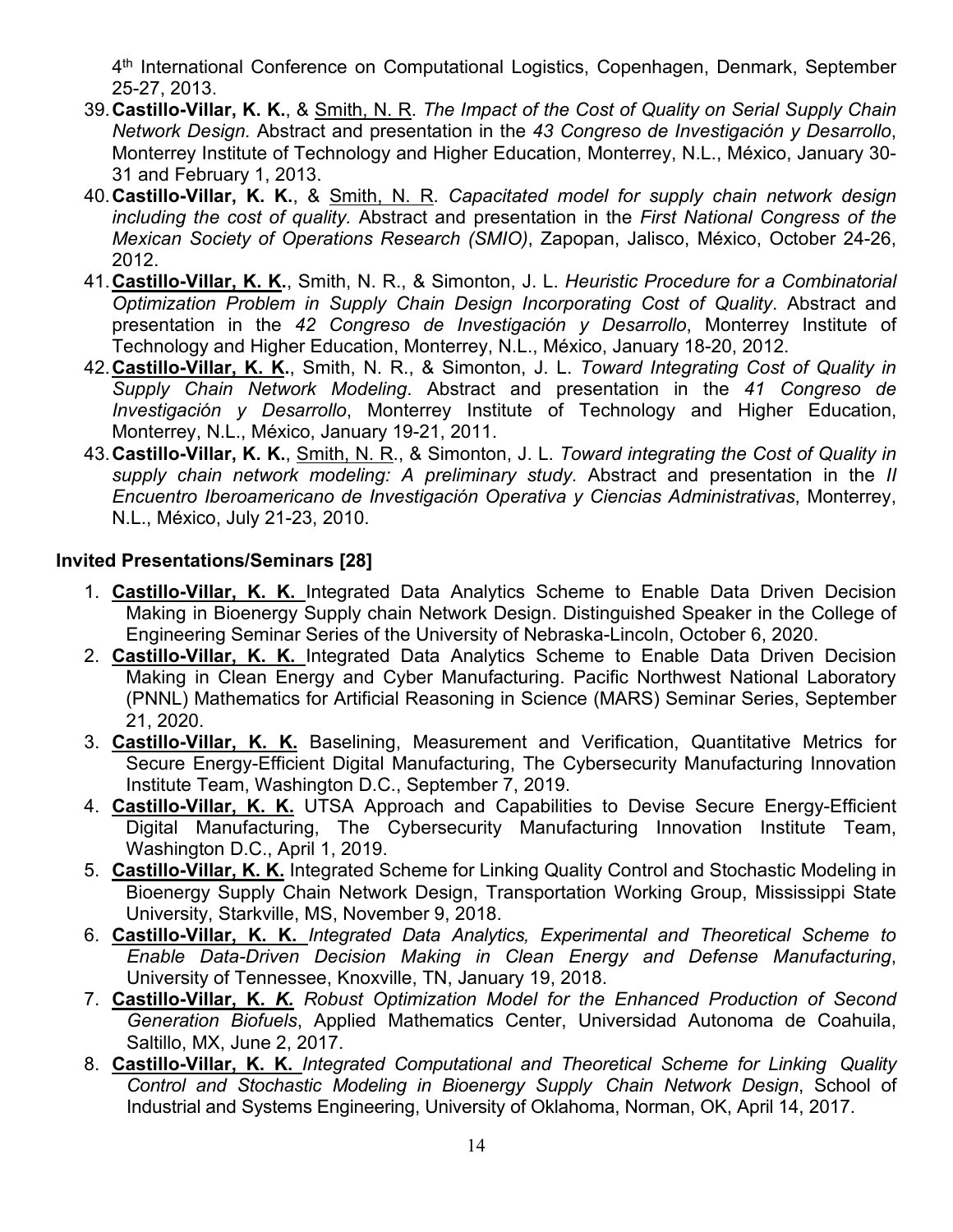4[th] International Conference on Computational Logistics, Copenhagen, Denmark, September 25-27, 2013.

39. **Castillo-Villar, K. K.**, & Smith, N. R. *The Impact of the Cost of Quality on Serial Supply Chain Network Design.* Abstract and presentation in the *43 Congreso de Investigación y Desarrollo*, Monterrey Institute of Technology and Higher Education, Monterrey, N.L., México, January 30-31 and February 1, 2013.
40. **Castillo-Villar, K. K.**, & Smith, N. R. *Capacitated model for supply chain network design including the cost of quality.* Abstract and presentation in the *First National Congress of the Mexican Society of Operations Research (SMIO)*, Zapopan, Jalisco, México, October 24-26, 2012.
41. **Castillo-Villar, K. K.**, Smith, N. R., & Simonton, J. L. *Heuristic Procedure for a Combinatorial Optimization Problem in Supply Chain Design Incorporating Cost of Quality*. Abstract and presentation in the *42 Congreso de Investigación y Desarrollo*, Monterrey Institute of Technology and Higher Education, Monterrey, N.L., México, January 18-20, 2012.
42. **Castillo-Villar, K. K.**, Smith, N. R., & Simonton, J. L. *Toward Integrating Cost of Quality in Supply Chain Network Modeling*. Abstract and presentation in the *41 Congreso de Investigación y Desarrollo*, Monterrey Institute of Technology and Higher Education, Monterrey, N.L., México, January 19-21, 2011.
43. **Castillo-Villar, K. K.**, Smith, N. R., & Simonton, J. L. *Toward integrating the Cost of Quality in supply chain network modeling: A preliminary study*. Abstract and presentation in the *II Encuentro Iberoamericano de Investigación Operativa y Ciencias Administrativas*, Monterrey, N.L., México, July 21-23, 2010.

### Invited Presentations/Seminars [28]

1. **Castillo-Villar, K. K.** Integrated Data Analytics Scheme to Enable Data Driven Decision Making in Bioenergy Supply chain Network Design. Distinguished Speaker in the College of Engineering Seminar Series of the University of Nebraska-Lincoln, October 6, 2020.
2. **Castillo-Villar, K. K.** Integrated Data Analytics Scheme to Enable Data Driven Decision Making in Clean Energy and Cyber Manufacturing. Pacific Northwest National Laboratory (PNNL) Mathematics for Artificial Reasoning in Science (MARS) Seminar Series, September 21, 2020.
3. **Castillo-Villar, K. K.** Baselining, Measurement and Verification, Quantitative Metrics for Secure Energy-Efficient Digital Manufacturing, The Cybersecurity Manufacturing Innovation Institute Team, Washington D.C., September 7, 2019.
4. **Castillo-Villar, K. K.** UTSA Approach and Capabilities to Devise Secure Energy-Efficient Digital Manufacturing, The Cybersecurity Manufacturing Innovation Institute Team, Washington D.C., April 1, 2019.
5. **Castillo-Villar, K. K.** Integrated Scheme for Linking Quality Control and Stochastic Modeling in Bioenergy Supply Chain Network Design, Transportation Working Group, Mississippi State University, Starkville, MS, November 9, 2018.
6. **Castillo-Villar, K. K.** *Integrated Data Analytics, Experimental and Theoretical Scheme to Enable Data-Driven Decision Making in Clean Energy and Defense Manufacturing*, University of Tennessee, Knoxville, TN, January 19, 2018.
7. **Castillo-Villar, K. K.** *Robust Optimization Model for the Enhanced Production of Second Generation Biofuels*, Applied Mathematics Center, Universidad Autonoma de Coahuila, Saltillo, MX, June 2, 2017.
8. **Castillo-Villar, K. K.** *Integrated Computational and Theoretical Scheme for Linking Quality Control and Stochastic Modeling in Bioenergy Supply Chain Network Design*, School of Industrial and Systems Engineering, University of Oklahoma, Norman, OK, April 14, 2017.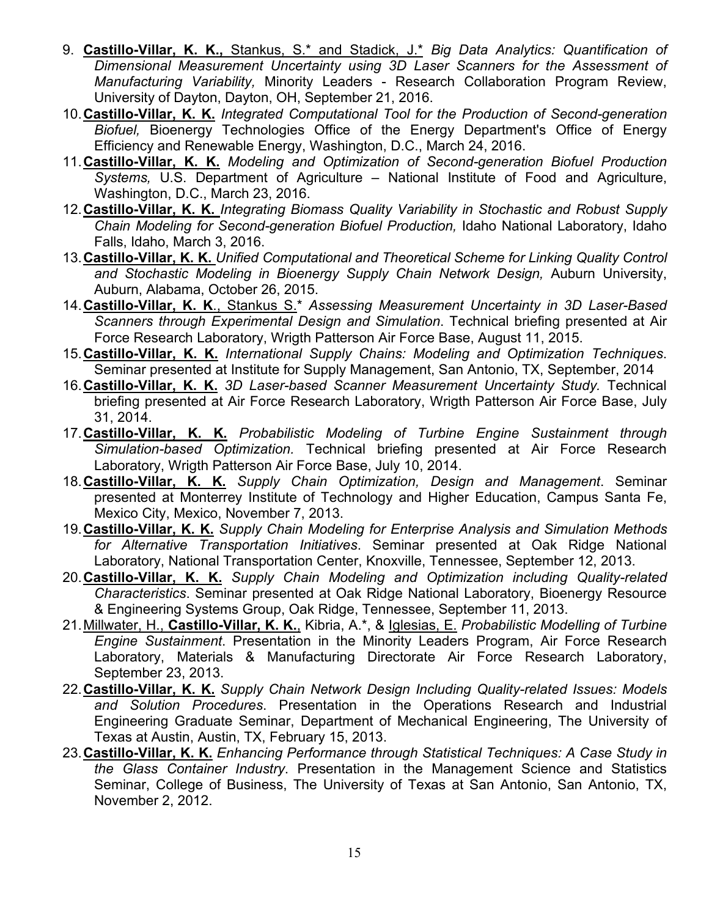9. **Castillo-Villar, K. K.,** Stankus, S.* and Stadick, J.* *Big Data Analytics: Quantification of Dimensional Measurement Uncertainty using 3D Laser Scanners for the Assessment of Manufacturing Variability,* Minority Leaders - Research Collaboration Program Review, University of Dayton, Dayton, OH, September 21, 2016.
10. **Castillo-Villar, K. K.** *Integrated Computational Tool for the Production of Second-generation Biofuel,* Bioenergy Technologies Office of the Energy Department's Office of Energy Efficiency and Renewable Energy, Washington, D.C., March 24, 2016.
11. **Castillo-Villar, K. K.** *Modeling and Optimization of Second-generation Biofuel Production Systems,* U.S. Department of Agriculture – National Institute of Food and Agriculture, Washington, D.C., March 23, 2016.
12. **Castillo-Villar, K. K.** *Integrating Biomass Quality Variability in Stochastic and Robust Supply Chain Modeling for Second-generation Biofuel Production,* Idaho National Laboratory, Idaho Falls, Idaho, March 3, 2016.
13. **Castillo-Villar, K. K.** *Unified Computational and Theoretical Scheme for Linking Quality Control and Stochastic Modeling in Bioenergy Supply Chain Network Design,* Auburn University, Auburn, Alabama, October 26, 2015.
14. **Castillo-Villar, K. K.**, Stankus S.* *Assessing Measurement Uncertainty in 3D Laser-Based Scanners through Experimental Design and Simulation*. Technical briefing presented at Air Force Research Laboratory, Wrigth Patterson Air Force Base, August 11, 2015.
15. **Castillo-Villar, K. K.** *International Supply Chains: Modeling and Optimization Techniques*. Seminar presented at Institute for Supply Management, San Antonio, TX, September, 2014
16. **Castillo-Villar, K. K.** *3D Laser-based Scanner Measurement Uncertainty Study.* Technical briefing presented at Air Force Research Laboratory, Wrigth Patterson Air Force Base, July 31, 2014.
17. **Castillo-Villar, K. K.** *Probabilistic Modeling of Turbine Engine Sustainment through Simulation-based Optimization.* Technical briefing presented at Air Force Research Laboratory, Wrigth Patterson Air Force Base, July 10, 2014.
18. **Castillo-Villar, K. K.** *Supply Chain Optimization, Design and Management*. Seminar presented at Monterrey Institute of Technology and Higher Education, Campus Santa Fe, Mexico City, Mexico, November 7, 2013.
19. **Castillo-Villar, K. K.** *Supply Chain Modeling for Enterprise Analysis and Simulation Methods for Alternative Transportation Initiatives*. Seminar presented at Oak Ridge National Laboratory, National Transportation Center, Knoxville, Tennessee, September 12, 2013.
20. **Castillo-Villar, K. K.** *Supply Chain Modeling and Optimization including Quality-related Characteristics*. Seminar presented at Oak Ridge National Laboratory, Bioenergy Resource & Engineering Systems Group, Oak Ridge, Tennessee, September 11, 2013.
21. Millwater, H., **Castillo-Villar, K. K.**, Kibria, A.*, & Iglesias, E. *Probabilistic Modelling of Turbine Engine Sustainment*. Presentation in the Minority Leaders Program, Air Force Research Laboratory, Materials & Manufacturing Directorate Air Force Research Laboratory, September 23, 2013.
22. **Castillo-Villar, K. K.** *Supply Chain Network Design Including Quality-related Issues: Models and Solution Procedures*. Presentation in the Operations Research and Industrial Engineering Graduate Seminar, Department of Mechanical Engineering, The University of Texas at Austin, Austin, TX, February 15, 2013.
23. **Castillo-Villar, K. K.** *Enhancing Performance through Statistical Techniques: A Case Study in the Glass Container Industry*. Presentation in the Management Science and Statistics Seminar, College of Business, The University of Texas at San Antonio, San Antonio, TX, November 2, 2012.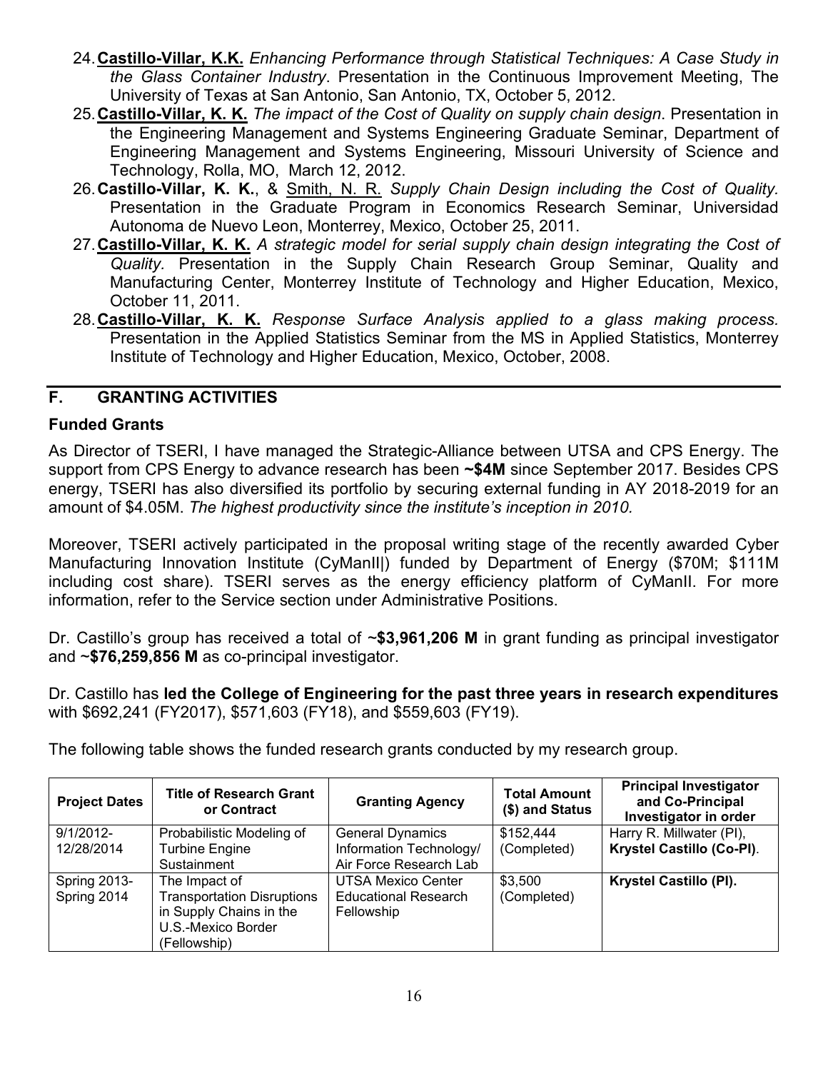24. **Castillo-Villar, K.K.** *Enhancing Performance through Statistical Techniques: A Case Study in the Glass Container Industry*. Presentation in the Continuous Improvement Meeting, The University of Texas at San Antonio, San Antonio, TX, October 5, 2012.
25. **Castillo-Villar, K. K.** *The impact of the Cost of Quality on supply chain design*. Presentation in the Engineering Management and Systems Engineering Graduate Seminar, Department of Engineering Management and Systems Engineering, Missouri University of Science and Technology, Rolla, MO, March 12, 2012.
26. **Castillo-Villar, K. K.**, & Smith, N. R. *Supply Chain Design including the Cost of Quality.* Presentation in the Graduate Program in Economics Research Seminar, Universidad Autonoma de Nuevo Leon, Monterrey, Mexico, October 25, 2011.
27. **Castillo-Villar, K. K.** *A strategic model for serial supply chain design integrating the Cost of Quality.* Presentation in the Supply Chain Research Group Seminar, Quality and Manufacturing Center, Monterrey Institute of Technology and Higher Education, Mexico, October 11, 2011.
28. **Castillo-Villar, K. K.** *Response Surface Analysis applied to a glass making process.* Presentation in the Applied Statistics Seminar from the MS in Applied Statistics, Monterrey Institute of Technology and Higher Education, Mexico, October, 2008.

## F. GRANTING ACTIVITIES

### Funded Grants

As Director of TSERI, I have managed the Strategic-Alliance between UTSA and CPS Energy. The support from CPS Energy to advance research has been **~$4M** since September 2017. Besides CPS energy, TSERI has also diversified its portfolio by securing external funding in AY 2018-2019 for an amount of $4.05M. *The highest productivity since the institute's inception in 2010.*

Moreover, TSERI actively participated in the proposal writing stage of the recently awarded Cyber Manufacturing Innovation Institute (CyManII|) funded by Department of Energy ($70M; $111M including cost share). TSERI serves as the energy efficiency platform of CyManII. For more information, refer to the Service section under Administrative Positions.

Dr. Castillo's group has received a total of ~**$3,961,206 M** in grant funding as principal investigator and ~**$76,259,856 M** as co-principal investigator.

Dr. Castillo has **led the College of Engineering for the past three years in research expenditures** with $692,241 (FY2017), $571,603 (FY18), and $559,603 (FY19).

The following table shows the funded research grants conducted by my research group.

| Project Dates | Title of Research Grant or Contract | Granting Agency | Total Amount ($) and Status | Principal Investigator and Co-Principal Investigator in order |
|---|---|---|---|---|
| 9/1/2012-12/28/2014 | Probabilistic Modeling of Turbine Engine Sustainment | General Dynamics Information Technology/ Air Force Research Lab | $152,444 (Completed) | Harry R. Millwater (PI), **Krystel Castillo (Co-PI)**. |
| Spring 2013-Spring 2014 | The Impact of Transportation Disruptions in Supply Chains in the U.S.-Mexico Border (Fellowship) | UTSA Mexico Center Educational Research Fellowship | $3,500 (Completed) | **Krystel Castillo (PI).** |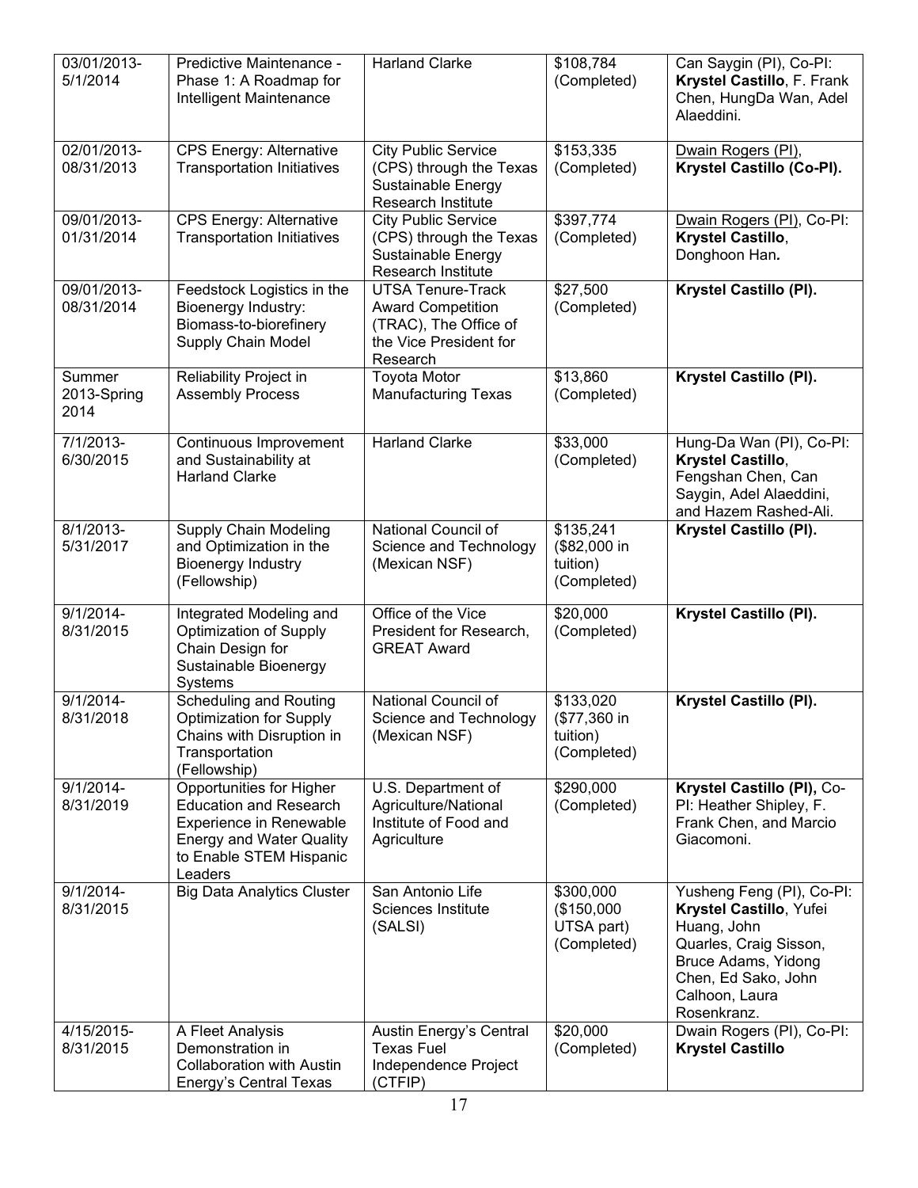| | | | | |
|---|---|---|---|---|
| 03/01/2013-5/1/2014 | Predictive Maintenance - Phase 1: A Roadmap for Intelligent Maintenance | Harland Clarke | $108,784 (Completed) | Can Saygin (PI), Co-PI: **Krystel Castillo**, F. Frank Chen, HungDa Wan, Adel Alaeddini. |
| 02/01/2013-08/31/2013 | CPS Energy: Alternative Transportation Initiatives | City Public Service (CPS) through the Texas Sustainable Energy Research Institute | $153,335 (Completed) | Dwain Rogers (PI), **Krystel Castillo (Co-PI).** |
| 09/01/2013-01/31/2014 | CPS Energy: Alternative Transportation Initiatives | City Public Service (CPS) through the Texas Sustainable Energy Research Institute | $397,774 (Completed) | Dwain Rogers (PI), Co-PI: **Krystel Castillo**, Donghoon Han. |
| 09/01/2013-08/31/2014 | Feedstock Logistics in the Bioenergy Industry: Biomass-to-biorefinery Supply Chain Model | UTSA Tenure-Track Award Competition (TRAC), The Office of the Vice President for Research | $27,500 (Completed) | **Krystel Castillo (PI).** |
| Summer 2013-Spring 2014 | Reliability Project in Assembly Process | Toyota Motor Manufacturing Texas | $13,860 (Completed) | **Krystel Castillo (PI).** |
| 7/1/2013-6/30/2015 | Continuous Improvement and Sustainability at Harland Clarke | Harland Clarke | $33,000 (Completed) | Hung-Da Wan (PI), Co-PI: **Krystel Castillo**, Fengshan Chen, Can Saygin, Adel Alaeddini, and Hazem Rashed-Ali. |
| 8/1/2013-5/31/2017 | Supply Chain Modeling and Optimization in the Bioenergy Industry (Fellowship) | National Council of Science and Technology (Mexican NSF) | $135,241 ($82,000 in tuition) (Completed) | **Krystel Castillo (PI).** |
| 9/1/2014-8/31/2015 | Integrated Modeling and Optimization of Supply Chain Design for Sustainable Bioenergy Systems | Office of the Vice President for Research, GREAT Award | $20,000 (Completed) | **Krystel Castillo (PI).** |
| 9/1/2014-8/31/2018 | Scheduling and Routing Optimization for Supply Chains with Disruption in Transportation (Fellowship) | National Council of Science and Technology (Mexican NSF) | $133,020 ($77,360 in tuition) (Completed) | **Krystel Castillo (PI).** |
| 9/1/2014-8/31/2019 | Opportunities for Higher Education and Research Experience in Renewable Energy and Water Quality to Enable STEM Hispanic Leaders | U.S. Department of Agriculture/National Institute of Food and Agriculture | $290,000 (Completed) | **Krystel Castillo (PI)**, Co-PI: Heather Shipley, F. Frank Chen, and Marcio Giacomoni. |
| 9/1/2014-8/31/2015 | Big Data Analytics Cluster | San Antonio Life Sciences Institute (SALSI) | $300,000 ($150,000 UTSA part) (Completed) | Yusheng Feng (PI), Co-PI: **Krystel Castillo**, Yufei Huang, John Quarles, Craig Sisson, Bruce Adams, Yidong Chen, Ed Sako, John Calhoon, Laura Rosenkranz. |
| 4/15/2015-8/31/2015 | A Fleet Analysis Demonstration in Collaboration with Austin Energy's Central Texas | Austin Energy's Central Texas Fuel Independence Project (CTFIP) | $20,000 (Completed) | Dwain Rogers (PI), Co-PI: **Krystel Castillo** |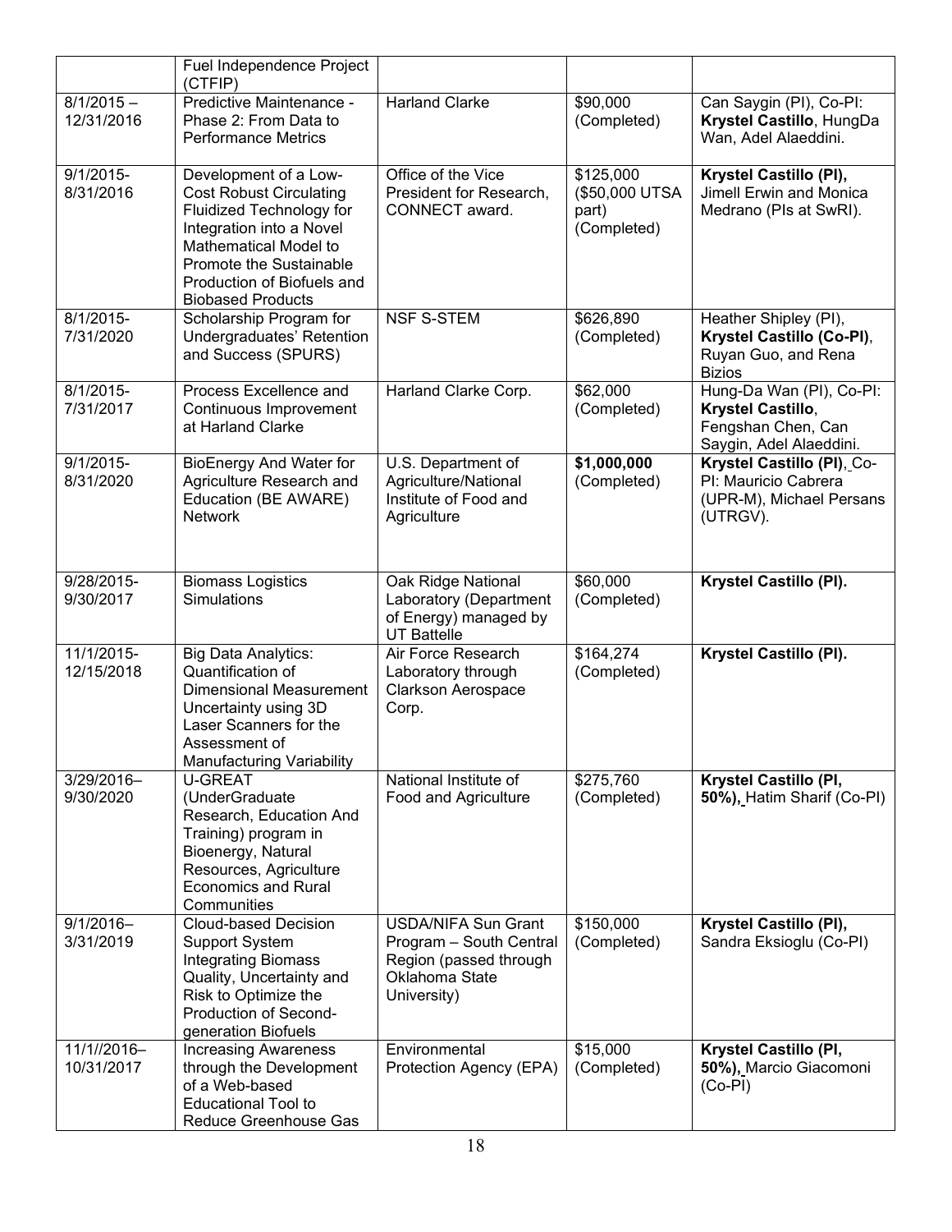| | Fuel Independence Project (CTFIP) | | | |
|---|---|---|---|---|
| 8/1/2015 – 12/31/2016 | Predictive Maintenance - Phase 2: From Data to Performance Metrics | Harland Clarke | $90,000 (Completed) | Can Saygin (PI), Co-PI: **Krystel Castillo**, HungDa Wan, Adel Alaeddini. |
| 9/1/2015- 8/31/2016 | Development of a Low-Cost Robust Circulating Fluidized Technology for Integration into a Novel Mathematical Model to Promote the Sustainable Production of Biofuels and Biobased Products | Office of the Vice President for Research, CONNECT award. | $125,000 ($50,000 UTSA part) (Completed) | **Krystel Castillo (PI),** Jimell Erwin and Monica Medrano (PIs at SwRI). |
| 8/1/2015- 7/31/2020 | Scholarship Program for Undergraduates' Retention and Success (SPURS) | NSF S-STEM | $626,890 (Completed) | Heather Shipley (PI), **Krystel Castillo (Co-PI)**, Ruyan Guo, and Rena Bizios |
| 8/1/2015- 7/31/2017 | Process Excellence and Continuous Improvement at Harland Clarke | Harland Clarke Corp. | $62,000 (Completed) | Hung-Da Wan (PI), Co-PI: **Krystel Castillo**, Fengshan Chen, Can Saygin, Adel Alaeddini. |
| 9/1/2015- 8/31/2020 | BioEnergy And Water for Agriculture Research and Education (BE AWARE) Network | U.S. Department of Agriculture/National Institute of Food and Agriculture | **$1,000,000** (Completed) | **Krystel Castillo (PI)**, Co-PI: Mauricio Cabrera (UPR-M), Michael Persans (UTRGV). |
| 9/28/2015- 9/30/2017 | Biomass Logistics Simulations | Oak Ridge National Laboratory (Department of Energy) managed by UT Battelle | $60,000 (Completed) | **Krystel Castillo (PI).** |
| 11/1/2015- 12/15/2018 | Big Data Analytics: Quantification of Dimensional Measurement Uncertainty using 3D Laser Scanners for the Assessment of Manufacturing Variability | Air Force Research Laboratory through Clarkson Aerospace Corp. | $164,274 (Completed) | **Krystel Castillo (PI).** |
| 3/29/2016– 9/30/2020 | U-GREAT (UnderGraduate Research, Education And Training) program in Bioenergy, Natural Resources, Agriculture Economics and Rural Communities | National Institute of Food and Agriculture | $275,760 (Completed) | **Krystel Castillo (PI, 50%),** Hatim Sharif (Co-PI) |
| 9/1/2016– 3/31/2019 | Cloud-based Decision Support System Integrating Biomass Quality, Uncertainty and Risk to Optimize the Production of Second-generation Biofuels | USDA/NIFA Sun Grant Program – South Central Region (passed through Oklahoma State University) | $150,000 (Completed) | **Krystel Castillo (PI),** Sandra Eksioglu (Co-PI) |
| 11/1//2016– 10/31/2017 | Increasing Awareness through the Development of a Web-based Educational Tool to Reduce Greenhouse Gas | Environmental Protection Agency (EPA) | $15,000 (Completed) | **Krystel Castillo (PI, 50%),** Marcio Giacomoni (Co-PI) |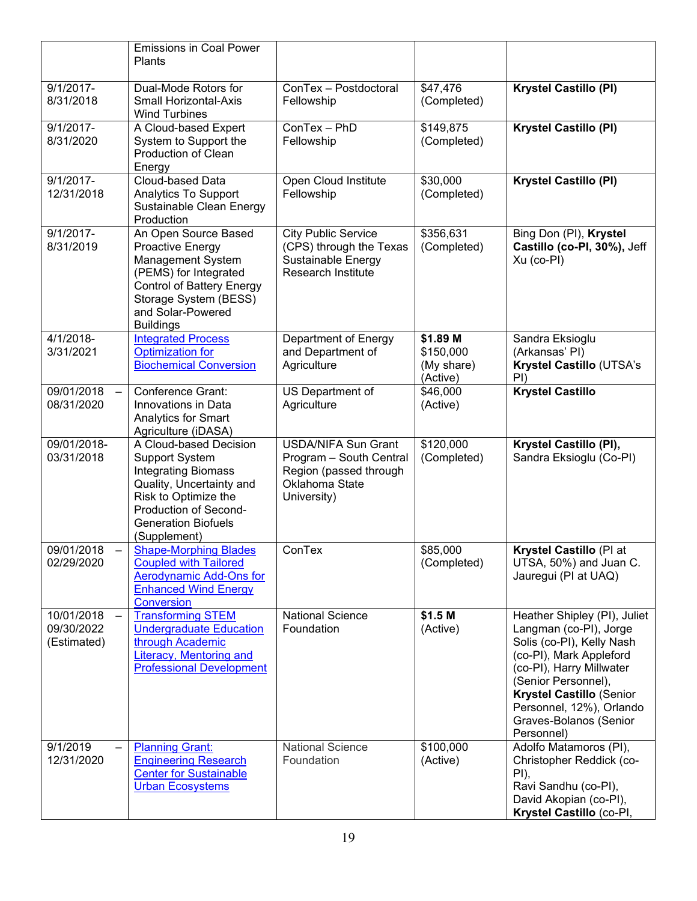| | | | | |
|---|---|---|---|---|
| | Emissions in Coal Power Plants | | | |
| 9/1/2017-8/31/2018 | Dual-Mode Rotors for Small Horizontal-Axis Wind Turbines | ConTex – Postdoctoral Fellowship | $47,476 (Completed) | **Krystel Castillo (PI)** |
| 9/1/2017-8/31/2020 | A Cloud-based Expert System to Support the Production of Clean Energy | ConTex – PhD Fellowship | $149,875 (Completed) | **Krystel Castillo (PI)** |
| 9/1/2017-12/31/2018 | Cloud-based Data Analytics To Support Sustainable Clean Energy Production | Open Cloud Institute Fellowship | $30,000 (Completed) | **Krystel Castillo (PI)** |
| 9/1/2017-8/31/2019 | An Open Source Based Proactive Energy Management System (PEMS) for Integrated Control of Battery Energy Storage System (BESS) and Solar-Powered Buildings | City Public Service (CPS) through the Texas Sustainable Energy Research Institute | $356,631 (Completed) | Bing Don (PI), **Krystel Castillo (co-PI, 30%),** Jeff Xu (co-PI) |
| 4/1/2018-3/31/2021 | Integrated Process Optimization for Biochemical Conversion | Department of Energy and Department of Agriculture | **$1.89 M** $150,000 (My share) (Active) | Sandra Eksioglu (Arkansas' PI) **Krystel Castillo** (UTSA's PI) |
| 09/01/2018 – 08/31/2020 | Conference Grant: Innovations in Data Analytics for Smart Agriculture (iDASA) | US Department of Agriculture | $46,000 (Active) | **Krystel Castillo** |
| 09/01/2018-03/31/2018 | A Cloud-based Decision Support System Integrating Biomass Quality, Uncertainty and Risk to Optimize the Production of Second-Generation Biofuels (Supplement) | USDA/NIFA Sun Grant Program – South Central Region (passed through Oklahoma State University) | $120,000 (Completed) | **Krystel Castillo (PI),** Sandra Eksioglu (Co-PI) |
| 09/01/2018 – 02/29/2020 | Shape-Morphing Blades Coupled with Tailored Aerodynamic Add-Ons for Enhanced Wind Energy Conversion | ConTex | $85,000 (Completed) | **Krystel Castillo** (PI at UTSA, 50%) and Juan C. Jauregui (PI at UAQ) |
| 10/01/2018 – 09/30/2022 (Estimated) | Transforming STEM Undergraduate Education through Academic Literacy, Mentoring and Professional Development | National Science Foundation | **$1.5 M** (Active) | Heather Shipley (PI), Juliet Langman (co-PI), Jorge Solis (co-PI), Kelly Nash (co-PI), Mark Appleford (co-PI), Harry Millwater (Senior Personnel), **Krystel Castillo** (Senior Personnel, 12%), Orlando Graves-Bolanos (Senior Personnel) |
| 9/1/2019 – 12/31/2020 | Planning Grant: Engineering Research Center for Sustainable Urban Ecosystems | National Science Foundation | $100,000 (Active) | Adolfo Matamoros (PI), Christopher Reddick (co-PI), Ravi Sandhu (co-PI), David Akopian (co-PI), **Krystel Castillo** (co-PI, |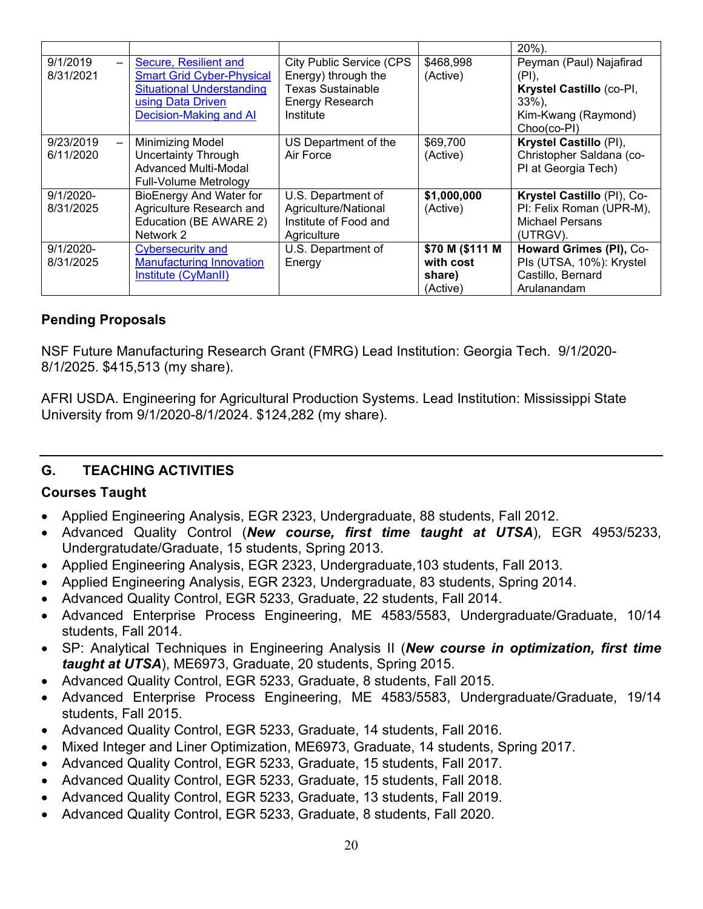|  |  |  |  | 20%). |
|---|---|---|---|---|
| 9/1/2019 – 8/31/2021 | Secure, Resilient and Smart Grid Cyber-Physical Situational Understanding using Data Driven Decision-Making and AI | City Public Service (CPS Energy) through the Texas Sustainable Energy Research Institute | $468,998 (Active) | Peyman (Paul) Najafirad (PI), **Krystel Castillo** (co-PI, 33%), Kim-Kwang (Raymond) Choo(co-PI) |
| 9/23/2019 – 6/11/2020 | Minimizing Model Uncertainty Through Advanced Multi-Modal Full-Volume Metrology | US Department of the Air Force | $69,700 (Active) | **Krystel Castillo** (PI), Christopher Saldana (co-PI at Georgia Tech) |
| 9/1/2020-8/31/2025 | BioEnergy And Water for Agriculture Research and Education (BE AWARE 2) Network 2 | U.S. Department of Agriculture/National Institute of Food and Agriculture | **$1,000,000** (Active) | **Krystel Castillo** (PI), Co-PI: Felix Roman (UPR-M), Michael Persans (UTRGV). |
| 9/1/2020-8/31/2025 | Cybersecurity and Manufacturing Innovation Institute (CyManII) | U.S. Department of Energy | **$70 M ($111 M with cost share)** (Active) | **Howard Grimes (PI),** Co-PIs (UTSA, 10%): Krystel Castillo, Bernard Arulanandam |

### Pending Proposals

NSF Future Manufacturing Research Grant (FMRG) Lead Institution: Georgia Tech. 9/1/2020-8/1/2025. $415,513 (my share).

AFRI USDA. Engineering for Agricultural Production Systems. Lead Institution: Mississippi State University from 9/1/2020-8/1/2024. $124,282 (my share).

---

## G. TEACHING ACTIVITIES

### Courses Taught

- Applied Engineering Analysis, EGR 2323, Undergraduate, 88 students, Fall 2012.
- Advanced Quality Control (***New course, first time taught at UTSA***), EGR 4953/5233, Undergratudate/Graduate, 15 students, Spring 2013.
- Applied Engineering Analysis, EGR 2323, Undergraduate,103 students, Fall 2013.
- Applied Engineering Analysis, EGR 2323, Undergraduate, 83 students, Spring 2014.
- Advanced Quality Control, EGR 5233, Graduate, 22 students, Fall 2014.
- Advanced Enterprise Process Engineering, ME 4583/5583, Undergraduate/Graduate, 10/14 students, Fall 2014.
- SP: Analytical Techniques in Engineering Analysis II (***New course in optimization, first time taught at UTSA***), ME6973, Graduate, 20 students, Spring 2015.
- Advanced Quality Control, EGR 5233, Graduate, 8 students, Fall 2015.
- Advanced Enterprise Process Engineering, ME 4583/5583, Undergraduate/Graduate, 19/14 students, Fall 2015.
- Advanced Quality Control, EGR 5233, Graduate, 14 students, Fall 2016.
- Mixed Integer and Liner Optimization, ME6973, Graduate, 14 students, Spring 2017.
- Advanced Quality Control, EGR 5233, Graduate, 15 students, Fall 2017.
- Advanced Quality Control, EGR 5233, Graduate, 15 students, Fall 2018.
- Advanced Quality Control, EGR 5233, Graduate, 13 students, Fall 2019.
- Advanced Quality Control, EGR 5233, Graduate, 8 students, Fall 2020.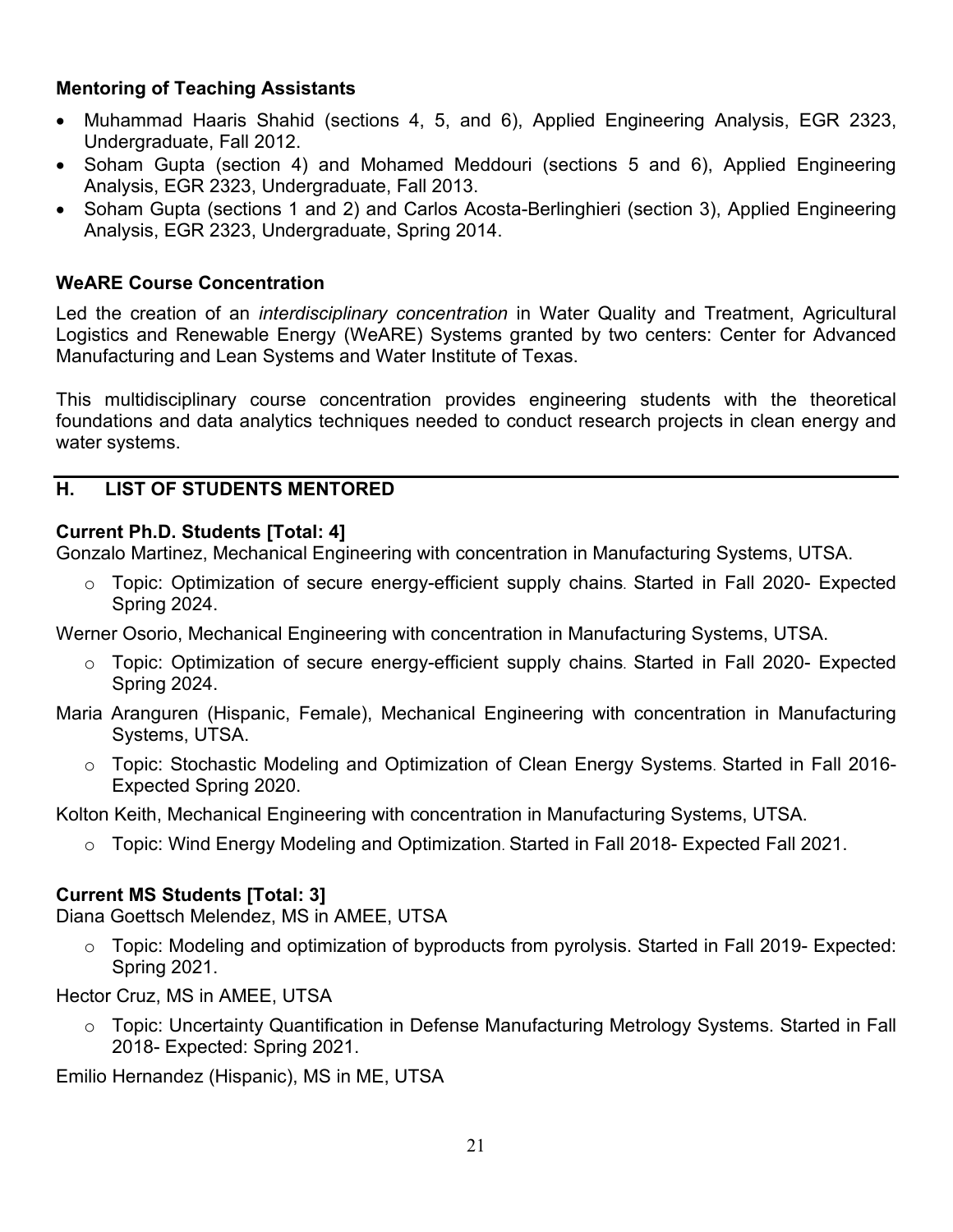**Mentoring of Teaching Assistants**

- Muhammad Haaris Shahid (sections 4, 5, and 6), Applied Engineering Analysis, EGR 2323, Undergraduate, Fall 2012.
- Soham Gupta (section 4) and Mohamed Meddouri (sections 5 and 6), Applied Engineering Analysis, EGR 2323, Undergraduate, Fall 2013.
- Soham Gupta (sections 1 and 2) and Carlos Acosta-Berlinghieri (section 3), Applied Engineering Analysis, EGR 2323, Undergraduate, Spring 2014.

**WeARE Course Concentration**

Led the creation of an *interdisciplinary concentration* in Water Quality and Treatment, Agricultural Logistics and Renewable Energy (WeARE) Systems granted by two centers: Center for Advanced Manufacturing and Lean Systems and Water Institute of Texas.

This multidisciplinary course concentration provides engineering students with the theoretical foundations and data analytics techniques needed to conduct research projects in clean energy and water systems.

## H. LIST OF STUDENTS MENTORED

**Current Ph.D. Students [Total: 4]**

Gonzalo Martinez, Mechanical Engineering with concentration in Manufacturing Systems, UTSA.

- Topic: Optimization of secure energy-efficient supply chains. Started in Fall 2020- Expected Spring 2024.

Werner Osorio, Mechanical Engineering with concentration in Manufacturing Systems, UTSA.

- Topic: Optimization of secure energy-efficient supply chains. Started in Fall 2020- Expected Spring 2024.

Maria Aranguren (Hispanic, Female), Mechanical Engineering with concentration in Manufacturing Systems, UTSA.

- Topic: Stochastic Modeling and Optimization of Clean Energy Systems. Started in Fall 2016- Expected Spring 2020.

Kolton Keith, Mechanical Engineering with concentration in Manufacturing Systems, UTSA.

- Topic: Wind Energy Modeling and Optimization. Started in Fall 2018- Expected Fall 2021.

**Current MS Students [Total: 3]**

Diana Goettsch Melendez, MS in AMEE, UTSA

- Topic: Modeling and optimization of byproducts from pyrolysis. Started in Fall 2019- Expected: Spring 2021.

Hector Cruz, MS in AMEE, UTSA

- Topic: Uncertainty Quantification in Defense Manufacturing Metrology Systems. Started in Fall 2018- Expected: Spring 2021.

Emilio Hernandez (Hispanic), MS in ME, UTSA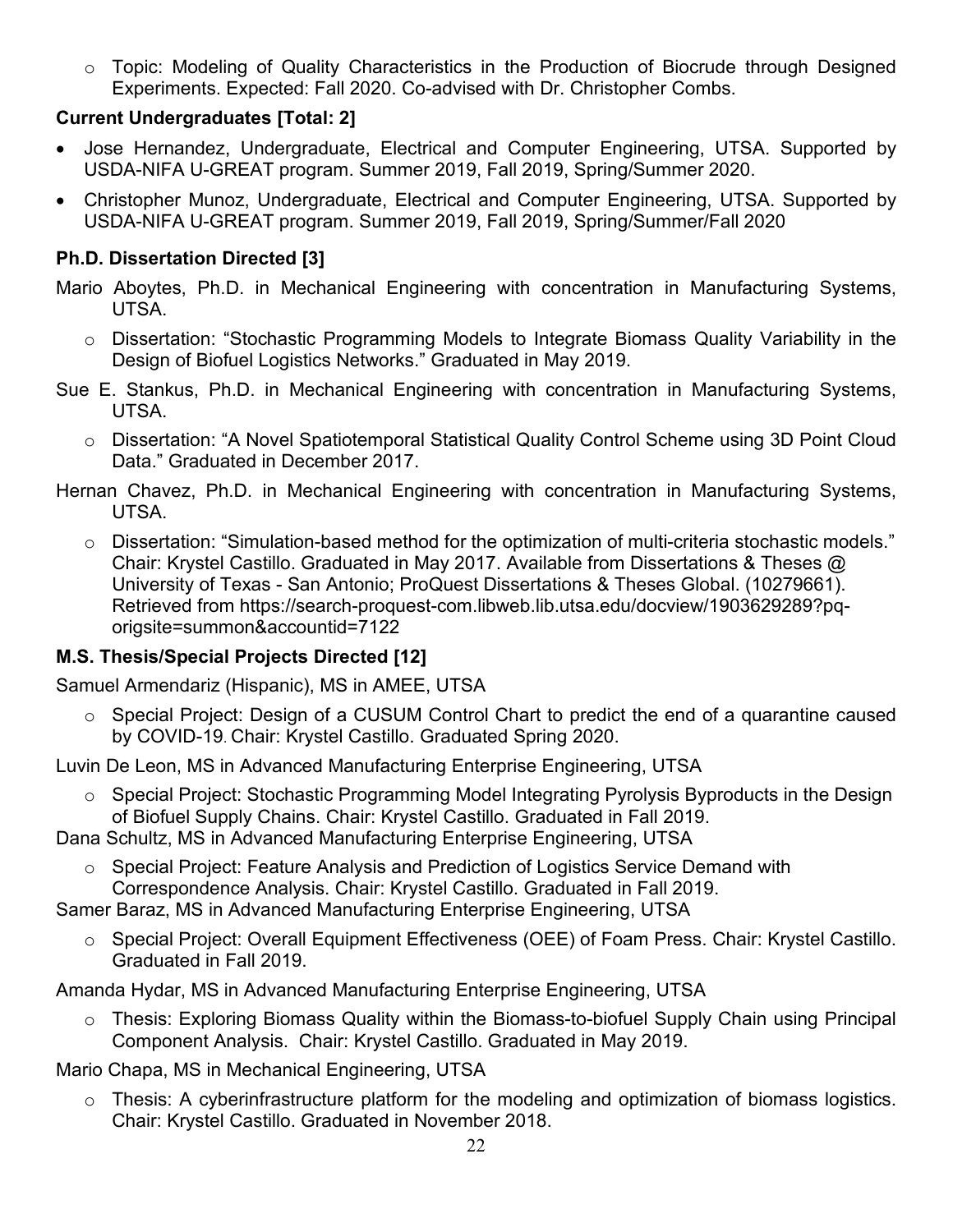- Topic: Modeling of Quality Characteristics in the Production of Biocrude through Designed Experiments. Expected: Fall 2020. Co-advised with Dr. Christopher Combs.

**Current Undergraduates [Total: 2]**

- Jose Hernandez, Undergraduate, Electrical and Computer Engineering, UTSA. Supported by USDA-NIFA U-GREAT program. Summer 2019, Fall 2019, Spring/Summer 2020.
- Christopher Munoz, Undergraduate, Electrical and Computer Engineering, UTSA. Supported by USDA-NIFA U-GREAT program. Summer 2019, Fall 2019, Spring/Summer/Fall 2020

**Ph.D. Dissertation Directed [3]**

Mario Aboytes, Ph.D. in Mechanical Engineering with concentration in Manufacturing Systems, UTSA.

- Dissertation: "Stochastic Programming Models to Integrate Biomass Quality Variability in the Design of Biofuel Logistics Networks." Graduated in May 2019.

Sue E. Stankus, Ph.D. in Mechanical Engineering with concentration in Manufacturing Systems, UTSA.

- Dissertation: "A Novel Spatiotemporal Statistical Quality Control Scheme using 3D Point Cloud Data." Graduated in December 2017.

Hernan Chavez, Ph.D. in Mechanical Engineering with concentration in Manufacturing Systems, UTSA.

- Dissertation: "Simulation-based method for the optimization of multi-criteria stochastic models." Chair: Krystel Castillo. Graduated in May 2017. Available from Dissertations & Theses @ University of Texas - San Antonio; ProQuest Dissertations & Theses Global. (10279661). Retrieved from https://search-proquest-com.libweb.lib.utsa.edu/docview/1903629289?pq-origsite=summon&accountid=7122

**M.S. Thesis/Special Projects Directed [12]**

Samuel Armendariz (Hispanic), MS in AMEE, UTSA

- Special Project: Design of a CUSUM Control Chart to predict the end of a quarantine caused by COVID-19. Chair: Krystel Castillo. Graduated Spring 2020.

Luvin De Leon, MS in Advanced Manufacturing Enterprise Engineering, UTSA

- Special Project: Stochastic Programming Model Integrating Pyrolysis Byproducts in the Design of Biofuel Supply Chains. Chair: Krystel Castillo. Graduated in Fall 2019.

Dana Schultz, MS in Advanced Manufacturing Enterprise Engineering, UTSA

- Special Project: Feature Analysis and Prediction of Logistics Service Demand with Correspondence Analysis. Chair: Krystel Castillo. Graduated in Fall 2019.

Samer Baraz, MS in Advanced Manufacturing Enterprise Engineering, UTSA

- Special Project: Overall Equipment Effectiveness (OEE) of Foam Press. Chair: Krystel Castillo. Graduated in Fall 2019.

Amanda Hydar, MS in Advanced Manufacturing Enterprise Engineering, UTSA

- Thesis: Exploring Biomass Quality within the Biomass-to-biofuel Supply Chain using Principal Component Analysis. Chair: Krystel Castillo. Graduated in May 2019.

Mario Chapa, MS in Mechanical Engineering, UTSA

- Thesis: A cyberinfrastructure platform for the modeling and optimization of biomass logistics. Chair: Krystel Castillo. Graduated in November 2018.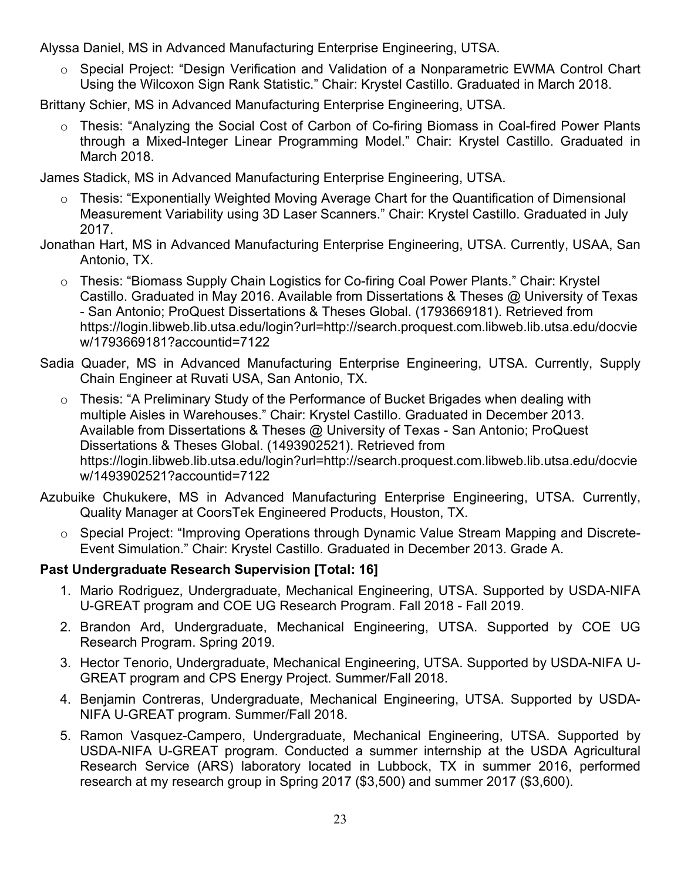Alyssa Daniel, MS in Advanced Manufacturing Enterprise Engineering, UTSA.

- Special Project: "Design Verification and Validation of a Nonparametric EWMA Control Chart Using the Wilcoxon Sign Rank Statistic." Chair: Krystel Castillo. Graduated in March 2018.

Brittany Schier, MS in Advanced Manufacturing Enterprise Engineering, UTSA.

- Thesis: "Analyzing the Social Cost of Carbon of Co-firing Biomass in Coal-fired Power Plants through a Mixed-Integer Linear Programming Model." Chair: Krystel Castillo. Graduated in March 2018.

James Stadick, MS in Advanced Manufacturing Enterprise Engineering, UTSA.

- Thesis: "Exponentially Weighted Moving Average Chart for the Quantification of Dimensional Measurement Variability using 3D Laser Scanners." Chair: Krystel Castillo. Graduated in July 2017.

Jonathan Hart, MS in Advanced Manufacturing Enterprise Engineering, UTSA. Currently, USAA, San Antonio, TX.

- Thesis: "Biomass Supply Chain Logistics for Co-firing Coal Power Plants." Chair: Krystel Castillo. Graduated in May 2016. Available from Dissertations & Theses @ University of Texas - San Antonio; ProQuest Dissertations & Theses Global. (1793669181). Retrieved from https://login.libweb.lib.utsa.edu/login?url=http://search.proquest.com.libweb.lib.utsa.edu/docview/1793669181?accountid=7122

Sadia Quader, MS in Advanced Manufacturing Enterprise Engineering, UTSA. Currently, Supply Chain Engineer at Ruvati USA, San Antonio, TX.

- Thesis: "A Preliminary Study of the Performance of Bucket Brigades when dealing with multiple Aisles in Warehouses." Chair: Krystel Castillo. Graduated in December 2013. Available from Dissertations & Theses @ University of Texas - San Antonio; ProQuest Dissertations & Theses Global. (1493902521). Retrieved from https://login.libweb.lib.utsa.edu/login?url=http://search.proquest.com.libweb.lib.utsa.edu/docview/1493902521?accountid=7122

Azubuike Chukukere, MS in Advanced Manufacturing Enterprise Engineering, UTSA. Currently, Quality Manager at CoorsTek Engineered Products, Houston, TX.

- Special Project: "Improving Operations through Dynamic Value Stream Mapping and Discrete-Event Simulation." Chair: Krystel Castillo. Graduated in December 2013. Grade A.

**Past Undergraduate Research Supervision [Total: 16]**

1. Mario Rodriguez, Undergraduate, Mechanical Engineering, UTSA. Supported by USDA-NIFA U-GREAT program and COE UG Research Program. Fall 2018 - Fall 2019.
2. Brandon Ard, Undergraduate, Mechanical Engineering, UTSA. Supported by COE UG Research Program. Spring 2019.
3. Hector Tenorio, Undergraduate, Mechanical Engineering, UTSA. Supported by USDA-NIFA U-GREAT program and CPS Energy Project. Summer/Fall 2018.
4. Benjamin Contreras, Undergraduate, Mechanical Engineering, UTSA. Supported by USDA-NIFA U-GREAT program. Summer/Fall 2018.
5. Ramon Vasquez-Campero, Undergraduate, Mechanical Engineering, UTSA. Supported by USDA-NIFA U-GREAT program. Conducted a summer internship at the USDA Agricultural Research Service (ARS) laboratory located in Lubbock, TX in summer 2016, performed research at my research group in Spring 2017 ($3,500) and summer 2017 ($3,600).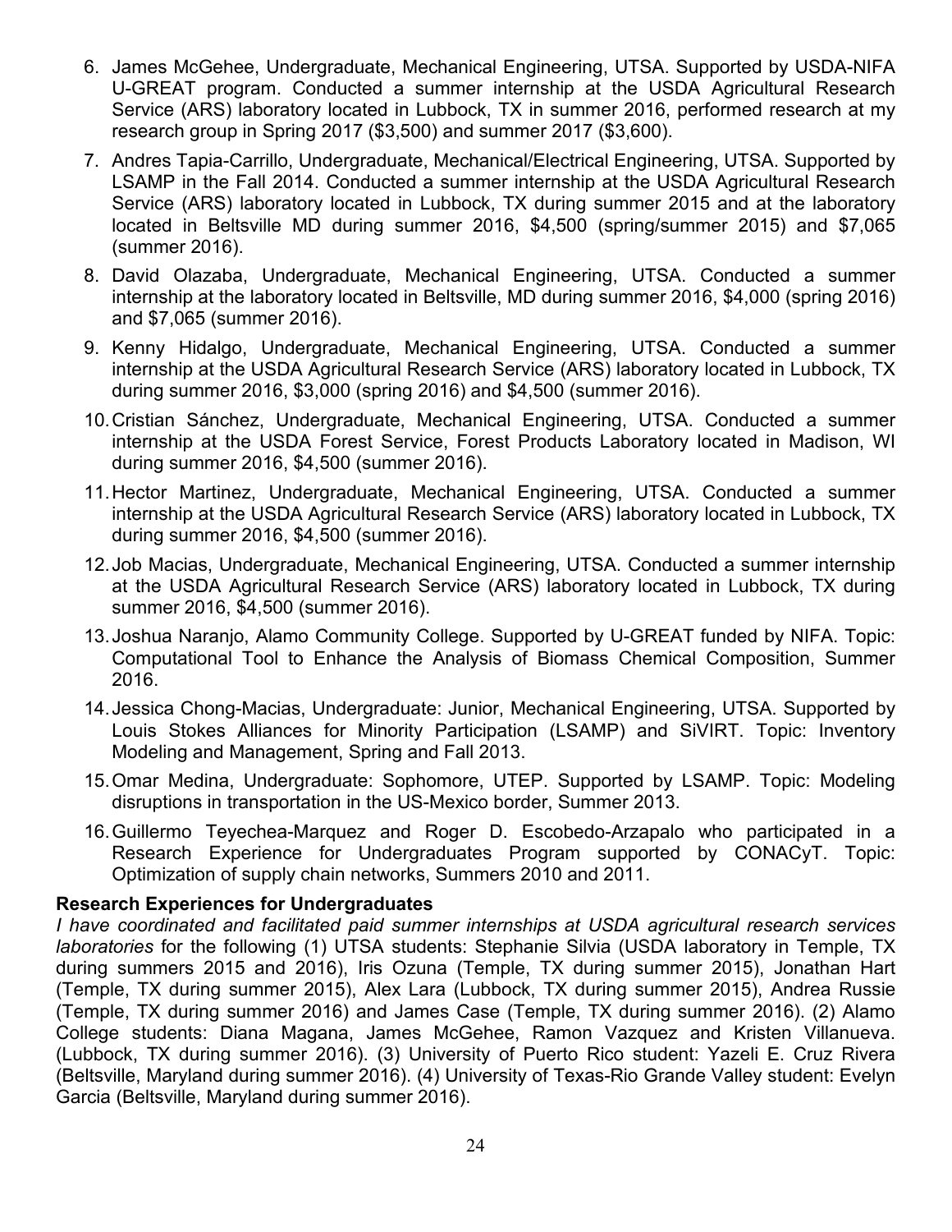6. James McGehee, Undergraduate, Mechanical Engineering, UTSA. Supported by USDA-NIFA U-GREAT program. Conducted a summer internship at the USDA Agricultural Research Service (ARS) laboratory located in Lubbock, TX in summer 2016, performed research at my research group in Spring 2017 ($3,500) and summer 2017 ($3,600).
7. Andres Tapia-Carrillo, Undergraduate, Mechanical/Electrical Engineering, UTSA. Supported by LSAMP in the Fall 2014. Conducted a summer internship at the USDA Agricultural Research Service (ARS) laboratory located in Lubbock, TX during summer 2015 and at the laboratory located in Beltsville MD during summer 2016, $4,500 (spring/summer 2015) and $7,065 (summer 2016).
8. David Olazaba, Undergraduate, Mechanical Engineering, UTSA. Conducted a summer internship at the laboratory located in Beltsville, MD during summer 2016, $4,000 (spring 2016) and $7,065 (summer 2016).
9. Kenny Hidalgo, Undergraduate, Mechanical Engineering, UTSA. Conducted a summer internship at the USDA Agricultural Research Service (ARS) laboratory located in Lubbock, TX during summer 2016, $3,000 (spring 2016) and $4,500 (summer 2016).
10. Cristian Sánchez, Undergraduate, Mechanical Engineering, UTSA. Conducted a summer internship at the USDA Forest Service, Forest Products Laboratory located in Madison, WI during summer 2016, $4,500 (summer 2016).
11. Hector Martinez, Undergraduate, Mechanical Engineering, UTSA. Conducted a summer internship at the USDA Agricultural Research Service (ARS) laboratory located in Lubbock, TX during summer 2016, $4,500 (summer 2016).
12. Job Macias, Undergraduate, Mechanical Engineering, UTSA. Conducted a summer internship at the USDA Agricultural Research Service (ARS) laboratory located in Lubbock, TX during summer 2016, $4,500 (summer 2016).
13. Joshua Naranjo, Alamo Community College. Supported by U-GREAT funded by NIFA. Topic: Computational Tool to Enhance the Analysis of Biomass Chemical Composition, Summer 2016.
14. Jessica Chong-Macias, Undergraduate: Junior, Mechanical Engineering, UTSA. Supported by Louis Stokes Alliances for Minority Participation (LSAMP) and SiVIRT. Topic: Inventory Modeling and Management, Spring and Fall 2013.
15. Omar Medina, Undergraduate: Sophomore, UTEP. Supported by LSAMP. Topic: Modeling disruptions in transportation in the US-Mexico border, Summer 2013.
16. Guillermo Teyechea-Marquez and Roger D. Escobedo-Arzapalo who participated in a Research Experience for Undergraduates Program supported by CONACyT. Topic: Optimization of supply chain networks, Summers 2010 and 2011.

**Research Experiences for Undergraduates**

*I have coordinated and facilitated paid summer internships at USDA agricultural research services laboratories* for the following (1) UTSA students: Stephanie Silvia (USDA laboratory in Temple, TX during summers 2015 and 2016), Iris Ozuna (Temple, TX during summer 2015), Jonathan Hart (Temple, TX during summer 2015), Alex Lara (Lubbock, TX during summer 2015), Andrea Russie (Temple, TX during summer 2016) and James Case (Temple, TX during summer 2016). (2) Alamo College students: Diana Magana, James McGehee, Ramon Vazquez and Kristen Villanueva. (Lubbock, TX during summer 2016). (3) University of Puerto Rico student: Yazeli E. Cruz Rivera (Beltsville, Maryland during summer 2016). (4) University of Texas-Rio Grande Valley student: Evelyn Garcia (Beltsville, Maryland during summer 2016).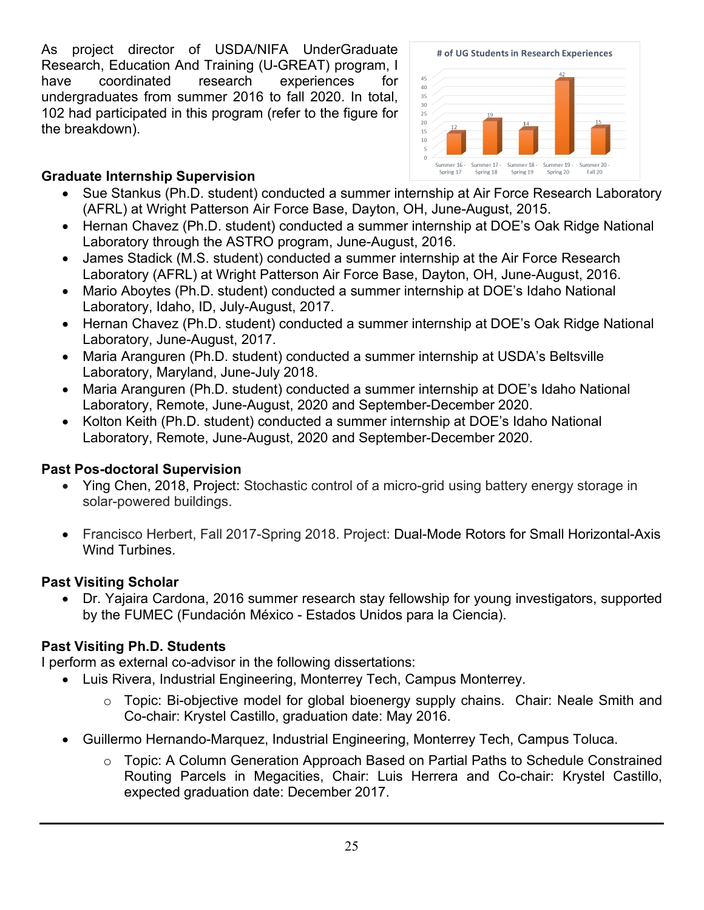As project director of USDA/NIFA UnderGraduate Research, Education And Training (U-GREAT) program, I have coordinated research experiences for undergraduates from summer 2016 to fall 2020. In total, 102 had participated in this program (refer to the figure for the breakdown).

**# of UG Students in Research Experiences**

| Period | # of UG Students |
|---|---|
| Summer 16 - Spring 17 | 12 |
| Summer 17 - Spring 18 | 19 |
| Summer 18 - Spring 19 | 14 |
| Summer 19 - Spring 20 | 42 |
| Summer 20 - Fall 20 | 15 |

### Graduate Internship Supervision

- Sue Stankus (Ph.D. student) conducted a summer internship at Air Force Research Laboratory (AFRL) at Wright Patterson Air Force Base, Dayton, OH, June-August, 2015.
- Hernan Chavez (Ph.D. student) conducted a summer internship at DOE's Oak Ridge National Laboratory through the ASTRO program, June-August, 2016.
- James Stadick (M.S. student) conducted a summer internship at the Air Force Research Laboratory (AFRL) at Wright Patterson Air Force Base, Dayton, OH, June-August, 2016.
- Mario Aboytes (Ph.D. student) conducted a summer internship at DOE's Idaho National Laboratory, Idaho, ID, July-August, 2017.
- Hernan Chavez (Ph.D. student) conducted a summer internship at DOE's Oak Ridge National Laboratory, June-August, 2017.
- Maria Aranguren (Ph.D. student) conducted a summer internship at USDA's Beltsville Laboratory, Maryland, June-July 2018.
- Maria Aranguren (Ph.D. student) conducted a summer internship at DOE's Idaho National Laboratory, Remote, June-August, 2020 and September-December 2020.
- Kolton Keith (Ph.D. student) conducted a summer internship at DOE's Idaho National Laboratory, Remote, June-August, 2020 and September-December 2020.

### Past Pos-doctoral Supervision

- Ying Chen, 2018, Project: Stochastic control of a micro-grid using battery energy storage in solar-powered buildings.
- Francisco Herbert, Fall 2017-Spring 2018. Project: Dual-Mode Rotors for Small Horizontal-Axis Wind Turbines.

### Past Visiting Scholar

- Dr. Yajaira Cardona, 2016 summer research stay fellowship for young investigators, supported by the FUMEC (Fundación México - Estados Unidos para la Ciencia).

### Past Visiting Ph.D. Students

I perform as external co-advisor in the following dissertations:

- Luis Rivera, Industrial Engineering, Monterrey Tech, Campus Monterrey.
  - Topic: Bi-objective model for global bioenergy supply chains. Chair: Neale Smith and Co-chair: Krystel Castillo, graduation date: May 2016.
- Guillermo Hernando-Marquez, Industrial Engineering, Monterrey Tech, Campus Toluca.
  - Topic: A Column Generation Approach Based on Partial Paths to Schedule Constrained Routing Parcels in Megacities, Chair: Luis Herrera and Co-chair: Krystel Castillo, expected graduation date: December 2017.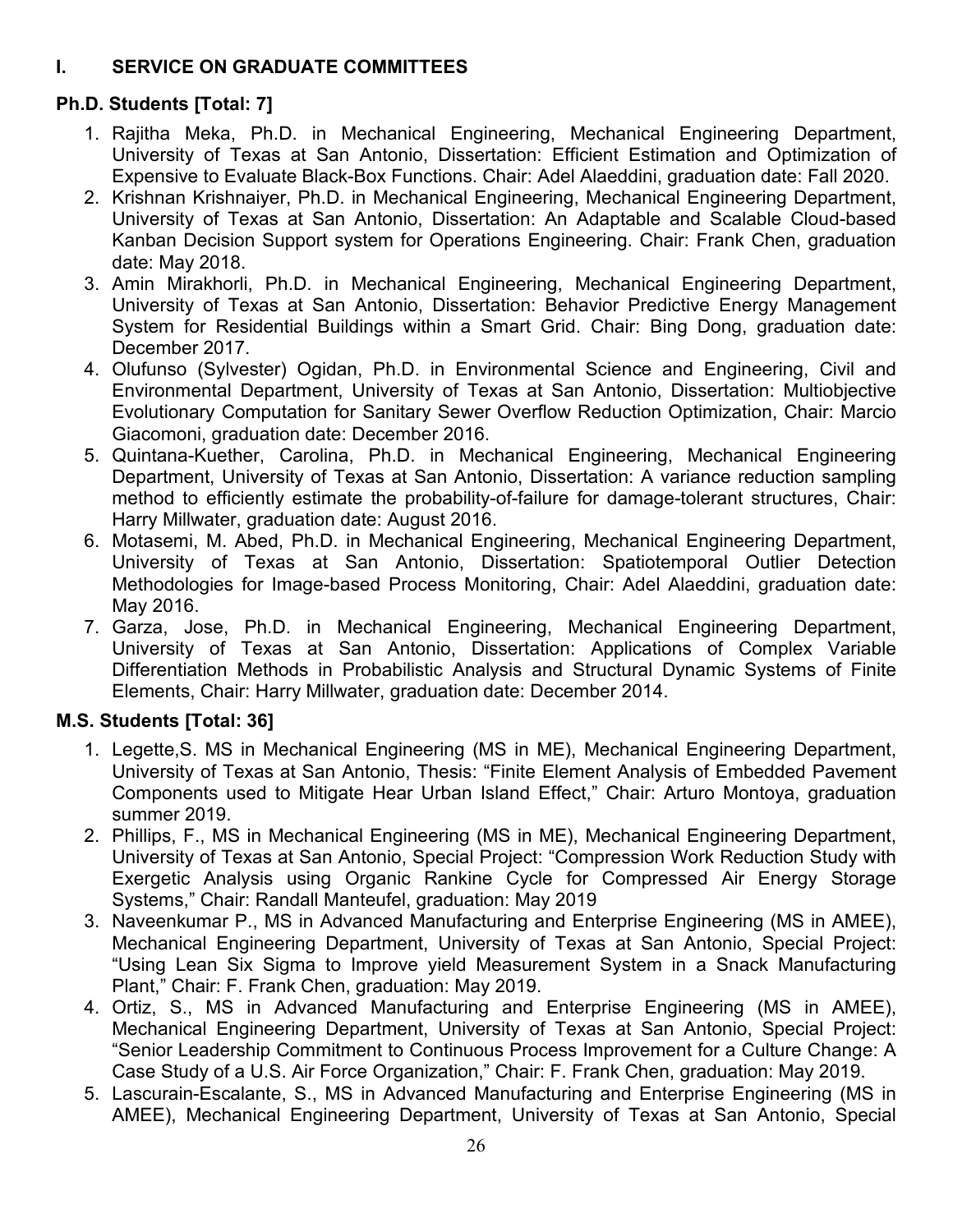## I. SERVICE ON GRADUATE COMMITTEES

### Ph.D. Students [Total: 7]

1. Rajitha Meka, Ph.D. in Mechanical Engineering, Mechanical Engineering Department, University of Texas at San Antonio, Dissertation: Efficient Estimation and Optimization of Expensive to Evaluate Black-Box Functions. Chair: Adel Alaeddini, graduation date: Fall 2020.
2. Krishnan Krishnaiyer, Ph.D. in Mechanical Engineering, Mechanical Engineering Department, University of Texas at San Antonio, Dissertation: An Adaptable and Scalable Cloud-based Kanban Decision Support system for Operations Engineering. Chair: Frank Chen, graduation date: May 2018.
3. Amin Mirakhorli, Ph.D. in Mechanical Engineering, Mechanical Engineering Department, University of Texas at San Antonio, Dissertation: Behavior Predictive Energy Management System for Residential Buildings within a Smart Grid. Chair: Bing Dong, graduation date: December 2017.
4. Olufunso (Sylvester) Ogidan, Ph.D. in Environmental Science and Engineering, Civil and Environmental Department, University of Texas at San Antonio, Dissertation: Multiobjective Evolutionary Computation for Sanitary Sewer Overflow Reduction Optimization, Chair: Marcio Giacomoni, graduation date: December 2016.
5. Quintana-Kuether, Carolina, Ph.D. in Mechanical Engineering, Mechanical Engineering Department, University of Texas at San Antonio, Dissertation: A variance reduction sampling method to efficiently estimate the probability-of-failure for damage-tolerant structures, Chair: Harry Millwater, graduation date: August 2016.
6. Motasemi, M. Abed, Ph.D. in Mechanical Engineering, Mechanical Engineering Department, University of Texas at San Antonio, Dissertation: Spatiotemporal Outlier Detection Methodologies for Image-based Process Monitoring, Chair: Adel Alaeddini, graduation date: May 2016.
7. Garza, Jose, Ph.D. in Mechanical Engineering, Mechanical Engineering Department, University of Texas at San Antonio, Dissertation: Applications of Complex Variable Differentiation Methods in Probabilistic Analysis and Structural Dynamic Systems of Finite Elements, Chair: Harry Millwater, graduation date: December 2014.

### M.S. Students [Total: 36]

1. Legette,S. MS in Mechanical Engineering (MS in ME), Mechanical Engineering Department, University of Texas at San Antonio, Thesis: "Finite Element Analysis of Embedded Pavement Components used to Mitigate Hear Urban Island Effect," Chair: Arturo Montoya, graduation summer 2019.
2. Phillips, F., MS in Mechanical Engineering (MS in ME), Mechanical Engineering Department, University of Texas at San Antonio, Special Project: "Compression Work Reduction Study with Exergetic Analysis using Organic Rankine Cycle for Compressed Air Energy Storage Systems," Chair: Randall Manteufel, graduation: May 2019
3. Naveenkumar P., MS in Advanced Manufacturing and Enterprise Engineering (MS in AMEE), Mechanical Engineering Department, University of Texas at San Antonio, Special Project: "Using Lean Six Sigma to Improve yield Measurement System in a Snack Manufacturing Plant," Chair: F. Frank Chen, graduation: May 2019.
4. Ortiz, S., MS in Advanced Manufacturing and Enterprise Engineering (MS in AMEE), Mechanical Engineering Department, University of Texas at San Antonio, Special Project: "Senior Leadership Commitment to Continuous Process Improvement for a Culture Change: A Case Study of a U.S. Air Force Organization," Chair: F. Frank Chen, graduation: May 2019.
5. Lascurain-Escalante, S., MS in Advanced Manufacturing and Enterprise Engineering (MS in AMEE), Mechanical Engineering Department, University of Texas at San Antonio, Special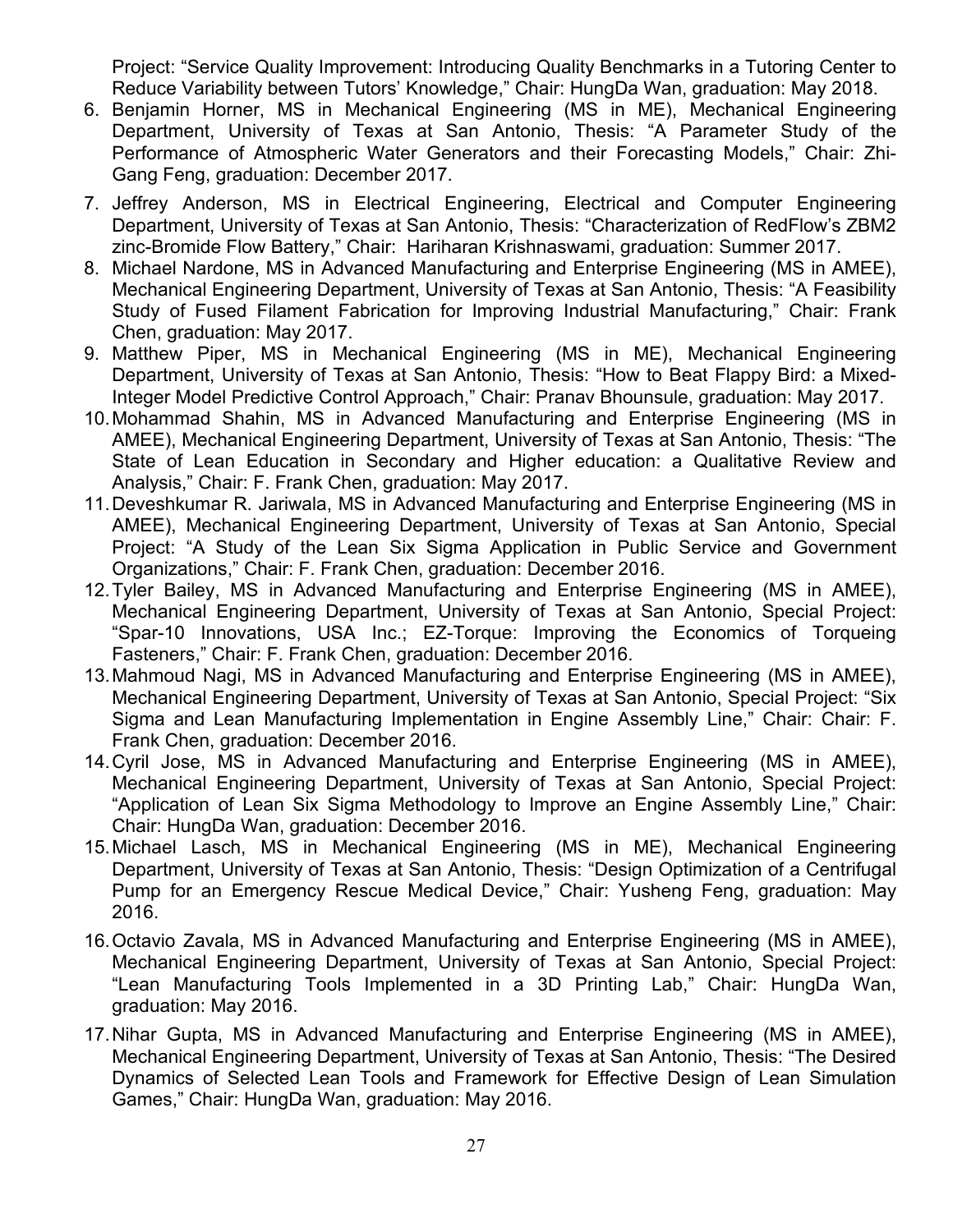Project: "Service Quality Improvement: Introducing Quality Benchmarks in a Tutoring Center to Reduce Variability between Tutors' Knowledge," Chair: HungDa Wan, graduation: May 2018.

6. Benjamin Horner, MS in Mechanical Engineering (MS in ME), Mechanical Engineering Department, University of Texas at San Antonio, Thesis: "A Parameter Study of the Performance of Atmospheric Water Generators and their Forecasting Models," Chair: Zhi-Gang Feng, graduation: December 2017.
7. Jeffrey Anderson, MS in Electrical Engineering, Electrical and Computer Engineering Department, University of Texas at San Antonio, Thesis: "Characterization of RedFlow's ZBM2 zinc-Bromide Flow Battery," Chair: Hariharan Krishnaswami, graduation: Summer 2017.
8. Michael Nardone, MS in Advanced Manufacturing and Enterprise Engineering (MS in AMEE), Mechanical Engineering Department, University of Texas at San Antonio, Thesis: "A Feasibility Study of Fused Filament Fabrication for Improving Industrial Manufacturing," Chair: Frank Chen, graduation: May 2017.
9. Matthew Piper, MS in Mechanical Engineering (MS in ME), Mechanical Engineering Department, University of Texas at San Antonio, Thesis: "How to Beat Flappy Bird: a Mixed-Integer Model Predictive Control Approach," Chair: Pranav Bhounsule, graduation: May 2017.
10. Mohammad Shahin, MS in Advanced Manufacturing and Enterprise Engineering (MS in AMEE), Mechanical Engineering Department, University of Texas at San Antonio, Thesis: "The State of Lean Education in Secondary and Higher education: a Qualitative Review and Analysis," Chair: F. Frank Chen, graduation: May 2017.
11. Deveshkumar R. Jariwala, MS in Advanced Manufacturing and Enterprise Engineering (MS in AMEE), Mechanical Engineering Department, University of Texas at San Antonio, Special Project: "A Study of the Lean Six Sigma Application in Public Service and Government Organizations," Chair: F. Frank Chen, graduation: December 2016.
12. Tyler Bailey, MS in Advanced Manufacturing and Enterprise Engineering (MS in AMEE), Mechanical Engineering Department, University of Texas at San Antonio, Special Project: "Spar-10 Innovations, USA Inc.; EZ-Torque: Improving the Economics of Torqueing Fasteners," Chair: F. Frank Chen, graduation: December 2016.
13. Mahmoud Nagi, MS in Advanced Manufacturing and Enterprise Engineering (MS in AMEE), Mechanical Engineering Department, University of Texas at San Antonio, Special Project: "Six Sigma and Lean Manufacturing Implementation in Engine Assembly Line," Chair: Chair: F. Frank Chen, graduation: December 2016.
14. Cyril Jose, MS in Advanced Manufacturing and Enterprise Engineering (MS in AMEE), Mechanical Engineering Department, University of Texas at San Antonio, Special Project: "Application of Lean Six Sigma Methodology to Improve an Engine Assembly Line," Chair: Chair: HungDa Wan, graduation: December 2016.
15. Michael Lasch, MS in Mechanical Engineering (MS in ME), Mechanical Engineering Department, University of Texas at San Antonio, Thesis: "Design Optimization of a Centrifugal Pump for an Emergency Rescue Medical Device," Chair: Yusheng Feng, graduation: May 2016.
16. Octavio Zavala, MS in Advanced Manufacturing and Enterprise Engineering (MS in AMEE), Mechanical Engineering Department, University of Texas at San Antonio, Special Project: "Lean Manufacturing Tools Implemented in a 3D Printing Lab," Chair: HungDa Wan, graduation: May 2016.
17. Nihar Gupta, MS in Advanced Manufacturing and Enterprise Engineering (MS in AMEE), Mechanical Engineering Department, University of Texas at San Antonio, Thesis: "The Desired Dynamics of Selected Lean Tools and Framework for Effective Design of Lean Simulation Games," Chair: HungDa Wan, graduation: May 2016.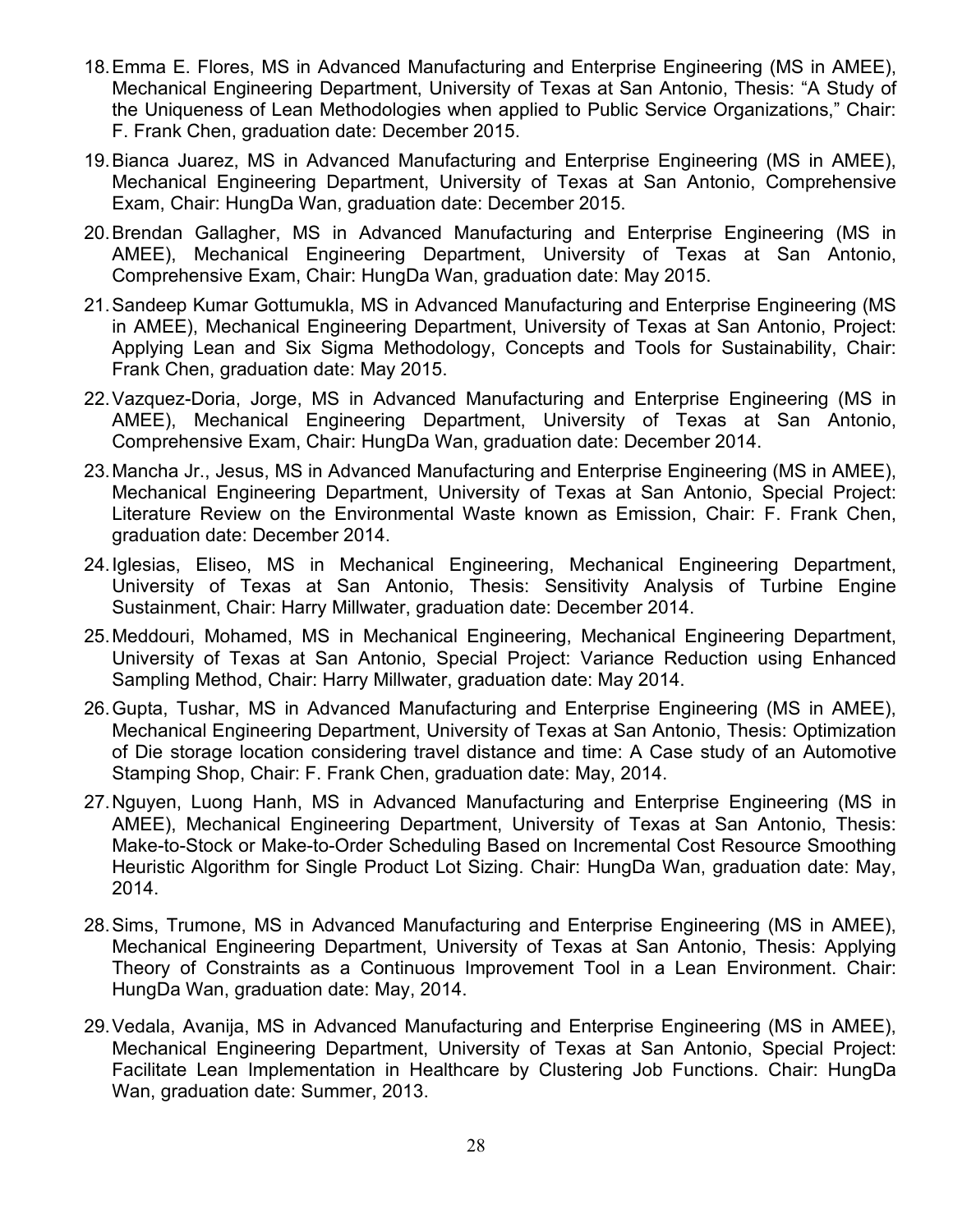18. Emma E. Flores, MS in Advanced Manufacturing and Enterprise Engineering (MS in AMEE), Mechanical Engineering Department, University of Texas at San Antonio, Thesis: “A Study of the Uniqueness of Lean Methodologies when applied to Public Service Organizations,” Chair: F. Frank Chen, graduation date: December 2015.
19. Bianca Juarez, MS in Advanced Manufacturing and Enterprise Engineering (MS in AMEE), Mechanical Engineering Department, University of Texas at San Antonio, Comprehensive Exam, Chair: HungDa Wan, graduation date: December 2015.
20. Brendan Gallagher, MS in Advanced Manufacturing and Enterprise Engineering (MS in AMEE), Mechanical Engineering Department, University of Texas at San Antonio, Comprehensive Exam, Chair: HungDa Wan, graduation date: May 2015.
21. Sandeep Kumar Gottumukla, MS in Advanced Manufacturing and Enterprise Engineering (MS in AMEE), Mechanical Engineering Department, University of Texas at San Antonio, Project: Applying Lean and Six Sigma Methodology, Concepts and Tools for Sustainability, Chair: Frank Chen, graduation date: May 2015.
22. Vazquez-Doria, Jorge, MS in Advanced Manufacturing and Enterprise Engineering (MS in AMEE), Mechanical Engineering Department, University of Texas at San Antonio, Comprehensive Exam, Chair: HungDa Wan, graduation date: December 2014.
23. Mancha Jr., Jesus, MS in Advanced Manufacturing and Enterprise Engineering (MS in AMEE), Mechanical Engineering Department, University of Texas at San Antonio, Special Project: Literature Review on the Environmental Waste known as Emission, Chair: F. Frank Chen, graduation date: December 2014.
24. Iglesias, Eliseo, MS in Mechanical Engineering, Mechanical Engineering Department, University of Texas at San Antonio, Thesis: Sensitivity Analysis of Turbine Engine Sustainment, Chair: Harry Millwater, graduation date: December 2014.
25. Meddouri, Mohamed, MS in Mechanical Engineering, Mechanical Engineering Department, University of Texas at San Antonio, Special Project: Variance Reduction using Enhanced Sampling Method, Chair: Harry Millwater, graduation date: May 2014.
26. Gupta, Tushar, MS in Advanced Manufacturing and Enterprise Engineering (MS in AMEE), Mechanical Engineering Department, University of Texas at San Antonio, Thesis: Optimization of Die storage location considering travel distance and time: A Case study of an Automotive Stamping Shop, Chair: F. Frank Chen, graduation date: May, 2014.
27. Nguyen, Luong Hanh, MS in Advanced Manufacturing and Enterprise Engineering (MS in AMEE), Mechanical Engineering Department, University of Texas at San Antonio, Thesis: Make-to-Stock or Make-to-Order Scheduling Based on Incremental Cost Resource Smoothing Heuristic Algorithm for Single Product Lot Sizing. Chair: HungDa Wan, graduation date: May, 2014.
28. Sims, Trumone, MS in Advanced Manufacturing and Enterprise Engineering (MS in AMEE), Mechanical Engineering Department, University of Texas at San Antonio, Thesis: Applying Theory of Constraints as a Continuous Improvement Tool in a Lean Environment. Chair: HungDa Wan, graduation date: May, 2014.
29. Vedala, Avanija, MS in Advanced Manufacturing and Enterprise Engineering (MS in AMEE), Mechanical Engineering Department, University of Texas at San Antonio, Special Project: Facilitate Lean Implementation in Healthcare by Clustering Job Functions. Chair: HungDa Wan, graduation date: Summer, 2013.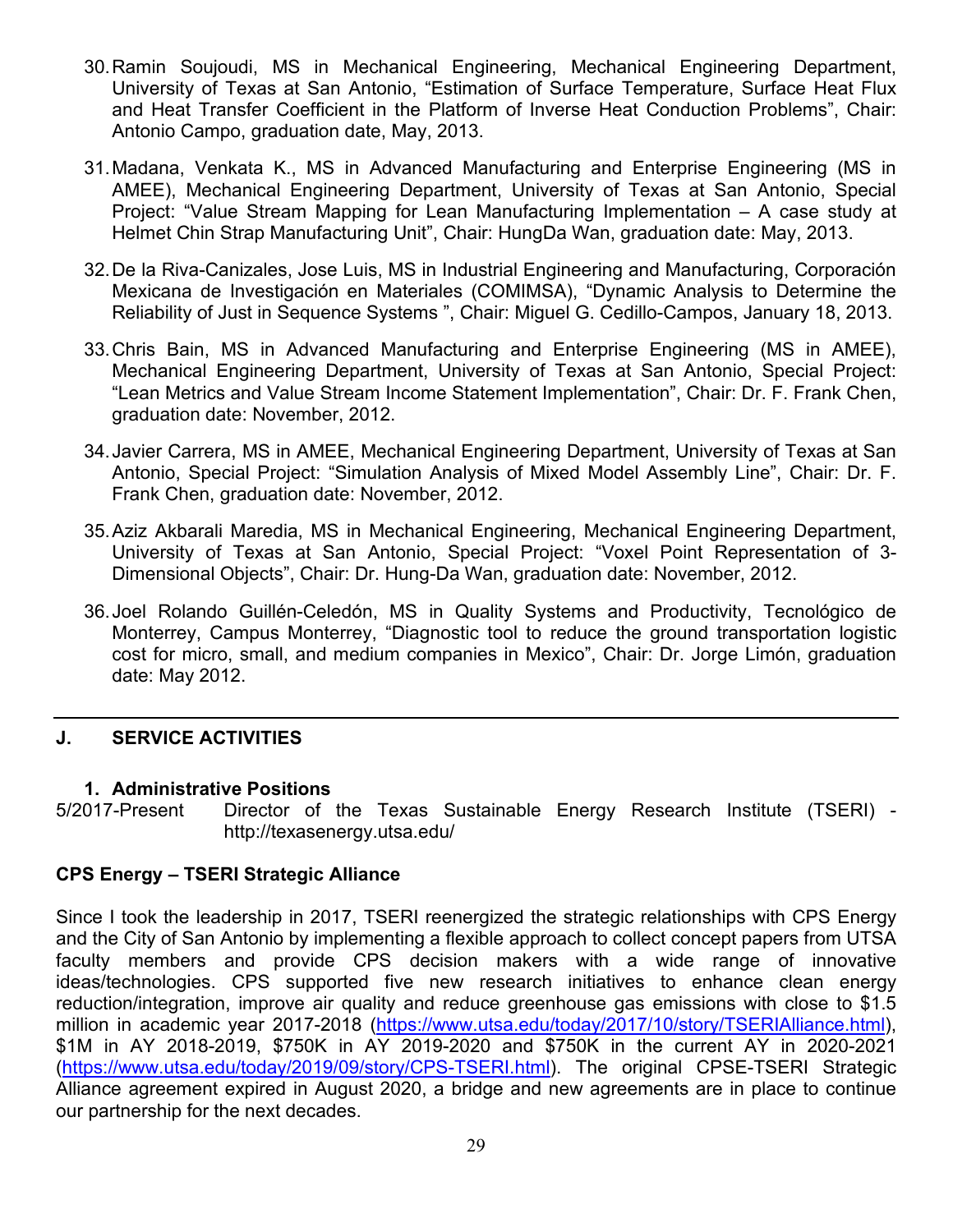30. Ramin Soujoudi, MS in Mechanical Engineering, Mechanical Engineering Department, University of Texas at San Antonio, "Estimation of Surface Temperature, Surface Heat Flux and Heat Transfer Coefficient in the Platform of Inverse Heat Conduction Problems", Chair: Antonio Campo, graduation date, May, 2013.

31. Madana, Venkata K., MS in Advanced Manufacturing and Enterprise Engineering (MS in AMEE), Mechanical Engineering Department, University of Texas at San Antonio, Special Project: "Value Stream Mapping for Lean Manufacturing Implementation – A case study at Helmet Chin Strap Manufacturing Unit", Chair: HungDa Wan, graduation date: May, 2013.

32. De la Riva-Canizales, Jose Luis, MS in Industrial Engineering and Manufacturing, Corporación Mexicana de Investigación en Materiales (COMIMSA), "Dynamic Analysis to Determine the Reliability of Just in Sequence Systems ", Chair: Miguel G. Cedillo-Campos, January 18, 2013.

33. Chris Bain, MS in Advanced Manufacturing and Enterprise Engineering (MS in AMEE), Mechanical Engineering Department, University of Texas at San Antonio, Special Project: "Lean Metrics and Value Stream Income Statement Implementation", Chair: Dr. F. Frank Chen, graduation date: November, 2012.

34. Javier Carrera, MS in AMEE, Mechanical Engineering Department, University of Texas at San Antonio, Special Project: "Simulation Analysis of Mixed Model Assembly Line", Chair: Dr. F. Frank Chen, graduation date: November, 2012.

35. Aziz Akbarali Maredia, MS in Mechanical Engineering, Mechanical Engineering Department, University of Texas at San Antonio, Special Project: "Voxel Point Representation of 3-Dimensional Objects", Chair: Dr. Hung-Da Wan, graduation date: November, 2012.

36. Joel Rolando Guillén-Celedón, MS in Quality Systems and Productivity, Tecnológico de Monterrey, Campus Monterrey, "Diagnostic tool to reduce the ground transportation logistic cost for micro, small, and medium companies in Mexico", Chair: Dr. Jorge Limón, graduation date: May 2012.

---

## J. SERVICE ACTIVITIES

### 1. Administrative Positions

5/2017-Present Director of the Texas Sustainable Energy Research Institute (TSERI) - http://texasenergy.utsa.edu/

**CPS Energy – TSERI Strategic Alliance**

Since I took the leadership in 2017, TSERI reenergized the strategic relationships with CPS Energy and the City of San Antonio by implementing a flexible approach to collect concept papers from UTSA faculty members and provide CPS decision makers with a wide range of innovative ideas/technologies. CPS supported five new research initiatives to enhance clean energy reduction/integration, improve air quality and reduce greenhouse gas emissions with close to $1.5 million in academic year 2017-2018 (https://www.utsa.edu/today/2017/10/story/TSERIAlliance.html), $1M in AY 2018-2019, $750K in AY 2019-2020 and $750K in the current AY in 2020-2021 (https://www.utsa.edu/today/2019/09/story/CPS-TSERI.html). The original CPSE-TSERI Strategic Alliance agreement expired in August 2020, a bridge and new agreements are in place to continue our partnership for the next decades.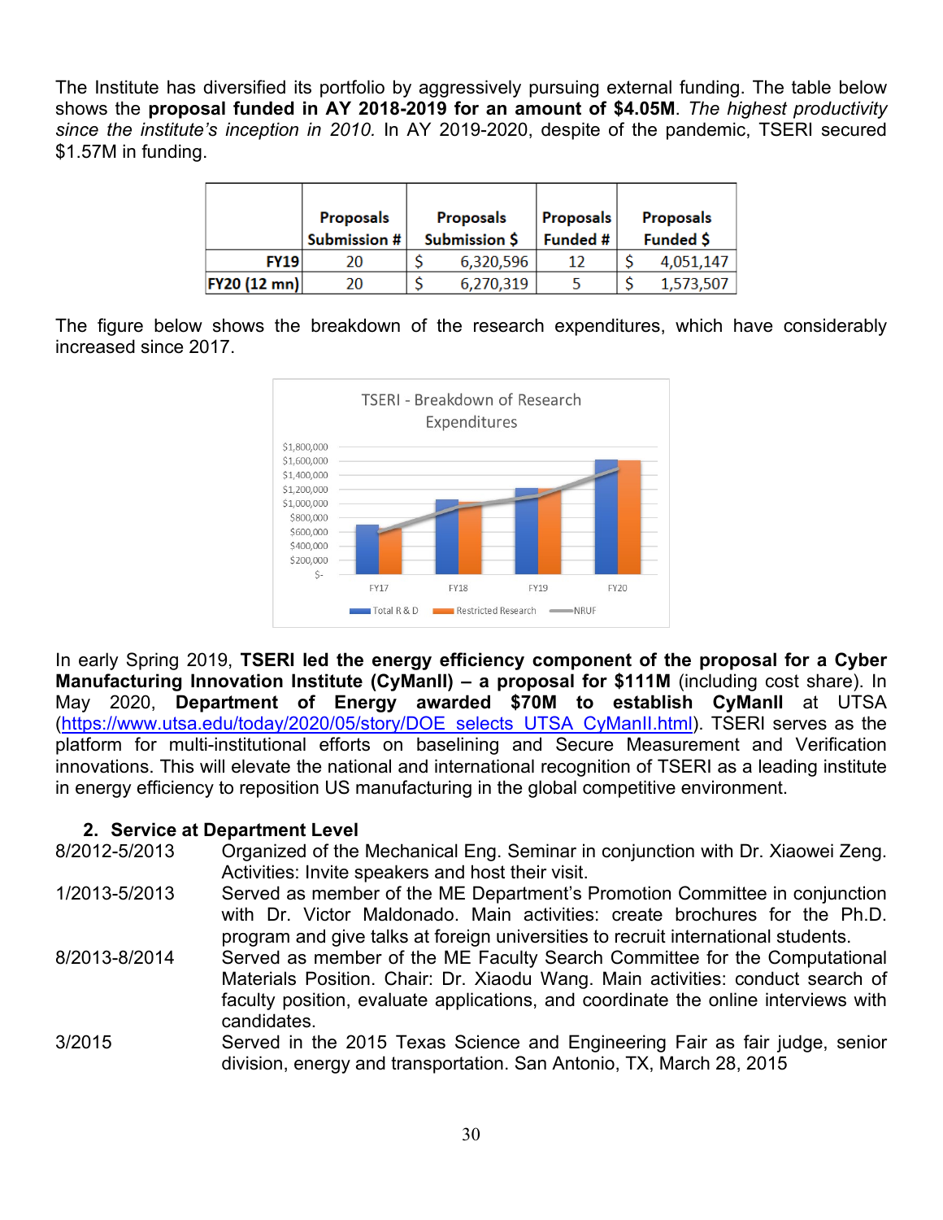The Institute has diversified its portfolio by aggressively pursuing external funding. The table below shows the **proposal funded in AY 2018-2019 for an amount of $4.05M**. *The highest productivity since the institute's inception in 2010.* In AY 2019-2020, despite of the pandemic, TSERI secured $1.57M in funding.

| | Proposals Submission # | Proposals Submission $ | Proposals Funded # | Proposals Funded $ |
|---|---|---|---|---|
| **FY19** | 20 | $ 6,320,596 | 12 | $ 4,051,147 |
| **FY20 (12 mn)** | 20 | $ 6,270,319 | 5 | $ 1,573,507 |

The figure below shows the breakdown of the research expenditures, which have considerably increased since 2017.

In early Spring 2019, **TSERI led the energy efficiency component of the proposal for a Cyber Manufacturing Innovation Institute (CyManII) – a proposal for $111M** (including cost share). In May 2020, **Department of Energy awarded $70M to establish CyManII** at UTSA (https://www.utsa.edu/today/2020/05/story/DOE_selects_UTSA_CyManII.html). TSERI serves as the platform for multi-institutional efforts on baselining and Secure Measurement and Verification innovations. This will elevate the national and international recognition of TSERI as a leading institute in energy efficiency to reposition US manufacturing in the global competitive environment.

## 2. Service at Department Level

8/2012-5/2013 Organized of the Mechanical Eng. Seminar in conjunction with Dr. Xiaowei Zeng. Activities: Invite speakers and host their visit.

1/2013-5/2013 Served as member of the ME Department's Promotion Committee in conjunction with Dr. Victor Maldonado. Main activities: create brochures for the Ph.D. program and give talks at foreign universities to recruit international students.

8/2013-8/2014 Served as member of the ME Faculty Search Committee for the Computational Materials Position. Chair: Dr. Xiaodu Wang. Main activities: conduct search of faculty position, evaluate applications, and coordinate the online interviews with candidates.

3/2015 Served in the 2015 Texas Science and Engineering Fair as fair judge, senior division, energy and transportation. San Antonio, TX, March 28, 2015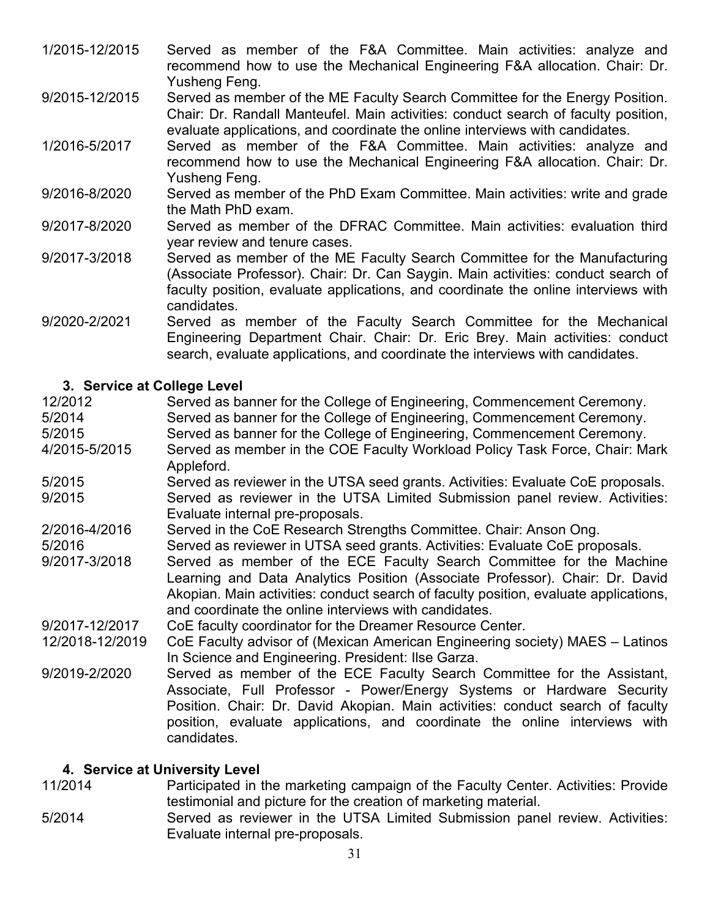1/2015-12/2015 Served as member of the F&A Committee. Main activities: analyze and recommend how to use the Mechanical Engineering F&A allocation. Chair: Dr. Yusheng Feng.

9/2015-12/2015 Served as member of the ME Faculty Search Committee for the Energy Position. Chair: Dr. Randall Manteufel. Main activities: conduct search of faculty position, evaluate applications, and coordinate the online interviews with candidates.

1/2016-5/2017 Served as member of the F&A Committee. Main activities: analyze and recommend how to use the Mechanical Engineering F&A allocation. Chair: Dr. Yusheng Feng.

9/2016-8/2020 Served as member of the PhD Exam Committee. Main activities: write and grade the Math PhD exam.

9/2017-8/2020 Served as member of the DFRAC Committee. Main activities: evaluation third year review and tenure cases.

9/2017-3/2018 Served as member of the ME Faculty Search Committee for the Manufacturing (Associate Professor). Chair: Dr. Can Saygin. Main activities: conduct search of faculty position, evaluate applications, and coordinate the online interviews with candidates.

9/2020-2/2021 Served as member of the Faculty Search Committee for the Mechanical Engineering Department Chair. Chair: Dr. Eric Brey. Main activities: conduct search, evaluate applications, and coordinate the interviews with candidates.

### 3. Service at College Level

12/2012 Served as banner for the College of Engineering, Commencement Ceremony.

5/2014 Served as banner for the College of Engineering, Commencement Ceremony.

5/2015 Served as banner for the College of Engineering, Commencement Ceremony.

4/2015-5/2015 Served as member in the COE Faculty Workload Policy Task Force, Chair: Mark Appleford.

5/2015 Served as reviewer in the UTSA seed grants. Activities: Evaluate CoE proposals.

9/2015 Served as reviewer in the UTSA Limited Submission panel review. Activities: Evaluate internal pre-proposals.

2/2016-4/2016 Served in the CoE Research Strengths Committee. Chair: Anson Ong.

5/2016 Served as reviewer in UTSA seed grants. Activities: Evaluate CoE proposals.

9/2017-3/2018 Served as member of the ECE Faculty Search Committee for the Machine Learning and Data Analytics Position (Associate Professor). Chair: Dr. David Akopian. Main activities: conduct search of faculty position, evaluate applications, and coordinate the online interviews with candidates.

9/2017-12/2017 CoE faculty coordinator for the Dreamer Resource Center.

12/2018-12/2019 CoE Faculty advisor of (Mexican American Engineering society) MAES – Latinos In Science and Engineering. President: Ilse Garza.

9/2019-2/2020 Served as member of the ECE Faculty Search Committee for the Assistant, Associate, Full Professor - Power/Energy Systems or Hardware Security Position. Chair: Dr. David Akopian. Main activities: conduct search of faculty position, evaluate applications, and coordinate the online interviews with candidates.

### 4. Service at University Level

11/2014 Participated in the marketing campaign of the Faculty Center. Activities: Provide testimonial and picture for the creation of marketing material.

5/2014 Served as reviewer in the UTSA Limited Submission panel review. Activities: Evaluate internal pre-proposals.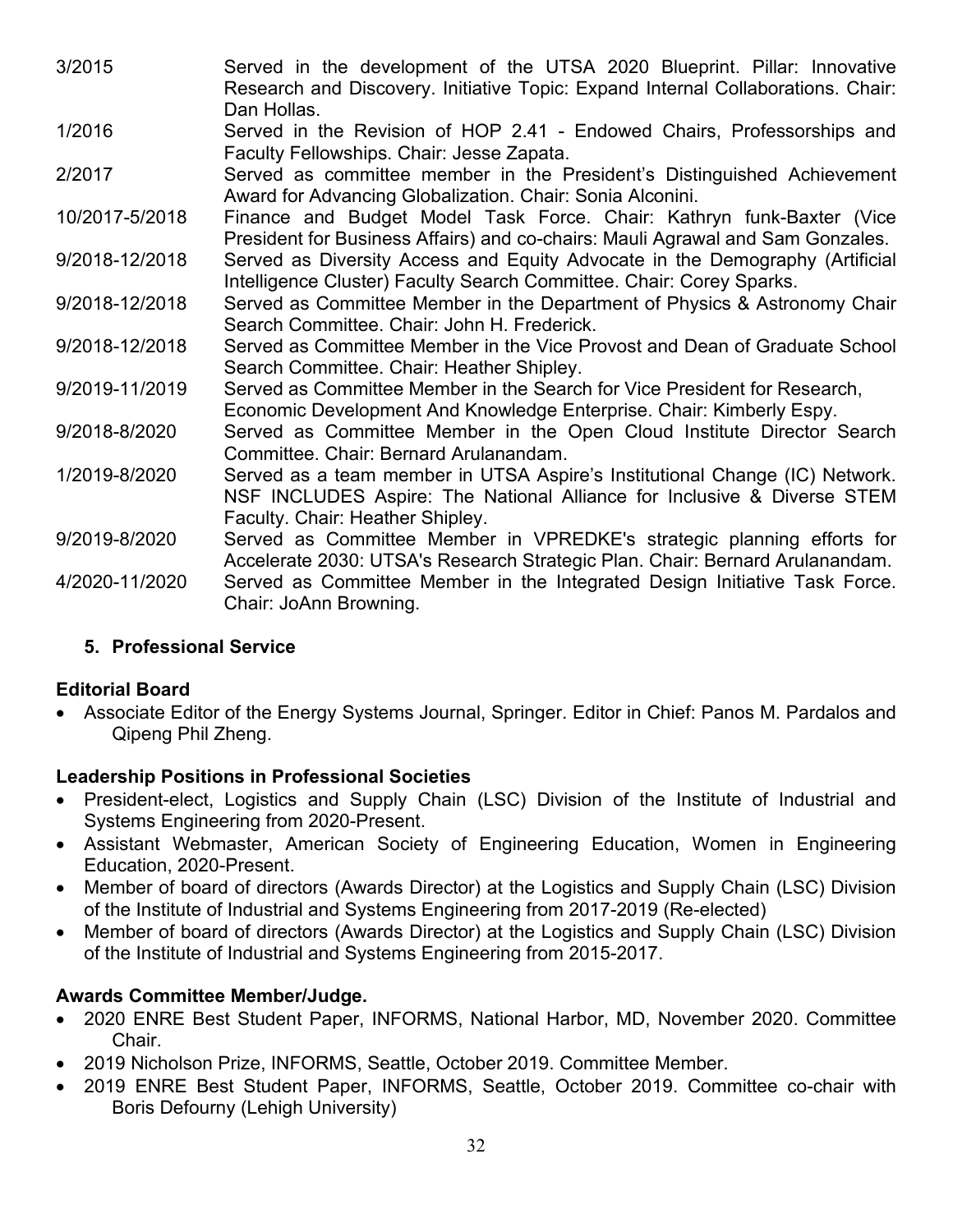| | |
|---|---|
| 3/2015 | Served in the development of the UTSA 2020 Blueprint. Pillar: Innovative Research and Discovery. Initiative Topic: Expand Internal Collaborations. Chair: Dan Hollas. |
| 1/2016 | Served in the Revision of HOP 2.41 - Endowed Chairs, Professorships and Faculty Fellowships. Chair: Jesse Zapata. |
| 2/2017 | Served as committee member in the President's Distinguished Achievement Award for Advancing Globalization. Chair: Sonia Alconini. |
| 10/2017-5/2018 | Finance and Budget Model Task Force. Chair: Kathryn funk-Baxter (Vice President for Business Affairs) and co-chairs: Mauli Agrawal and Sam Gonzales. |
| 9/2018-12/2018 | Served as Diversity Access and Equity Advocate in the Demography (Artificial Intelligence Cluster) Faculty Search Committee. Chair: Corey Sparks. |
| 9/2018-12/2018 | Served as Committee Member in the Department of Physics & Astronomy Chair Search Committee. Chair: John H. Frederick. |
| 9/2018-12/2018 | Served as Committee Member in the Vice Provost and Dean of Graduate School Search Committee. Chair: Heather Shipley. |
| 9/2019-11/2019 | Served as Committee Member in the Search for Vice President for Research, Economic Development And Knowledge Enterprise. Chair: Kimberly Espy. |
| 9/2018-8/2020 | Served as Committee Member in the Open Cloud Institute Director Search Committee. Chair: Bernard Arulanandam. |
| 1/2019-8/2020 | Served as a team member in UTSA Aspire's Institutional Change (IC) Network. NSF INCLUDES Aspire: The National Alliance for Inclusive & Diverse STEM Faculty. Chair: Heather Shipley. |
| 9/2019-8/2020 | Served as Committee Member in VPREDKE's strategic planning efforts for Accelerate 2030: UTSA's Research Strategic Plan. Chair: Bernard Arulanandam. |
| 4/2020-11/2020 | Served as Committee Member in the Integrated Design Initiative Task Force. Chair: JoAnn Browning. |

### 5. Professional Service

**Editorial Board**

- Associate Editor of the Energy Systems Journal, Springer. Editor in Chief: Panos M. Pardalos and Qipeng Phil Zheng.

**Leadership Positions in Professional Societies**

- President-elect, Logistics and Supply Chain (LSC) Division of the Institute of Industrial and Systems Engineering from 2020-Present.
- Assistant Webmaster, American Society of Engineering Education, Women in Engineering Education, 2020-Present.
- Member of board of directors (Awards Director) at the Logistics and Supply Chain (LSC) Division of the Institute of Industrial and Systems Engineering from 2017-2019 (Re-elected)
- Member of board of directors (Awards Director) at the Logistics and Supply Chain (LSC) Division of the Institute of Industrial and Systems Engineering from 2015-2017.

**Awards Committee Member/Judge.**

- 2020 ENRE Best Student Paper, INFORMS, National Harbor, MD, November 2020. Committee Chair.
- 2019 Nicholson Prize, INFORMS, Seattle, October 2019. Committee Member.
- 2019 ENRE Best Student Paper, INFORMS, Seattle, October 2019. Committee co-chair with Boris Defourny (Lehigh University)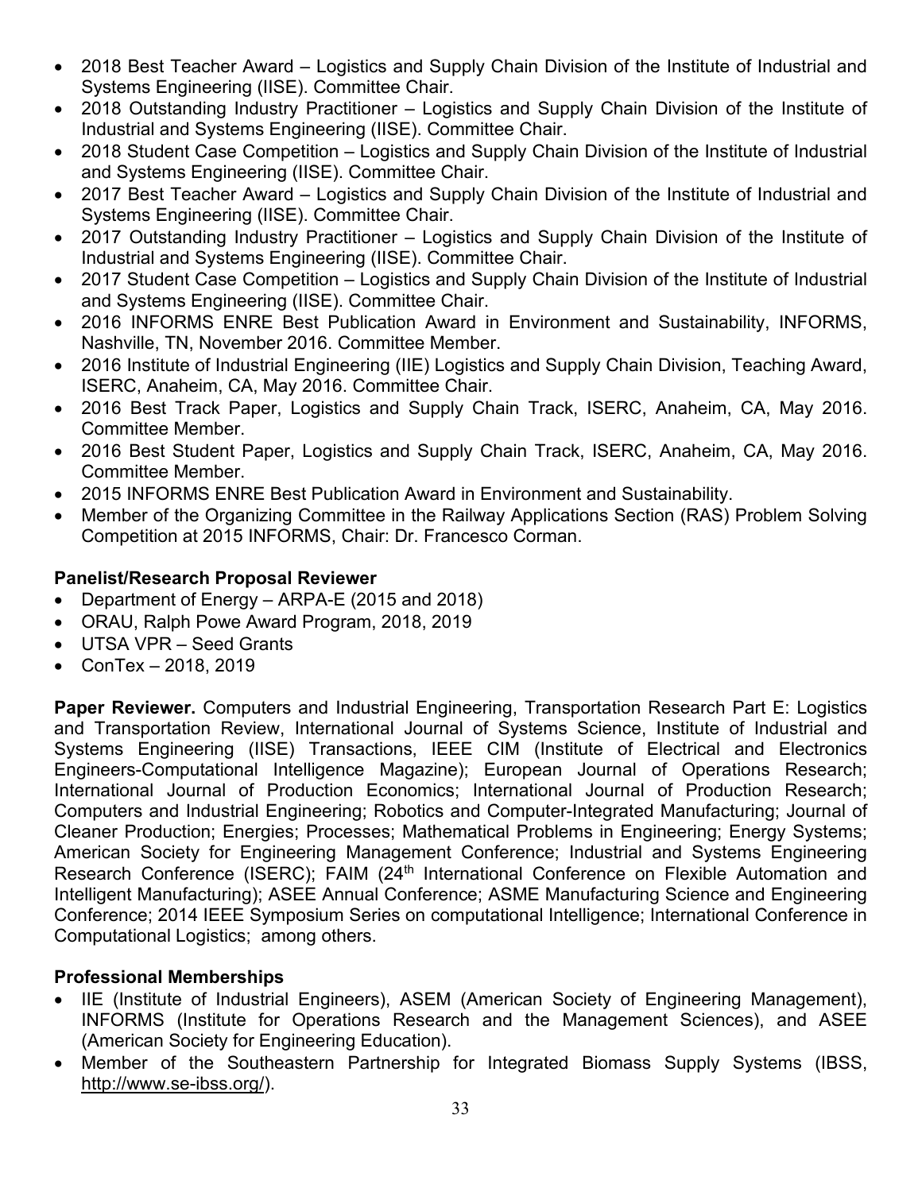- 2018 Best Teacher Award – Logistics and Supply Chain Division of the Institute of Industrial and Systems Engineering (IISE). Committee Chair.
- 2018 Outstanding Industry Practitioner – Logistics and Supply Chain Division of the Institute of Industrial and Systems Engineering (IISE). Committee Chair.
- 2018 Student Case Competition – Logistics and Supply Chain Division of the Institute of Industrial and Systems Engineering (IISE). Committee Chair.
- 2017 Best Teacher Award – Logistics and Supply Chain Division of the Institute of Industrial and Systems Engineering (IISE). Committee Chair.
- 2017 Outstanding Industry Practitioner – Logistics and Supply Chain Division of the Institute of Industrial and Systems Engineering (IISE). Committee Chair.
- 2017 Student Case Competition – Logistics and Supply Chain Division of the Institute of Industrial and Systems Engineering (IISE). Committee Chair.
- 2016 INFORMS ENRE Best Publication Award in Environment and Sustainability, INFORMS, Nashville, TN, November 2016. Committee Member.
- 2016 Institute of Industrial Engineering (IIE) Logistics and Supply Chain Division, Teaching Award, ISERC, Anaheim, CA, May 2016. Committee Chair.
- 2016 Best Track Paper, Logistics and Supply Chain Track, ISERC, Anaheim, CA, May 2016. Committee Member.
- 2016 Best Student Paper, Logistics and Supply Chain Track, ISERC, Anaheim, CA, May 2016. Committee Member.
- 2015 INFORMS ENRE Best Publication Award in Environment and Sustainability.
- Member of the Organizing Committee in the Railway Applications Section (RAS) Problem Solving Competition at 2015 INFORMS, Chair: Dr. Francesco Corman.

**Panelist/Research Proposal Reviewer**

- Department of Energy – ARPA-E (2015 and 2018)
- ORAU, Ralph Powe Award Program, 2018, 2019
- UTSA VPR – Seed Grants
- ConTex – 2018, 2019

**Paper Reviewer.** Computers and Industrial Engineering, Transportation Research Part E: Logistics and Transportation Review, International Journal of Systems Science, Institute of Industrial and Systems Engineering (IISE) Transactions, IEEE CIM (Institute of Electrical and Electronics Engineers-Computational Intelligence Magazine); European Journal of Operations Research; International Journal of Production Economics; International Journal of Production Research; Computers and Industrial Engineering; Robotics and Computer-Integrated Manufacturing; Journal of Cleaner Production; Energies; Processes; Mathematical Problems in Engineering; Energy Systems; American Society for Engineering Management Conference; Industrial and Systems Engineering Research Conference (ISERC); FAIM (24th International Conference on Flexible Automation and Intelligent Manufacturing); ASEE Annual Conference; ASME Manufacturing Science and Engineering Conference; 2014 IEEE Symposium Series on computational Intelligence; International Conference in Computational Logistics; among others.

**Professional Memberships**

- IIE (Institute of Industrial Engineers), ASEM (American Society of Engineering Management), INFORMS (Institute for Operations Research and the Management Sciences), and ASEE (American Society for Engineering Education).
- Member of the Southeastern Partnership for Integrated Biomass Supply Systems (IBSS, http://www.se-ibss.org/).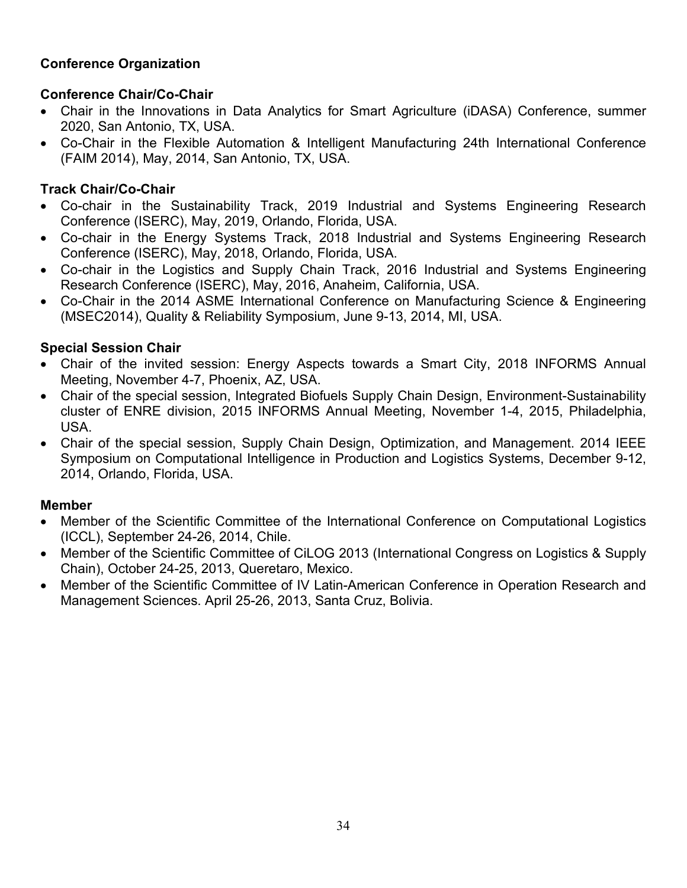## Conference Organization

### Conference Chair/Co-Chair

- Chair in the Innovations in Data Analytics for Smart Agriculture (iDASA) Conference, summer 2020, San Antonio, TX, USA.
- Co-Chair in the Flexible Automation & Intelligent Manufacturing 24th International Conference (FAIM 2014), May, 2014, San Antonio, TX, USA.

### Track Chair/Co-Chair

- Co-chair in the Sustainability Track, 2019 Industrial and Systems Engineering Research Conference (ISERC), May, 2019, Orlando, Florida, USA.
- Co-chair in the Energy Systems Track, 2018 Industrial and Systems Engineering Research Conference (ISERC), May, 2018, Orlando, Florida, USA.
- Co-chair in the Logistics and Supply Chain Track, 2016 Industrial and Systems Engineering Research Conference (ISERC), May, 2016, Anaheim, California, USA.
- Co-Chair in the 2014 ASME International Conference on Manufacturing Science & Engineering (MSEC2014), Quality & Reliability Symposium, June 9-13, 2014, MI, USA.

### Special Session Chair

- Chair of the invited session: Energy Aspects towards a Smart City, 2018 INFORMS Annual Meeting, November 4-7, Phoenix, AZ, USA.
- Chair of the special session, Integrated Biofuels Supply Chain Design, Environment-Sustainability cluster of ENRE division, 2015 INFORMS Annual Meeting, November 1-4, 2015, Philadelphia, USA.
- Chair of the special session, Supply Chain Design, Optimization, and Management. 2014 IEEE Symposium on Computational Intelligence in Production and Logistics Systems, December 9-12, 2014, Orlando, Florida, USA.

### Member

- Member of the Scientific Committee of the International Conference on Computational Logistics (ICCL), September 24-26, 2014, Chile.
- Member of the Scientific Committee of CiLOG 2013 (International Congress on Logistics & Supply Chain), October 24-25, 2013, Queretaro, Mexico.
- Member of the Scientific Committee of IV Latin-American Conference in Operation Research and Management Sciences. April 25-26, 2013, Santa Cruz, Bolivia.